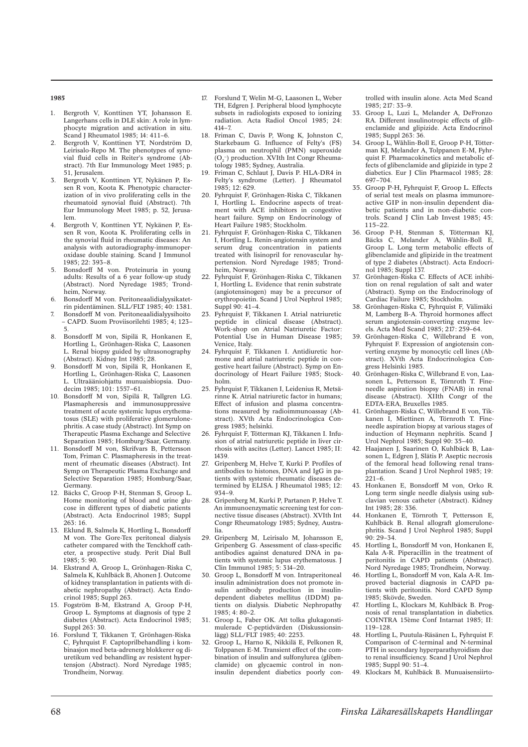**1985**

1. Bergroth V, Konttinen YT, Johansson E. Langerhans cells in DLE skin: A role in lymphocyte migration and activation in situ. Scand J Rheumatol 1985; 14: 411–6.
2. Bergroth V, Konttinen YT, Nordström D, Leirisalo-Repo M. The phenotypes of synovial fluid cells in Reiter's syndrome (Abstract). 7th Eur Immunology Meet 1985; p. 51, Jerusalem.
3. Bergroth V, Konttinen YT, Nykänen P, Essen R von, Koota K. Phenotypic characterization of in vivo proliferating cells in the rheumatoid synovial fluid (Abstract). 7th Eur Immunology Meet 1985; p. 52, Jerusalem.
4. Bergroth V, Konttinen YT, Nykänen P, Essen R von, Koota K. Proliferating cells in the synovial fluid in rheumatic diseases: An analysis with autoradiography-immunoperoxidase double staining. Scand J Immunol 1985; 22: 393–8.
5. Bonsdorff M von. Proteinuria in young adults: Results of a 6 year follow-up study (Abstract). Nord Nyredage 1985; Trondheim, Norway.
6. Bonsdorff M von. Peritoneaalidialyysikatetrin pidentäminen. SLL/FLT 1985; 40: 1381.
7. Bonsdorff M von. Peritoneaalidialyysihoito – CAPD. Suom Proviisorilehti 1985; 4; 123–5.
8. Bonsdorff M von, Sipilä R, Honkanen E, Hortling L, Grönhagen-Riska C, Laasonen L. Renal biopsy guided by ultrasonography (Abstract). Kidney Int 1985; 28.
9. Bonsdorff M von, Sipilä R, Honkanen E, Hortling L, Grönhagen-Riska C, Laasonen L. Ultraääniohjattu munuaisbiopsia. Duodecim 1985; 101: 1557–61.
10. Bonsdorff M von, Sipilä R, Tallgren LG. Plasmapheresis and immunosuppressive treatment of acute systemic lupus erythematosus (SLE) with proliferative glomerulonephritis. A case study (Abstract). Int Symp on Therapeutic Plasma Exchange and Selective Separation 1985; Homburg/Saar, Germany.
11. Bonsdorff M von, Skrifvars B, Pettersson Tom, Friman C. Plasmapheresis in the treatment of rheumatic diseases (Abstract). Int Symp on Therapeutic Plasma Exchange and Selective Separation 1985; Homburg/Saar, Germany.
12. Bäcks C, Groop P-H, Stenman S, Groop L. Home monitoring of blood and urine glucose in different types of diabetic patients (Abstract). Acta Endocrinol 1985; Suppl 263: 16.
13. Eklund B, Salmela K, Hortling L, Bonsdorff M von. The Gore-Tex peritoneal dialysis catheter compared with the Tenckhoff catheter, a prospective study. Perit Dial Bull 1985; 5: 90.
14. Ekstrand A, Groop L, Grönhagen-Riska C, Salmela K, Kuhlbäck B, Ahonen J. Outcome of kidney transplantation in patients with diabetic nephropathy (Abstract). Acta Endocrinol 1985; Suppl 263.
15. Fogström B-M, Ekstrand A, Groop P-H, Groop L. Symptoms at diagnosis of type 2 diabetes (Abstract). Acta Endocrinol 1985; Suppl 263: 30.
16. Forslund T, Tikkanen T, Grönhagen-Riska C, Fyhrquist F. Captoprilbehandling i kombinasjon med beta-adrenerg blokkerer og diuretikum ved behandling av resistent hypertensjon (Abstract). Nord Nyredage 1985; Trondheim, Norway.
17. Forslund T, Welin M-G, Laasonen L, Weber TH, Edgren J. Peripheral blood lymphocyte subsets in radiologists exposed to ionizing radiation. Acta Radiol Oncol 1985; 24: 414–7.
18. Friman C, Davis P, Wong K, Johnston C, Starkebaum G. Influence of Felty's (FS) plasma on neutrophil (PMN) superoxide ($O_2^-$) production. XVIth Int Congr Rheumatology 1985; Sydney, Australia.
19. Friman C, Schlaut J, Davis P. HLA-DR4 in Felty's syndrome (Letter). J Rheumatol 1985; 12: 629.
20. Fyhrquist F, Grönhagen-Riska C, Tikkanen I, Hortling L. Endocrine aspects of treatment with ACE inhibitors in congestive heart failure. Symp on Endocrinology of Heart Failure 1985; Stockholm.
21. Fyhrquist F, Grönhagen-Riska C, Tikkanen I, Hortling L. Renin-angiotensin system and serum drug concentration in patients treated with lisinopril for renovascular hypertension. Nord Nyredage 1985; Trondheim, Norway.
22. Fyhrquist F, Grönhagen-Riska C, Tikkanen I, Hortling L. Evidence that renin substrate (angiotensinogen) may be a precursor of erythropoietin. Scand J Urol Nephrol 1985; Suppl 90: 41–4.
23. Fyhrquist F, Tikkanen I. Atrial natriuretic peptide in clinical disease (Abstract). Work-shop on Atrial Natriuretic Factor: Potential Use in Human Disease 1985; Venice, Italy.
24. Fyhrquist F, Tikkanen I. Antidiuretic hormone and atrial natriuretic peptide in congestive heart failure (Abstract). Symp on Endocrinology of Heart Failure 1985; Stockholm.
25. Fyhrquist F, Tikkanen I, Leidenius R, Metsärinne K. Atrial natriuretic factor in humans; Effect of infusion and plasma concentrations measured by radioimmunoassay (Abstract). XVth Acta Endocrinologica Congress 1985; helsinki.
26. Fyhrquist F, Tötterman KJ, Tikkanen I. Infusion of atrial natriuretic peptide in liver cirrhosis with ascites (Letter). Lancet 1985; II: 1439.
27. Gripenberg M, Helve T, Kurki P. Profiles of antibodies to histones, DNA and IgG in patients with systemic rheumatic diseases determined by ELISA. J Rheumatol 1985; 12: 934–9.
28. Gripenberg M, Kurki P, Partanen P, Helve T. An immunoenzymatic screening test for connective tissue diseases (Abstract). XVIth Int Congr Rheumatology 1985; Sydney, Australia.
29. Gripenberg M, Leirisalo M, Johansson E, Gripenberg G. Assessment of class-specific antibodies against denatured DNA in patients with systemic lupus erythematosus. J Clin Immunol 1985; 5: 314–20.
30. Groop L, Bonsdorff M von. Intraperitoneal insulin administration does not promote insulin antibody production in insulin-dependent diabetes mellitus (IDDM) patients on dialysis. Diabetic Nephropathy 1985; 4: 80–2.
31. Groop L, Faber OK. Att tolka glukagonstimulerade C-peptidvärden (Diskussionsinlägg) SLL/FLT 1985; 40: 2253.
32. Groop L, Harno K, Nikkilä E, Pelkonen R, Tolppanen E-M. Transient effect of the combination of insulin and sulfonylurea (glibenclamide) on glycaemic control in non-insulin dependent diabetics poorly controlled with insulin alone. Acta Med Scand 1985; 217: 33–9.
33. Groop L, Luzi L, Melander A, DeFronzo RA. Different insulinotropic effects of glibenclamide and glipizide. Acta Endocrinol 1985; Suppl 263: 36.
34. Groop L, Wåhlin-Boll E, Groop P-H, Tötterman KJ, Melander A, Tolppanen E-M, Fyhrquist F. Pharmacokinetics and metabolic effects of glibenclamide and glipizide in type 2 diabetics. Eur J Clin Pharmacol 1985; 28: 697–704.
35. Groop P-H, Fyhrquist F, Groop L. Effects of serial test meals on plasma immunoreactive GIP in non-insulin dependent diabetic patients and in non-diabetic controls. Scand J Clin Lab Invest 1985; 45: 115–22.
36. Groop P-H, Stenman S, Tötterman KJ, Bäcks C, Melander A, Wåhlin-Boll E, Groop L. Long term metabolic effects of glibenclamide and glipizide in the treatment of type 2 diabetes (Abstract). Acta Endocrinol 1985; Suppl 137.
37. Grönhagen-Riska C. Effects of ACE inhibition on renal regulation of salt and water (Abstract). Symp on the Endocrinology of Cardiac Failure 1985; Stockholm.
38. Grönhagen-Riska C, Fyhrquist F, Välimäki M, Lamberg B-A. Thyroid hormones affect serum angiotensin-converting enzyme levels. Acta Med Scand 1985; 217: 259–64.
39. Grönhagen-Riska C, Willebrand E von, Fyhrquist F. Expression of angiotensin converting enzyme by monocytic cell lines (Abstract). XVth Acta Endocrinologica Congress Helsinki 1985.
40. Grönhagen-Riska C, Willebrand E von, Laasonen L, Pettersson E, Törnroth T. Fine-needle aspiration biopsy (FNAB) in renal disease (Abstract). XIIth Congr of the EDTA-ERA, Bruxelles 1985.
41. Grönhagen-Riska C, Willebrand E von, Tikkanen I, Miettinen A, Törnroth T. Fine-needle aspiration biopsy at various stages of induction of Heymann nephritis. Scand J Urol Nephrol 1985; Suppl 90: 35–40.
42. Haajanen J, Saarinen O, Kuhlbäck B, Laasonen L, Edgren J, Slätis P. Aseptic necrosis of the femoral head following renal transplantation. Scand J Urol Nephrol 1985; 19: 221–6.
43. Honkanen E, Bonsdorff M von, Orko R. Long term single needle dialysis using subclavian venous catheter (Abstract). Kidney Int 1985; 28: 336.
44. Honkanen E, Törnroth T, Pettersson E, Kuhlbäck B. Renal allograft glomerulonephritis. Scand J Urol Nephrol 1985; Suppl 90: 29–34.
45. Hortling L, Bonsdorff M von, Honkanen E, Kala A-R. Piperacillin in the treatment of peritonitis in CAPD patients (Abstract). Nord Nyredage 1985; Trondheim, Norway.
46. Hortling L, Bonsdorff M von, Kala A-R. Improved bacterial diagnosis in CAPD patients with peritonitis. Nord CAPD Symp 1985; Skövde, Sweden.
47. Hortling L, Klockars M, Kuhlbäck B. Prognosis of renal transplantation in diabetics. COINTRA 15ème Conf Internat 1985; II: 119–128.
48. Hortling L, Puutula-Räsänen L, Fyhrquist F. Comparison of C-terminal and N-terminal PTH in secondary hyperparathyroidism due to renal insufficiency. Scand J Urol Nephrol 1985; Suppl 90: 51–4.
49. Klockars M, Kuhlbäck B. Munuaisensiirto-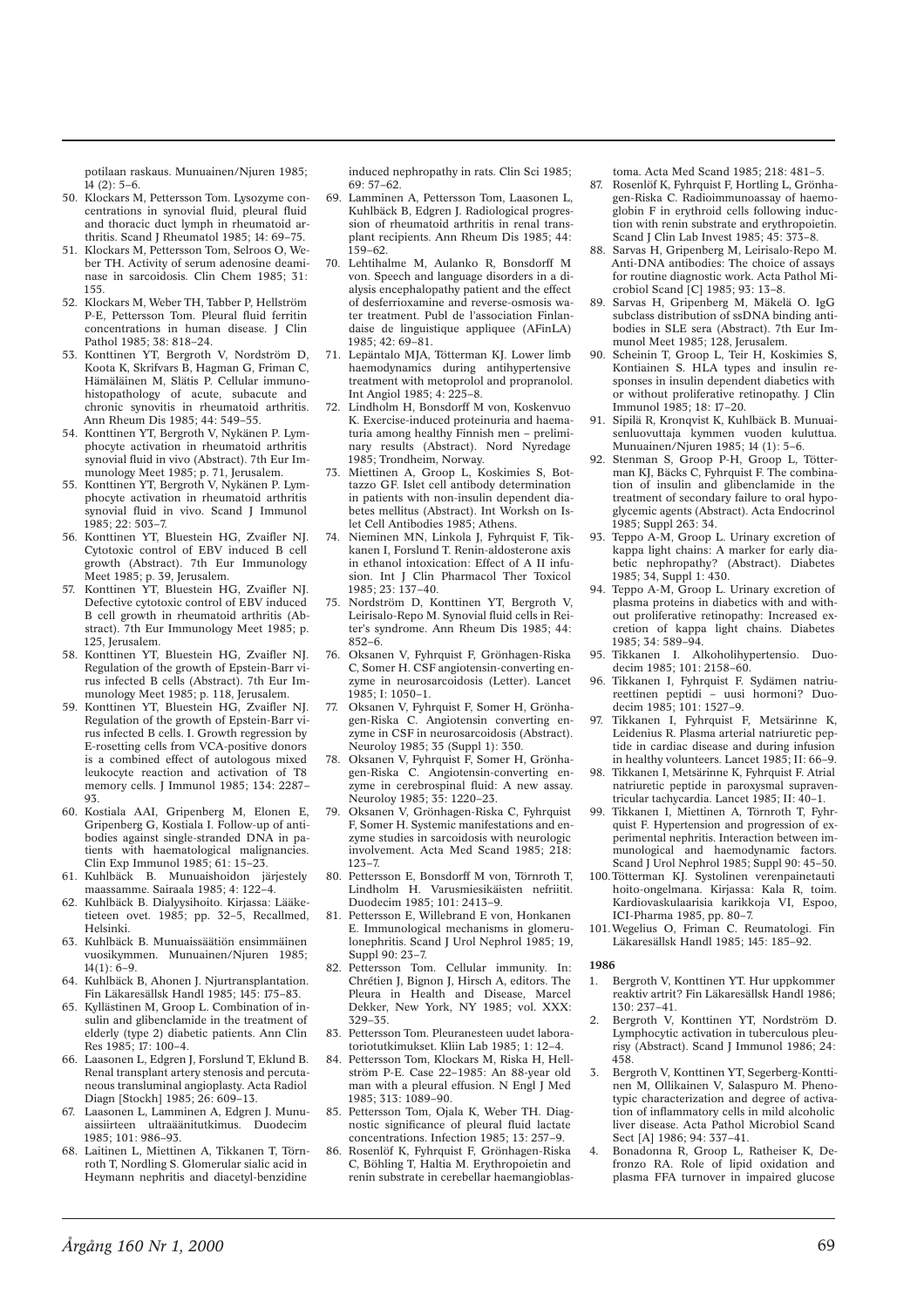potilaan raskaus. Munuainen/Njuren 1985; 14 (2): 5–6.

50. Klockars M, Pettersson Tom. Lysozyme concentrations in synovial fluid, pleural fluid and thoracic duct lymph in rheumatoid arthritis. Scand J Rheumatol 1985; 14: 69–75.
51. Klockars M, Pettersson Tom, Selroos O, Weber TH. Activity of serum adenosine deaminase in sarcoidosis. Clin Chem 1985; 31: 155.
52. Klockars M, Weber TH, Tabber P, Hellström P-E, Pettersson Tom. Pleural fluid ferritin concentrations in human disease. J Clin Pathol 1985; 38: 818–24.
53. Konttinen YT, Bergroth V, Nordström D, Koota K, Skrifvars B, Hagman G, Friman C, Hämäläinen M, Slätis P. Cellular immunohistopathology of acute, subacute and chronic synovitis in rheumatoid arthritis. Ann Rheum Dis 1985; 44: 549–55.
54. Konttinen YT, Bergroth V, Nykänen P. Lymphocyte activation in rheumatoid arthritis synovial fluid in vivo (Abstract). 7th Eur Immunology Meet 1985; p. 71, Jerusalem.
55. Konttinen YT, Bergroth V, Nykänen P. Lymphocyte activation in rheumatoid arthritis synovial fluid in vivo. Scand J Immunol 1985; 22: 503–7.
56. Konttinen YT, Bluestein HG, Zvaifler NJ. Cytotoxic control of EBV induced B cell growth (Abstract). 7th Eur Immunology Meet 1985; p. 39, Jerusalem.
57. Konttinen YT, Bluestein HG, Zvaifler NJ. Defective cytotoxic control of EBV induced B cell growth in rheumatoid arthritis (Abstract). 7th Eur Immunology Meet 1985; p. 125, Jerusalem.
58. Konttinen YT, Bluestein HG, Zvaifler NJ. Regulation of the growth of Epstein-Barr virus infected B cells (Abstract). 7th Eur Immunology Meet 1985; p. 118, Jerusalem.
59. Konttinen YT, Bluestein HG, Zvaifler NJ. Regulation of the growth of Epstein-Barr virus infected B cells. I. Growth regression by E-rosetting cells from VCA-positive donors is a combined effect of autologous mixed leukocyte reaction and activation of T8 memory cells. J Immunol 1985; 134: 2287–93.
60. Kostiala AAI, Gripenberg M, Elonen E, Gripenberg G, Kostiala I. Follow-up of antibodies against single-stranded DNA in patients with haematological malignancies. Clin Exp Immunol 1985; 61: 15–23.
61. Kuhlbäck B. Munuaishoidon järjestely maassamme. Sairaala 1985; 4: 122–4.
62. Kuhlbäck B. Dialyysihoito. Kirjassa: Lääketieteen ovet. 1985; pp. 32–5, Recallmed, Helsinki.
63. Kuhlbäck B. Munuaissäätiön ensimmäinen vuosikymmen. Munuainen/Njuren 1985; 14(1): 6–9.
64. Kuhlbäck B, Ahonen J. Njurtransplantation. Fin Läkaresällsk Handl 1985; 145: 175–83.
65. Kyllästinen M, Groop L. Combination of insulin and glibenclamide in the treatment of elderly (type 2) diabetic patients. Ann Clin Res 1985; 17: 100–4.
66. Laasonen L, Edgren J, Forslund T, Eklund B. Renal transplant artery stenosis and percutaneous transluminal angioplasty. Acta Radiol Diagn [Stockh] 1985; 26: 609–13.
67. Laasonen L, Lamminen A, Edgren J. Munuaissiirteen ultraäänitutkimus. Duodecim 1985; 101: 986–93.
68. Laitinen L, Miettinen A, Tikkanen T, Törnroth T, Nordling S. Glomerular sialic acid in Heymann nephritis and diacetyl-benzidine induced nephropathy in rats. Clin Sci 1985; 69: 57–62.
69. Lamminen A, Pettersson Tom, Laasonen L, Kuhlbäck B, Edgren J. Radiological progression of rheumatoid arthritis in renal transplant recipients. Ann Rheum Dis 1985; 44: 159–62.
70. Lehtihalme M, Aulanko R, Bonsdorff M von. Speech and language disorders in a dialysis encephalopathy patient and the effect of desferrioxamine and reverse-osmosis water treatment. Publ de l'association Finlandaise de linguistique appliquee (AFinLA) 1985; 42: 69–81.
71. Lepäntalo MJA, Tötterman KJ. Lower limb haemodynamics during antihypertensive treatment with metoprolol and propranolol. Int Angiol 1985; 4: 225–8.
72. Lindholm H, Bonsdorff M von, Koskenvuo K. Exercise-induced proteinuria and haematuria among healthy Finnish men – preliminary results (Abstract). Nord Nyredage 1985; Trondheim, Norway.
73. Miettinen A, Groop L, Koskimies S, Bottazzo GF. Islet cell antibody determination in patients with non-insulin dependent diabetes mellitus (Abstract). Int Worksh on Islet Cell Antibodies 1985; Athens.
74. Nieminen MN, Linkola J, Fyhrquist F, Tikkanen I, Forslund T. Renin-aldosterone axis in ethanol intoxication: Effect of A II infusion. Int J Clin Pharmacol Ther Toxicol 1985; 23: 137–40.
75. Nordström D, Konttinen YT, Bergroth V, Leirisalo-Repo M. Synovial fluid cells in Reiter's syndrome. Ann Rheum Dis 1985; 44: 852–6.
76. Oksanen V, Fyhrquist F, Grönhagen-Riska C, Somer H. CSF angiotensin-converting enzyme in neurosarcoidosis (Letter). Lancet 1985; I: 1050–1.
77. Oksanen V, Fyhrquist F, Somer H, Grönhagen-Riska C. Angiotensin converting enzyme in CSF in neurosarcoidosis (Abstract). Neuroloy 1985; 35 (Suppl 1): 350.
78. Oksanen V, Fyhrquist F, Somer H, Grönhagen-Riska C. Angiotensin-converting enzyme in cerebrospinal fluid: A new assay. Neuroloy 1985; 35: 1220–23.
79. Oksanen V, Grönhagen-Riska C, Fyhrquist F, Somer H. Systemic manifestations and enzyme studies in sarcoidosis with neurologic involvement. Acta Med Scand 1985; 218: 123–7.
80. Pettersson E, Bonsdorff M von, Törnroth T, Lindholm H. Varusmiesikäisten nefriitit. Duodecim 1985; 101: 2413–9.
81. Pettersson E, Willebrand E von, Honkanen E. Immunological mechanisms in glomerulonephritis. Scand J Urol Nephrol 1985; 19, Suppl 90: 23–7.
82. Pettersson Tom. Cellular immunity. In: Chrétien J, Bignon J, Hirsch A, editors. The Pleura in Health and Disease, Marcel Dekker, New York, NY 1985; vol. XXX: 329–35.
83. Pettersson Tom. Pleuranesteen uudet laboratoriotutkimukset. Kliin Lab 1985; 1: 12–4.
84. Pettersson Tom, Klockars M, Riska H, Hellström P-E. Case 22–1985: An 88-year old man with a pleural effusion. N Engl J Med 1985; 313: 1089–90.
85. Pettersson Tom, Ojala K, Weber TH. Diagnostic significance of pleural fluid lactate concentrations. Infection 1985; 13: 257–9.
86. Rosenlöf K, Fyhrquist F, Grönhagen-Riska C, Böhling T, Haltia M. Erythropoietin and renin substrate in cerebellar haemangioblastoma. Acta Med Scand 1985; 218: 481–5.
87. Rosenlöf K, Fyhrquist F, Hortling L, Grönhagen-Riska C. Radioimmunoassay of haemoglobin F in erythroid cells following induction with renin substrate and erythropoietin. Scand J Clin Lab Invest 1985; 45: 373–8.
88. Sarvas H, Gripenberg M, Leirisalo-Repo M. Anti-DNA antibodies: The choice of assays for routine diagnostic work. Acta Pathol Microbiol Scand [C] 1985; 93: 13–8.
89. Sarvas H, Gripenberg M, Mäkelä O. IgG subclass distribution of ssDNA binding antibodies in SLE sera (Abstract). 7th Eur Immunol Meet 1985; 128, Jerusalem.
90. Scheinin T, Groop L, Teir H, Koskimies S, Kontiainen S. HLA types and insulin responses in insulin dependent diabetics with or without proliferative retinopathy. J Clin Immunol 1985; 18: 17–20.
91. Sipilä R, Kronqvist K, Kuhlbäck B. Munuaisenluovuttaja kymmen vuoden kuluttua. Munuainen/Njuren 1985; 14 (1): 5–6.
92. Stenman S, Groop P-H, Groop L, Tötterman KJ, Bäcks C, Fyhrquist F. The combination of insulin and glibenclamide in the treatment of secondary failure to oral hypoglycemic agents (Abstract). Acta Endocrinol 1985; Suppl 263: 34.
93. Teppo A-M, Groop L. Urinary excretion of kappa light chains: A marker for early diabetic nephropathy? (Abstract). Diabetes 1985; 34, Suppl 1: 430.
94. Teppo A-M, Groop L. Urinary excretion of plasma proteins in diabetics with and without proliferative retinopathy: Increased excretion of kappa light chains. Diabetes 1985; 34: 589–94.
95. Tikkanen I. Alkoholihypertensio. Duodecim 1985; 101: 2158–60.
96. Tikkanen I, Fyhrquist F. Sydämen natriureettinen peptidi – uusi hormoni? Duodecim 1985; 101: 1527–9.
97. Tikkanen I, Fyhrquist F, Metsärinne K, Leidenius R. Plasma arterial natriuretic peptide in cardiac disease and during infusion in healthy volunteers. Lancet 1985; II: 66–9.
98. Tikkanen I, Metsärinne K, Fyhrquist F. Atrial natriuretic peptide in paroxysmal supraventricular tachycardia. Lancet 1985; II: 40–1.
99. Tikkanen I, Miettinen A, Törnroth T, Fyhrquist F. Hypertension and progression of experimental nephritis. Interaction between immunological and haemodynamic factors. Scand J Urol Nephrol 1985; Suppl 90: 45–50.
100. Tötterman KJ. Systolinen verenpainetauti hoito-ongelmana. Kirjassa: Kala R, toim. Kardiovaskulaarisia karikkoja VI, Espoo, ICI-Pharma 1985, pp. 80–7.
101. Wegelius O, Friman C. Reumatologi. Fin Läkaresällsk Handl 1985; 145: 185–92.

**1986**

1. Bergroth V, Konttinen YT. Hur uppkommer reaktiv artrit? Fin Läkaresällsk Handl 1986; 130: 237–41.
2. Bergroth V, Konttinen YT, Nordström D. Lymphocytic activation in tuberculous pleurisy (Abstract). Scand J Immunol 1986; 24: 458.
3. Bergroth V, Konttinen YT, Segerberg-Konttinen M, Ollikainen V, Salaspuro M. Phenotypic characterization and degree of activation of inflammatory cells in mild alcoholic liver disease. Acta Pathol Microbiol Scand Sect [A] 1986; 94: 337–41.
4. Bonadonna R, Groop L, Ratheiser K, Defronzo RA. Role of lipid oxidation and plasma FFA turnover in impaired glucose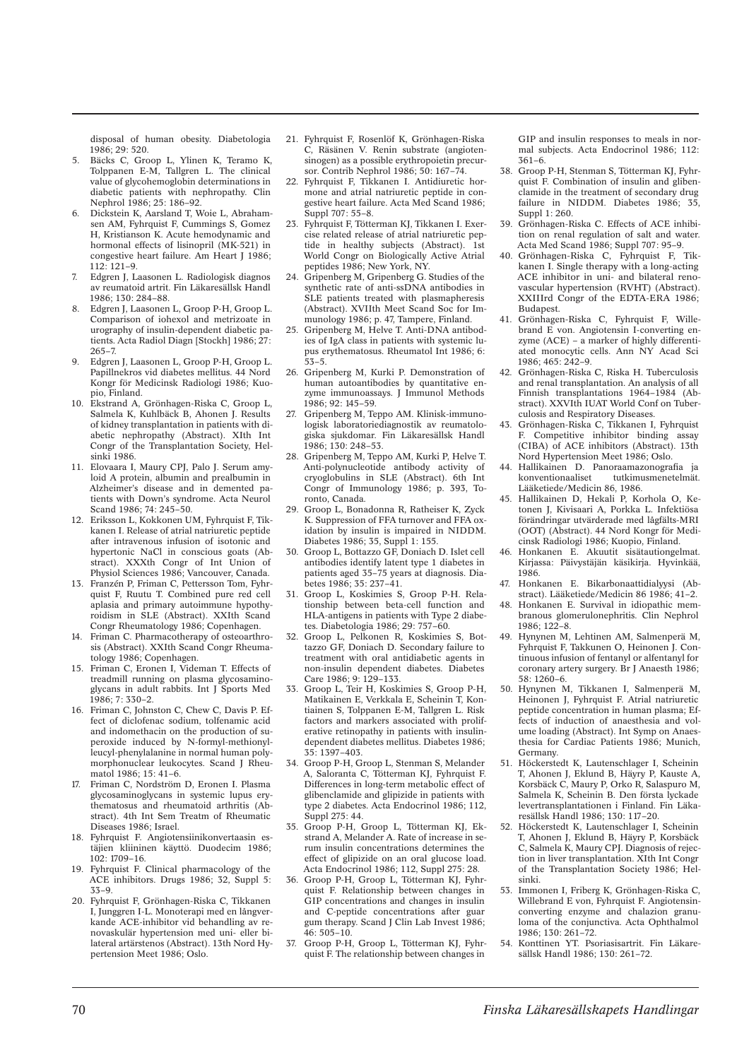disposal of human obesity. Diabetologia 1986; 29: 520.

5. Bäcks C, Groop L, Ylinen K, Teramo K, Tolppanen E-M, Tallgren L. The clinical value of glycohemoglobin determinations in diabetic patients with nephropathy. Clin Nephrol 1986; 25: 186–92.
6. Dickstein K, Aarsland T, Woie L, Abrahamsen AM, Fyhrquist F, Cummings S, Gomez H, Kristianson K. Acute hemodynamic and hormonal effects of lisinopril (MK-521) in congestive heart failure. Am Heart J 1986; 112: 121–9.
7. Edgren J, Laasonen L. Radiologisk diagnos av reumatoid artrit. Fin Läkaresällsk Handl 1986; 130: 284–88.
8. Edgren J, Laasonen L, Groop P-H, Groop L. Comparison of iohexol and metrizoate in urography of insulin-dependent diabetic patients. Acta Radiol Diagn [Stockh] 1986; 27: 265–7.
9. Edgren J, Laasonen L, Groop P-H, Groop L. Papillnekros vid diabetes mellitus. 44 Nord Kongr för Medicinsk Radiologi 1986; Kuopio, Finland.
10. Ekstrand A, Grönhagen-Riska C, Groop L, Salmela K, Kuhlbäck B, Ahonen J. Results of kidney transplantation in patients with diabetic nephropathy (Abstract). XIth Int Congr of the Transplantation Society, Helsinki 1986.
11. Elovaara I, Maury CPJ, Palo J. Serum amyloid A protein, albumin and prealbumin in Alzheimer's disease and in demented patients with Down's syndrome. Acta Neurol Scand 1986; 74: 245–50.
12. Eriksson L, Kokkonen UM, Fyhrquist F, Tikkanen I. Release of atrial natriuretic peptide after intravenous infusion of isotonic and hypertonic NaCl in conscious goats (Abstract). XXXth Congr of Int Union of Physiol Sciences 1986; Vancouver, Canada.
13. Franzén P, Friman C, Pettersson Tom, Fyhrquist F, Ruutu T. Combined pure red cell aplasia and primary autoimmune hypothyroidism in SLE (Abstract). XXIth Scand Congr Rheumatology 1986; Copenhagen.
14. Friman C. Pharmacotherapy of osteoarthrosis (Abstract). XXIth Scand Congr Rheumatology 1986; Copenhagen.
15. Friman C, Eronen I, Videman T. Effects of treadmill running on plasma glycosaminoglycans in adult rabbits. Int J Sports Med 1986; 7: 330–2.
16. Friman C, Johnston C, Chew C, Davis P. Effect of diclofenac sodium, tolfenamic acid and indomethacin on the production of superoxide induced by N-formyl-methionylleucyl-phenylalanine in normal human polymorphonuclear leukocytes. Scand J Rheumatol 1986; 15: 41–6.
17. Friman C, Nordström D, Eronen I. Plasma glycosaminoglycans in systemic lupus erythematosus and rheumatoid arthritis (Abstract). 4th Int Sem Treatm of Rheumatic Diseases 1986; Israel.
18. Fyhrquist F. Angiotensiinikonvertaasin estäjien kliininen käyttö. Duodecim 1986; 102: 1709–16.
19. Fyhrquist F. Clinical pharmacology of the ACE inhibitors. Drugs 1986; 32, Suppl 5: 33–9.
20. Fyhrquist F, Grönhagen-Riska C, Tikkanen I, Junggren I-L. Monoterapi med en långverkande ACE-inhibitor vid behandling av renovaskulär hypertension med uni- eller bilateral artärstenos (Abstract). 13th Nord Hypertension Meet 1986; Oslo.
21. Fyhrquist F, Rosenlöf K, Grönhagen-Riska C, Räsänen V. Renin substrate (angiotensinogen) as a possible erythropoietin precursor. Contrib Nephrol 1986; 50: 167–74.
22. Fyhrquist F, Tikkanen I. Antidiuretic hormone and atrial natriuretic peptide in congestive heart failure. Acta Med Scand 1986; Suppl 707: 55–8.
23. Fyhrquist F, Tötterman KJ, Tikkanen I. Exercise related release of atrial natriuretic peptide in healthy subjects (Abstract). 1st World Congr on Biologically Active Atrial peptides 1986; New York, NY.
24. Gripenberg M, Gripenberg G. Studies of the synthetic rate of anti-ssDNA antibodies in SLE patients treated with plasmapheresis (Abstract). XVIIth Meet Scand Soc for Immunology 1986; p. 47, Tampere, Finland.
25. Gripenberg M, Helve T. Anti-DNA antibodies of IgA class in patients with systemic lupus erythematosus. Rheumatol Int 1986; 6: 53–5.
26. Gripenberg M, Kurki P. Demonstration of human autoantibodies by quantitative enzyme immunoassays. J Immunol Methods 1986; 92: 145–59.
27. Gripenberg M, Teppo AM. Klinisk-immunologisk laboratoriediagnostik av reumatologiska sjukdomar. Fin Läkaresällsk Handl 1986; 130: 248–53.
28. Gripenberg M, Teppo AM, Kurki P, Helve T. Anti-polynucleotide antibody activity of cryoglobulins in SLE (Abstract). 6th Int Congr of Immunology 1986; p. 393, Toronto, Canada.
29. Groop L, Bonadonna R, Ratheiser K, Zyck K. Suppression of FFA turnover and FFA oxidation by insulin is impaired in NIDDM. Diabetes 1986; 35, Suppl 1: 155.
30. Groop L, Bottazzo GF, Doniach D. Islet cell antibodies identify latent type 1 diabetes in patients aged 35–75 years at diagnosis. Diabetes 1986; 35: 237–41.
31. Groop L, Koskimies S, Groop P-H. Relationship between beta-cell function and HLA-antigens in patients with Type 2 diabetes. Diabetologia 1986; 29: 757–60.
32. Groop L, Pelkonen R, Koskimies S, Bottazzo GF, Doniach D. Secondary failure to treatment with oral antidiabetic agents in non-insulin dependent diabetes. Diabetes Care 1986; 9: 129–133.
33. Groop L, Teir H, Koskimies S, Groop P-H, Matikainen E, Verkkala E, Scheinin T, Kontiainen S, Tolppanen E-M, Tallgren L. Risk factors and markers associated with proliferative retinopathy in patients with insulin-dependent diabetes mellitus. Diabetes 1986; 35: 1397–403.
34. Groop P-H, Groop L, Stenman S, Melander A, Saloranta C, Tötterman KJ, Fyhrquist F. Differences in long-term metabolic effect of glibenclamide and glipizide in patients with type 2 diabetes. Acta Endocrinol 1986; 112, Suppl 275: 44.
35. Groop P-H, Groop L, Tötterman KJ, Ekstrand A, Melander A. Rate of increase in serum insulin concentrations determines the effect of glipizide on an oral glucose load. Acta Endocrinol 1986; 112, Suppl 275: 28.
36. Groop P-H, Groop L, Tötterman KJ, Fyhrquist F. Relationship between changes in GIP concentrations and changes in insulin and C-peptide concentrations after guar gum therapy. Scand J Clin Lab Invest 1986; 46: 505–10.
37. Groop P-H, Groop L, Tötterman KJ, Fyhrquist F. The relationship between changes in GIP and insulin responses to meals in normal subjects. Acta Endocrinol 1986; 112: 361–6.
38. Groop P-H, Stenman S, Tötterman KJ, Fyhrquist F. Combination of insulin and glibenclamide in the treatment of secondary drug failure in NIDDM. Diabetes 1986; 35, Suppl 1: 260.
39. Grönhagen-Riska C. Effects of ACE inhibition on renal regulation of salt and water. Acta Med Scand 1986; Suppl 707: 95–9.
40. Grönhagen-Riska C, Fyhrquist F, Tikkanen I. Single therapy with a long-acting ACE inhibitor in uni- and bilateral renovascular hypertension (RVHT) (Abstract). XXIIIrd Congr of the EDTA-ERA 1986; Budapest.
41. Grönhagen-Riska C, Fyhrquist F, Willebrand E von. Angiotensin I-converting enzyme (ACE) – a marker of highly differentiated monocytic cells. Ann NY Acad Sci 1986; 465: 242–9.
42. Grönhagen-Riska C, Riska H. Tuberculosis and renal transplantation. An analysis of all Finnish transplantations 1964–1984 (Abstract). XXVIth IUAT World Conf on Tuberculosis and Respiratory Diseases.
43. Grönhagen-Riska C, Tikkanen I, Fyhrquist F. Competitive inhibitor binding assay (CIBA) of ACE inhibitors (Abstract). 13th Nord Hypertension Meet 1986; Oslo.
44. Hallikainen D. Panoraamazonografia ja konventionaaliset tutkimusmenetelmät. Lääketiede/Medicin 86, 1986.
45. Hallikainen D, Hekali P, Korhola O, Ketonen J, Kivisaari A, Porkka L. Infektiösa förändringar utvärderade med lågfälts-MRI (OOT) (Abstract). 44 Nord Kongr för Medicinsk Radiologi 1986; Kuopio, Finland.
46. Honkanen E. Akuutit sisätautiongelmat. Kirjassa: Päivystäjän käsikirja. Hyvinkää, 1986.
47. Honkanen E. Bikarbonaattidialyysi (Abstract). Lääketiede/Medicin 86 1986; 41–2.
48. Honkanen E. Survival in idiopathic membranous glomerulonephritis. Clin Nephrol 1986; 122–8.
49. Hynynen M, Lehtinen AM, Salmenperä M, Fyhrquist F, Takkunen O, Heinonen J. Continuous infusion of fentanyl or alfentanyl for coronary artery surgery. Br J Anaesth 1986; 58: 1260–6.
50. Hynynen M, Tikkanen I, Salmenperä M, Heinonen J, Fyhrquist F. Atrial natriuretic peptide concentration in human plasma; Effects of induction of anaesthesia and volume loading (Abstract). Int Symp on Anaesthesia for Cardiac Patients 1986; Munich, Germany.
51. Höckerstedt K, Lautenschlager I, Scheinin T, Ahonen J, Eklund B, Häyry P, Kauste A, Korsbäck C, Maury P, Orko R, Salaspuro M, Salmela K, Scheinin B. Den första lyckade levertransplantationen i Finland. Fin Läkaresällsk Handl 1986; 130: 117–20.
52. Höckerstedt K, Lautenschlager I, Scheinin T, Ahonen J, Eklund B, Häyry P, Korsbäck C, Salmela K, Maury CPJ. Diagnosis of rejection in liver transplantation. XIth Int Congr of the Transplantation Society 1986; Helsinki.
53. Immonen I, Friberg K, Grönhagen-Riska C, Willebrand E von, Fyhrquist F. Angiotensin-converting enzyme and chalazion granuloma of the conjunctiva. Acta Ophthalmol 1986; 130: 261–72.
54. Konttinen YT. Psoriasisartrit. Fin Läkaresällsk Handl 1986; 130: 261–72.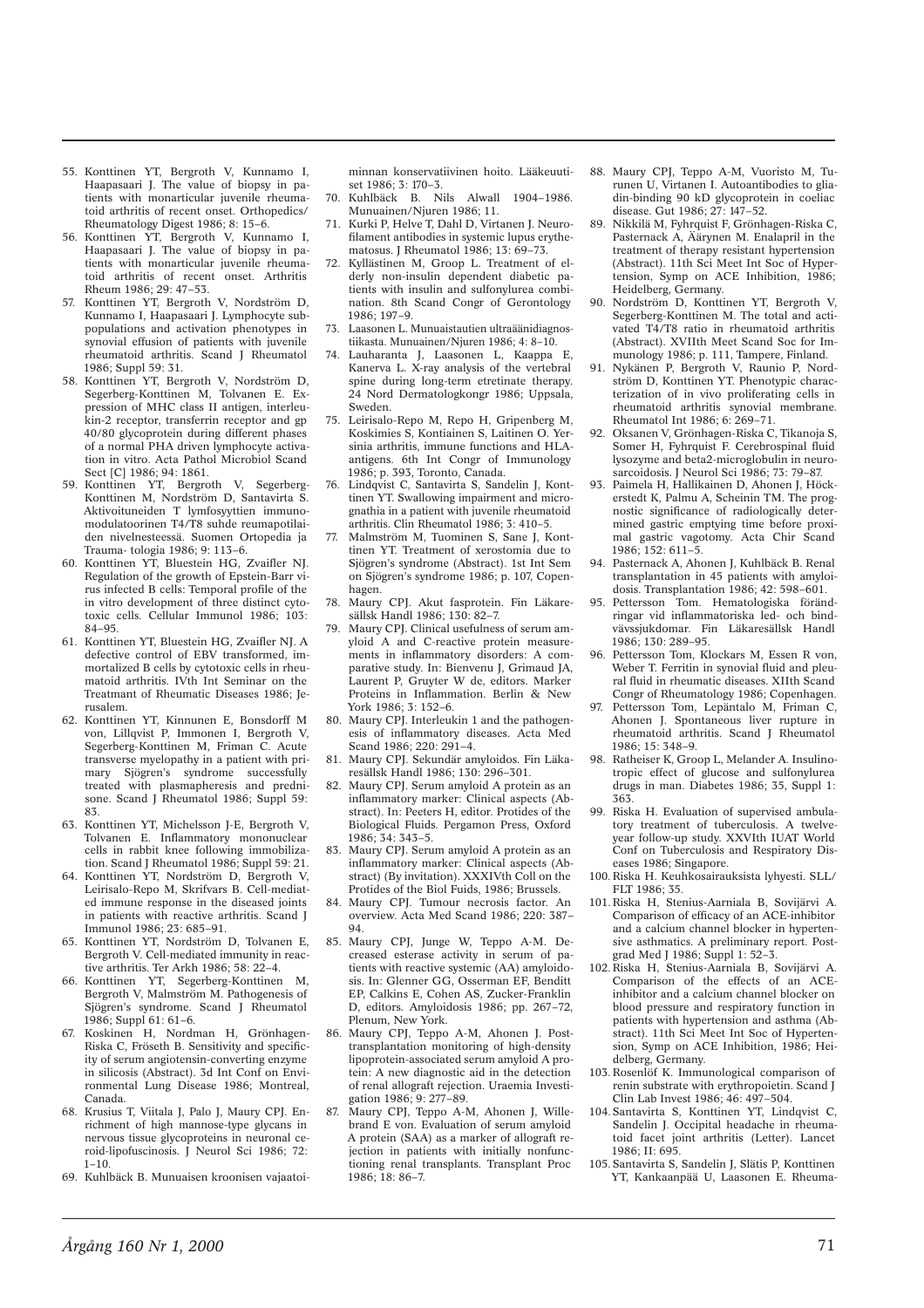55. Konttinen YT, Bergroth V, Kunnamo I, Haapasaari J. The value of biopsy in patients with monarticular juvenile rheumatoid arthritis of recent onset. Orthopedics/ Rheumatology Digest 1986; 8: 15–6.
56. Konttinen YT, Bergroth V, Kunnamo I, Haapasaari J. The value of biopsy in patients with monarticular juvenile rheumatoid arthritis of recent onset. Arthritis Rheum 1986; 29: 47–53.
57. Konttinen YT, Bergroth V, Nordström D, Kunnamo I, Haapasaari J. Lymphocyte subpopulations and activation phenotypes in synovial effusion of patients with juvenile rheumatoid arthritis. Scand J Rheumatol 1986; Suppl 59: 31.
58. Konttinen YT, Bergroth V, Nordström D, Segerberg-Konttinen M, Tolvanen E. Expression of MHC class II antigen, interleukin-2 receptor, transferrin receptor and gp 40/80 glycoprotein during different phases of a normal PHA driven lymphocyte activation in vitro. Acta Pathol Microbiol Scand Sect [C] 1986; 94: 1861.
59. Konttinen YT, Bergroth V, Segerberg-Konttinen M, Nordström D, Santavirta S. Aktivoituneiden T lymfosyyttien immunomodulatoorinen T4/T8 suhde reumapotilaiden nivelnesteessä. Suomen Ortopedia ja Trauma- tologia 1986; 9: 113–6.
60. Konttinen YT, Bluestein HG, Zvaifler NJ. Regulation of the growth of Epstein-Barr virus infected B cells: Temporal profile of the in vitro development of three distinct cytotoxic cells. Cellular Immunol 1986; 103: 84–95.
61. Konttinen YT, Bluestein HG, Zvaifler NJ. A defective control of EBV transformed, immortalized B cells by cytotoxic cells in rheumatoid arthritis. IVth Int Seminar on the Treatmant of Rheumatic Diseases 1986; Jerusalem.
62. Konttinen YT, Kinnunen E, Bonsdorff M von, Lillqvist P, Immonen I, Bergroth V, Segerberg-Konttinen M, Friman C. Acute transverse myelopathy in a patient with primary Sjögren's syndrome successfully treated with plasmapheresis and prednisone. Scand J Rheumatol 1986; Suppl 59: 83.
63. Konttinen YT, Michelsson J-E, Bergroth V, Tolvanen E. Inflammatory mononuclear cells in rabbit knee following immobilization. Scand J Rheumatol 1986; Suppl 59: 21.
64. Konttinen YT, Nordström D, Bergroth V, Leirisalo-Repo M, Skrifvars B. Cell-mediated immune response in the diseased joints in patients with reactive arthritis. Scand J Immunol 1986; 23: 685–91.
65. Konttinen YT, Nordström D, Tolvanen E, Bergroth V. Cell-mediated immunity in reactive arthritis. Ter Arkh 1986; 58: 22–4.
66. Konttinen YT, Segerberg-Konttinen M, Bergroth V, Malmström M. Pathogenesis of Sjögren's syndrome. Scand J Rheumatol 1986; Suppl 61: 61–6.
67. Koskinen H, Nordman H, Grönhagen-Riska C, Fröseth B. Sensitivity and specificity of serum angiotensin-converting enzyme in silicosis (Abstract). 3d Int Conf on Environmental Lung Disease 1986; Montreal, Canada.
68. Krusius T, Viitala J, Palo J, Maury CPJ. Enrichment of high mannose-type glycans in nervous tissue glycoproteins in neuronal ceroid-lipofuscinosis. J Neurol Sci 1986; 72: 1–10.
69. Kuhlbäck B. Munuaisen kroonisen vajaatoiminnan konservatiivinen hoito. Lääkeuutiset 1986; 3: 170–3.
70. Kuhlbäck B. Nils Alwall 1904–1986. Munuainen/Njuren 1986; 11.
71. Kurki P, Helve T, Dahl D, Virtanen I. Neurofilament antibodies in systemic lupus erythematosus. J Rheumatol 1986; 13: 69–73.
72. Kyllästinen M, Groop L. Treatment of elderly non-insulin dependent diabetic patients with insulin and sulfonylurea combination. 8th Scand Congr of Gerontology 1986; 197–9.
73. Laasonen L. Munuaistautien ultraäänidiagnostiikasta. Munuainen/Njuren 1986; 4: 8–10.
74. Lauharanta J, Laasonen L, Kaappa E, Kanerva L. X-ray analysis of the vertebral spine during long-term etretinate therapy. 24 Nord Dermatologkongr 1986; Uppsala, Sweden.
75. Leirisalo-Repo M, Repo H, Gripenberg M, Koskimies S, Kontiainen S, Laitinen O. Yersinia arthritis, immune functions and HLA-antigens. 6th Int Congr of Immunology 1986; p. 393, Toronto, Canada.
76. Lindqvist C, Santavirta S, Sandelin J, Konttinen YT. Swallowing impairment and micrognathia in a patient with juvenile rheumatoid arthritis. Clin Rheumatol 1986; 3: 410–5.
77. Malmström M, Tuominen S, Sane J, Konttinen YT. Treatment of xerostomia due to Sjögren's syndrome (Abstract). 1st Int Sem on Sjögren's syndrome 1986; p. 107, Copenhagen.
78. Maury CPJ. Akut fasprotein. Fin Läkaresällsk Handl 1986; 130: 82–7.
79. Maury CPJ. Clinical usefulness of serum amyloid A and C-reactive protein measurements in inflammatory disorders: A comparative study. In: Bienvenu J, Grimaud JA, Laurent P, Gruyter W de, editors. Marker Proteins in Inflammation. Berlin & New York 1986; 3: 152–6.
80. Maury CPJ. Interleukin 1 and the pathogenesis of inflammatory diseases. Acta Med Scand 1986; 220: 291–4.
81. Maury CPJ. Sekundär amyloidos. Fin Läkaresällsk Handl 1986; 130: 296–301.
82. Maury CPJ. Serum amyloid A protein as an inflammatory marker: Clinical aspects (Abstract). In: Peeters H, editor. Protides of the Biological Fluids. Pergamon Press, Oxford 1986; 34: 343–5.
83. Maury CPJ. Serum amyloid A protein as an inflammatory marker: Clinical aspects (Abstract) (By invitation). XXXIVth Coll on the Protides of the Biol Fuids, 1986; Brussels.
84. Maury CPJ. Tumour necrosis factor. An overview. Acta Med Scand 1986; 220: 387–94.
85. Maury CPJ, Junge W, Teppo A-M. Decreased esterase activity in serum of patients with reactive systemic (AA) amyloidosis. In: Glenner GG, Osserman EF, Benditt EP, Calkins E, Cohen AS, Zucker-Franklin D, editors. Amyloidosis 1986; pp. 267–72, Plenum, New York.
86. Maury CPJ, Teppo A-M, Ahonen J. Posttransplantation monitoring of high-density lipoprotein-associated serum amyloid A protein: A new diagnostic aid in the detection of renal allograft rejection. Uraemia Investigation 1986; 9: 277–89.
87. Maury CPJ, Teppo A-M, Ahonen J, Willebrand E von. Evaluation of serum amyloid A protein (SAA) as a marker of allograft rejection in patients with initially nonfunctioning renal transplants. Transplant Proc 1986; 18: 86–7.
88. Maury CPJ, Teppo A-M, Vuoristo M, Turunen U, Virtanen I. Autoantibodies to gliadin-binding 90 kD glycoprotein in coeliac disease. Gut 1986; 27: 147–52.
89. Nikkilä M, Fyhrquist F, Grönhagen-Riska C, Pasternack A, Äärynen M. Enalapril in the treatment of therapy resistant hypertension (Abstract). 11th Sci Meet Int Soc of Hypertension, Symp on ACE Inhibition, 1986; Heidelberg, Germany.
90. Nordström D, Konttinen YT, Bergroth V, Segerberg-Konttinen M. The total and activated T4/T8 ratio in rheumatoid arthritis (Abstract). XVIIth Meet Scand Soc for Immunology 1986; p. 111, Tampere, Finland.
91. Nykänen P, Bergroth V, Raunio P, Nordström D, Konttinen YT. Phenotypic characterization of in vivo proliferating cells in rheumatoid arthritis synovial membrane. Rheumatol Int 1986; 6: 269–71.
92. Oksanen V, Grönhagen-Riska C, Tikanoja S, Somer H, Fyhrquist F. Cerebrospinal fluid lysozyme and beta2-microglobulin in neurosarcoidosis. J Neurol Sci 1986; 73: 79–87.
93. Paimela H, Hallikainen D, Ahonen J, Höckerstedt K, Palmu A, Scheinin TM. The prognostic significance of radiologically determined gastric emptying time before proximal gastric vagotomy. Acta Chir Scand 1986; 152: 611–5.
94. Pasternack A, Ahonen J, Kuhlbäck B. Renal transplantation in 45 patients with amyloidosis. Transplantation 1986; 42: 598–601.
95. Pettersson Tom. Hematologiska förändringar vid inflammatoriska led- och bindvävssjukdomar. Fin Läkaresällsk Handl 1986; 130: 289–95.
96. Pettersson Tom, Klockars M, Essen R von, Weber T. Ferritin in synovial fluid and pleural fluid in rheumatic diseases. XIIth Scand Congr of Rheumatology 1986; Copenhagen.
97. Pettersson Tom, Lepäntalo M, Friman C, Ahonen J. Spontaneous liver rupture in rheumatoid arthritis. Scand J Rheumatol 1986; 15: 348–9.
98. Ratheiser K, Groop L, Melander A. Insulinotropic effect of glucose and sulfonylurea drugs in man. Diabetes 1986; 35, Suppl 1: 363.
99. Riska H. Evaluation of supervised ambulatory treatment of tuberculosis. A twelveyear follow-up study. XXVIth IUAT World Conf on Tuberculosis and Respiratory Diseases 1986; Singapore.
100. Riska H. Keuhkosairauksista lyhyesti. SLL/ FLT 1986; 35.
101. Riska H, Stenius-Aarniala B, Sovijärvi A. Comparison of efficacy of an ACE-inhibitor and a calcium channel blocker in hypertensive asthmatics. A preliminary report. Postgrad Med J 1986; Suppl 1: 52–3.
102. Riska H, Stenius-Aarniala B, Sovijärvi A. Comparison of the effects of an ACE-inhibitor and a calcium channel blocker on blood pressure and respiratory function in patients with hypertension and asthma (Abstract). 11th Sci Meet Int Soc of Hypertension, Symp on ACE Inhibition, 1986; Heidelberg, Germany.
103. Rosenlöf K. Immunological comparison of renin substrate with erythropoietin. Scand J Clin Lab Invest 1986; 46: 497–504.
104. Santavirta S, Konttinen YT, Lindqvist C, Sandelin J. Occipital headache in rheumatoid facet joint arthritis (Letter). Lancet 1986; II: 695.
105. Santavirta S, Sandelin J, Slätis P, Konttinen YT, Kankaanpää U, Laasonen E. Rheuma-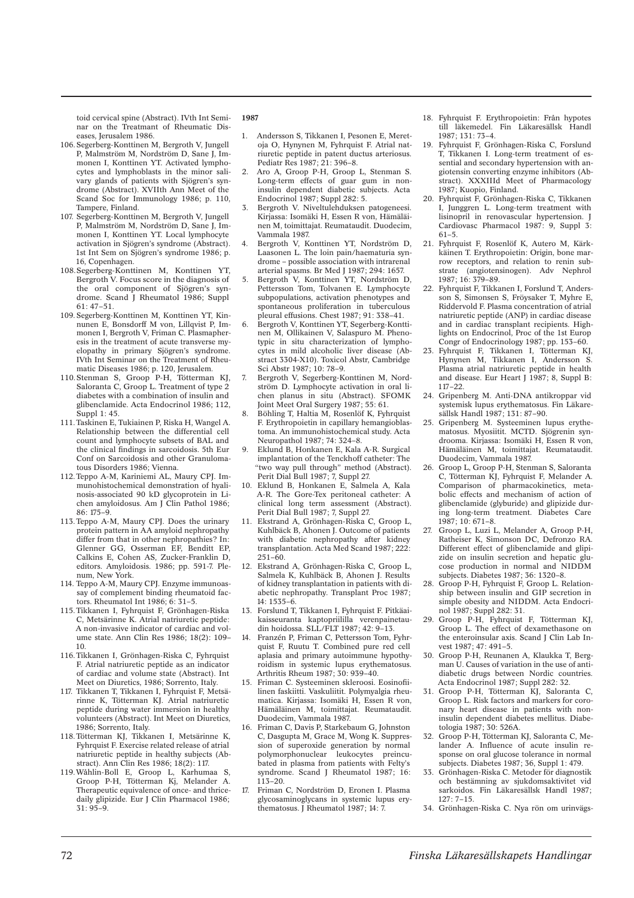toid cervical spine (Abstract). IVth Int Seminar on the Treatmant of Rheumatic Diseases, Jerusalem 1986.

106. Segerberg-Konttinen M, Bergroth V, Jungell P, Malmström M, Nordström D, Sane J, Immonen I, Konttinen YT. Activated lymphocytes and lymphoblasts in the minor salivary glands of patients with Sjögren's syndrome (Abstract). XVIIth Ann Meet of the Scand Soc for Immunology 1986; p. 110, Tampere, Finland.
107. Segerberg-Konttinen M, Bergroth V, Jungell P, Malmström M, Nordström D, Sane J, Immonen I, Konttinen YT. Local lymphocyte activation in Sjögren's syndrome (Abstract). 1st Int Sem on Sjögren's syndrome 1986; p. 16, Copenhagen.
108. Segerberg-Konttinen M, Konttinen YT, Bergroth V. Focus score in the diagnosis of the oral component of Sjögren's syndrome. Scand J Rheumatol 1986; Suppl 61: 47–51.
109. Segerberg-Konttinen M, Konttinen YT, Kinnunen E, Bonsdorff M von, Lillqvist P, Immonen I, Bergroth V, Friman C. Plasmapheresis in the treatment of acute transverse myelopathy in primary Sjögren's syndrome. IVth Int Seminar on the Treatment of Rheumatic Diseases 1986; p. 120, Jerusalem.
110. Stenman S, Groop P-H, Tötterman KJ, Saloranta C, Groop L. Treatment of type 2 diabetes with a combination of insulin and glibenclamide. Acta Endocrinol 1986; 112, Suppl 1: 45.
111. Taskinen E, Tukiainen P, Riska H, Wangel A. Relationship between the differential cell count and lymphocyte subsets of BAL and the clinical findings in sarcoidosis. 5th Eur Conf on Sarcoidosis and other Granulomatous Disorders 1986; Vienna.
112. Teppo A-M, Kariniemi AL, Maury CPJ. Immunohistochemical demonstration of hyalinosis-associated 90 kD glycoprotein in Lichen amyloidosus. Am J Clin Pathol 1986; 86: 175–9.
113. Teppo A-M, Maury CPJ. Does the urinary protein pattern in AA amyloid nephropathy differ from that in other nephropathies? In: Glenner GG, Osserman EF, Benditt EP, Calkins E, Cohen AS, Zucker-Franklin D, editors. Amyloidosis. 1986; pp. 591-7. Plenum, New York.
114. Teppo A-M, Maury CPJ. Enzyme immunoassay of complement binding rheumatoid factors. Rheumatol Int 1986; 6: 31–5.
115. Tikkanen I, Fyhrquist F, Grönhagen-Riska C, Metsärinne K. Atrial natriuretic peptide: A non-invasive indicator of cardiac and volume state. Ann Clin Res 1986; 18(2): 109–10.
116. Tikkanen I, Grönhagen-Riska C, Fyhrquist F. Atrial natriuretic peptide as an indicator of cardiac and volume state (Abstract). Int Meet on Diuretics, 1986; Sorrento, Italy.
117. Tikkanen T, Tikkanen I, Fyhrquist F, Metsärinne K, Tötterman KJ. Atrial natriuretic peptide during water immersion in healthy volunteers (Abstract). Int Meet on Diuretics, 1986; Sorrento, Italy.
118. Tötterman KJ, Tikkanen I, Metsärinne K, Fyhrquist F. Exercise related release of atrial natriuretic peptide in healthy subjects (Abstract). Ann Clin Res 1986; 18(2): 117.
119. Wåhlin-Boll E, Groop L, Karhumaa S, Groop P-H, Tötterman Kj, Melander A. Therapeutic equivalence of once- and thrice-daily glipizide. Eur J Clin Pharmacol 1986; 31: 95–9.

**1987**

1. Andersson S, Tikkanen I, Pesonen E, Meretoja O, Hynynen M, Fyhrquist F. Atrial natriuretic peptide in patent ductus arteriosus. Pediatr Res 1987; 21: 396–8.
2. Aro A, Groop P-H, Groop L, Stenman S. Long-term effects of guar gum in non-insulin dependent diabetic subjects. Acta Endocrinol 1987; Suppl 282: 5.
3. Bergroth V. Niveltulehduksen patogeneesi. Kirjassa: Isomäki H, Essen R von, Hämäläinen M, toimittajat. Reumataudit. Duodecim, Vammala 1987.
4. Bergroth V, Konttinen YT, Nordström D, Laasonen L. The loin pain/haematuria syndrome – possible association with intrarenal arterial spasms. Br Med J 1987; 294: 1657.
5. Bergroth V, Konttinen YT, Nordström D, Pettersson Tom, Tolvanen E. Lymphocyte subpopulations, activation phenotypes and spontaneous proliferation in tuberculous pleural effusions. Chest 1987; 91: 338–41.
6. Bergroth V, Konttinen YT, Segerberg-Konttinen M, Ollikainen V, Salaspuro M. Phenotypic in situ characterization of lymphocytes in mild alcoholic liver disease (Abstract 3304-X10). Toxicol Abstr, Cambridge Sci Abstr 1987; 10: 78–9.
7. Bergroth V, Segerberg-Konttinen M, Nordström D. Lymphocyte activation in oral lichen planus in situ (Abstract). SFOMK Joint Meet Oral Surgery 1987; 55: 61.
8. Böhling T, Haltia M, Rosenlöf K, Fyhrquist F. Erythropoietin in capillary hemangioblastoma. An immunohistochemical study. Acta Neuropathol 1987; 74: 324–8.
9. Eklund B, Honkanen E, Kala A-R. Surgical implantation of the Tenckhoff catheter: The "two way pull through" method (Abstract). Perit Dial Bull 1987; 7, Suppl 27.
10. Eklund B, Honkanen E, Salmela A, Kala A-R. The Gore-Tex peritoneal catheter: A clinical long term assessment (Abstract). Perit Dial Bull 1987; 7, Suppl 27.
11. Ekstrand A, Grönhagen-Riska C, Groop L, Kuhlbäck B, Ahonen J. Outcome of patients with diabetic nephropathy after kidney transplantation. Acta Med Scand 1987; 222: 251–60.
12. Ekstrand A, Grönhagen-Riska C, Groop L, Salmela K, Kuhlbäck B, Ahonen J. Results of kidney transplantation in patients with diabetic nephropathy. Transplant Proc 1987; 14: 1535–6.
13. Forslund T, Tikkanen I, Fyhrquist F. Pitkäaikaisseuranta kaptopriililla verenpainetaudin hoidossa. SLL/FLT 1987; 42: 9–13.
14. Franzén P, Friman C, Pettersson Tom, Fyhrquist F, Ruutu T. Combined pure red cell aplasia and primary autoimmune hypothyroidism in systemic lupus erythematosus. Arthritis Rheum 1987; 30: 939–40.
15. Friman C. Systeeminen skleroosi. Eosinofiilinen faskiitti. Vaskuliitit. Polymyalgia rheumatica. Kirjassa: Isomäki H, Essen R von, Hämäläinen M, toimittajat. Reumataudit. Duodecim, Vammala 1987.
16. Friman C, Davis P, Starkebaum G, Johnston C, Dasgupta M, Grace M, Wong K. Suppression of superoxide generation by normal polymorphonuclear leukocytes preincubated in plasma from patients with Felty's syndrome. Scand J Rheumatol 1987; 16: 113–20.
17. Friman C, Nordström D, Eronen I. Plasma glycosaminoglycans in systemic lupus erythematosus. J Rheumatol 1987; 14: 7.
18. Fyhrquist F. Erythropoietin: Från hypotes till läkemedel. Fin Läkaresällsk Handl 1987; 131: 73–4.
19. Fyhrquist F, Grönhagen-Riska C, Forslund T, Tikkanen I. Long-term treatment of essential and secondary hypertension with angiotensin converting enzyme inhibitors (Abstract). XXXIIId Meet of Pharmacology 1987; Kuopio, Finland.
20. Fyhrquist F, Grönhagen-Riska C, Tikkanen I, Junggren L. Long-term treatment with lisinopril in renovascular hypertension. J Cardiovasc Pharmacol 1987: 9, Suppl 3: 61–5.
21. Fyhrquist F, Rosenlöf K, Autero M, Kärkkäinen T. Erythropoietin: Origin, bone marrow receptors, and relation to renin substrate (angiotensinogen). Adv Nephrol 1987; 16: 379–89.
22. Fyhrquist F, Tikkanen I, Forslund T, Andersson S, Simonsen S, Fröysaker T, Myhre E, Riddervold F. Plasma concentration of atrial natriuretic peptide (ANP) in cardiac disease and in cardiac transplant recipients. Highlights on Endocrinol, Proc of the 1st Europ Congr of Endocrinology 1987; pp. 153–60.
23. Fyhrquist F, Tikkanen I, Tötterman KJ, Hynynen M, Tikkanen I, Andersson S. Plasma atrial natriuretic peptide in health and disease. Eur Heart J 1987; 8, Suppl B: 117–22.
24. Gripenberg M. Anti-DNA antikroppar vid systemisk lupus erythematosus. Fin Läkaresällsk Handl 1987; 131: 87–90.
25. Gripenberg M. Systeeminen lupus erythematosus. Myosiitit. MCTD. Sjögrenin syndrooma. Kirjassa: Isomäki H, Essen R von, Hämäläinen M, toimittajat. Reumataudit. Duodecim, Vammala 1987.
26. Groop L, Groop P-H, Stenman S, Saloranta C, Tötterman KJ, Fyhrquist F, Melander A. Comparison of pharmacokinetics, metabolic effects and mechanism of action of glibenclamide (glyburide) and glipizide during long-term treatment. Diabetes Care 1987; 10: 671–8.
27. Groop L, Luzi L, Melander A, Groop P-H, Ratheiser K, Simonson DC, Defronzo RA. Different effect of glibenclamide and glipizide on insulin secretion and hepatic glucose production in normal and NIDDM subjects. Diabetes 1987; 36: 1320–8.
28. Groop P-H, Fyhrquist F, Groop L. Relationship between insulin and GIP secretion in simple obesity and NIDDM. Acta Endocrinol 1987; Suppl 282: 31.
29. Groop P-H, Fyhrquist F, Tötterman KJ, Groop L. The effect of dexamethasone on the enteroinsular axis. Scand J Clin Lab Invest 1987; 47: 491–5.
30. Groop P-H, Reunanen A, Klaukka T, Bergman U. Causes of variation in the use of antidiabetic drugs between Nordic countries. Acta Endocrinol 1987; Suppl 282: 32.
31. Groop P-H, Tötterman KJ, Saloranta C, Groop L. Risk factors and markers for coronary heart disease in patients with non-insulin dependent diabetes mellitus. Diabetologia 1987; 30: 526A.
32. Groop P-H, Tötterman KJ, Saloranta C, Melander A. Influence of acute insulin response on oral glucose tolerance in normal subjects. Diabetes 1987; 36, Suppl 1: 479.
33. Grönhagen-Riska C. Metoder för diagnostik och bestämning av sjukdomsaktivitet vid sarkoidos. Fin Läkaresällsk Handl 1987; 127: 7–15.
34. Grönhagen-Riska C. Nya rön om urinvägs-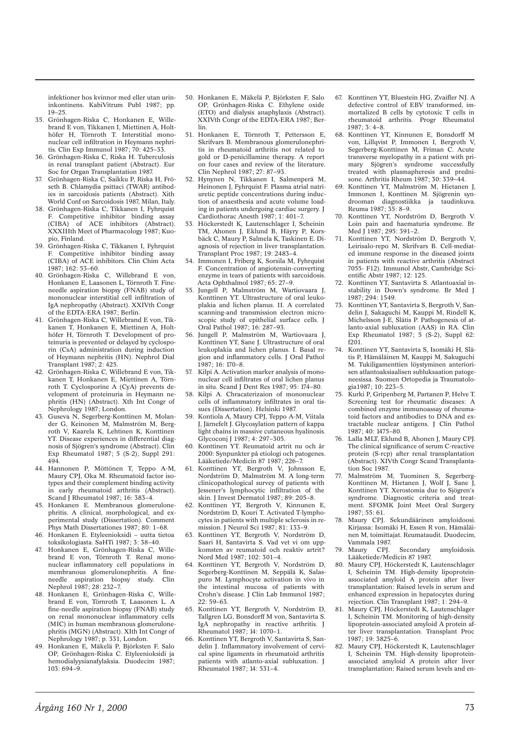infektioner hos kvinnor med eller utan urininkontinens. KabiVitrum Publ 1987; pp. 19–25.

35. Grönhagen-Riska C, Honkanen E, Willebrand E von, Tikkanen I, Miettinen A, Holthöfer H, Törnroth T. Interstitial mononuclear cell infiltration in Heymann nephritis. Clin Exp Immunol 1987; 70: 425–33.
36. Grönhagen-Riska C, Riska H. Tuberculosis in renal transplant patient (Abstract). Eur Soc for Organ Transplantation 1987.
37. Grönhagen-Riska C, Saikku P, Riska H, Fröseth B. Chlamydia psittaci (TWAR) antibodies in sarcoidosis patients (Abstract). Xith World Conf on Sarcoidosis 1987, Milan, Italy.
38. Grönhagen-Riska C, Tikkanen I, Fyhrquist F. Competitive inhibitor binding assay (CIBA) of ACE inhibitors (Abstract). XXXIIIth Meet of Pharmacology 1987; Kuopio, Finland.
39. Grönhagen-Riska C, Tikkanen I, Fyhrquist F. Competitive inhibitor binding assay (CIBA) of ACE inhibitors. Clin Chim Acta 1987; 162: 53–60.
40. Grönhagen-Riska C, Willebrand E von, Honkanen E, Laasonen L, Törnroth T. Fineneedle aspiration biopsy (FNAB) study of mononuclear interstitial cell infiltration of IgA nephropathy (Abstract). XXIVth Congr of the EDTA-ERA 1987; Berlin.
41. Grönhagen-Riska C, Willebrand E von, Tikkanen T, Honkanen E, Miettinen A, Holthöfer H, Törnroth T. Development of proteinuria is prevented or delayed by cyclosporin (CsA) administration during induction of Heymann nephritis (HN). Nephrol Dial Transplant 1987; 2: 425.
42. Grönhagen-Riska C, Willebrand E von, Tikkanen T, Honkanen E, Miettinen A, Törnroth T. Cyclosporine A (CyA) prevents development of proteinuria in Heymann nephritis (HN) (Abstract). Xth Int Congr of Nephrology 1987; London.
43. Guseva N, Segerberg-Konttinen M, Molander G, Keinonen M, Malmström M, Bergroth V, Kaarela K, Lehtinen K, Konttinen YT. Disease experiences in differential diagnosis of Sjögren's syndrome (Abstract). Clin Exp Rheumatol 1987; 5 (S-2), Suppl 291: 494.
44. Hannonen P, Möttönen T, Teppo A-M, Maury CPJ, Oka M. Rheumatoid factor isotypes and their complement binding activity in early rheumatoid arthritis (Abstract). Scand J Rheumatol 1987; 16: 383–4.
45. Honkanen E. Membranous glomerulonephritis. A clinical, morphological, and experimental study (Dissertation). Comment Phys Math Dissertationes 1987; 80: 1–68.
46. Honkanen E. Etyleenioksidi – uutta tietoa toksikologiasta. SaHTi 1987; 3: 38–40.
47. Honkanen E, Grönhagen-Riska C, Willebrand E von, Törnroth T. Renal mononuclear inflammatory cell populations in membranous glomerulonephritis. A fineneedle aspiration biopsy study. Clin Nephrol 1987; 28: 232–7.
48. Honkanen E, Grönhagen-Riska C, Willebrand E von, Törnroth T, Laasonen L. A fine-needle aspiration biopsy (FNAB) study on renal mononuclear inflammatory cells (MIC) in human membranous glomerulonephritis (MGN) (Abstract). XIth Int Congr of Nephrology 1987; p. 331, London.
49. Honkanen E, Mäkelä P, Björksten F, Salo OP, Grönhagen-Riska C. Etyleenioksidi ja hemodialyysianafylaksia. Duodecim 1987; 103: 694–9.
50. Honkanen E, Mäkelä P, Björksten F, Salo OP, Grönhagen-Riska C. Ethylene oxide (ETO) and dialysis anaphylaxis (Abstract). XXIVth Congr of the EDTA-ERA 1987; Berlin.
51. Honkanen E, Törnroth T, Pettersson E, Skrifvars B. Membranous glomerulonephritis in rheumatoid arthritis not related to gold or D-penicillamine therapy. A report on four cases and review of the literature. Clin Nephrol 1987; 27: 87–93.
52. Hynynen N, Tikkanen I, Salmenperä M, Heinonen J, Fyhrquist F. Plasma atrial natriuretic peptide concentrations during induction of anaesthesia and acute volume loading in patients undergoing cardiac surgery. J Cardiothorac Anesth 1987; 1: 401–7.
53. Höckerstedt K, Lautenschlager I, Scheinin TM, Ahonen J, Eklund B, Häyry P, Korsbäck C, Maury P, Salmela K, Taskinen E. Diagnosis of rejection in liver transplantation. Transplant Proc 1987; 19: 2483–4.
54. Immonen I, Friberg K, Sorsila M, Fyhrquist F. Concentration of angiotensin-converting enzyme in tears of patients with sarcoidosis. Acta Ophthalmol 1987; 65: 27–9.
55. Jungell P, Malmström M, Wartiovaara J, Konttinen YT. Ultrastructure of oral leukoplakia and lichen planus. II. A correlated scanning-and transmission electron microscopic study of epithelial surface cells. J Oral Pathol 1987; 16: 287–93.
56. Jungell P, Malmström M, Wartiovaara J, Konttinen YT, Sane J. Ultrastructure of oral leukoplakia and lichen planus. I. Basal region and inflammatory cells. J Oral Pathol 1987; 16: 170–8.
57. Kilpi A. Activation marker analysis of mononuclear cell infiltrates of oral lichen planus in situ. Scand J Dent Res 1987; 95: 174–80.
58. Kilpi A. Chracaterizaion of mononuclear cells of inflammatory infiltrates in oral tissues (Dissertation). Helsinki 1987.
59. Kontiola A, Maury CPJ, Teppo A-M, Viitala J, Järnefelt J. Glycosylation pattern of kappa light chains in massive cutaneous hyalinosis. Glycoconj J 1987; 4: 297–305.
60. Konttinen YT. Reumatoid artrit nu och år 2000: Synpunkter på etiologi och patogenes. Lääketiede/Medicin 87 1987; 226–7.
61. Konttinen YT, Bergroth V, Johnsson E, Nordström D, Malmström M. A long-term clinicopathological survey of patients with Jessener's lymphocytic infiltration of the skin. J Invest Dermatol 1987; 89: 205–8.
62. Konttinen YT, Bergroth V, Kinnunen E, Nordström D, Kouri T. Activated T-lymphocytes in patients with multiple sclerosis in remission. J Neurol Sci 1987; 81: 133–9.
63. Konttinen YT, Bergroth V, Nordström D, Saari H, Santavirta S. Vad vet vi om uppkomsten av reumatoid och reaktiv artrit? Nord Med 1987; 102: 301–4.
64. Konttinen YT, Bergroth V, Nordström D, Segerberg-Konttinen M, Seppälä K, Salaspuro M. Lymphocyte activation in vivo in the intestinal mucosa of patients with Crohn's disease. J Clin Lab Immunol 1987; 22: 59–63.
65. Konttinen YT, Bergroth V, Nordström D, Tallgren LG, Bonsdorff M von, Santavirta S. IgA nephropathy in reactive arthritis. J Rheumatol 1987; 14: 1070–1.
66. Konttinen YT, Bergroth V, Santavirta S, Sandelin J. Inflammatory involvement of cervical spine ligaments in rheumatoid arthritis patients with atlanto-axial subluxation. J Rheumatol 1987; 14: 531–4.
67. Konttinen YT, Bluestein HG, Zvaifler NJ. A defective control of EBV transformed, immortalized B cells by cytotoxic T cells in rheumatoid arthritis. Progr Rheumatol 1987; 3: 4–8.
68. Konttinen YT, Kinnunen E, Bonsdorff M von, Lillqvist P, Immonen I, Bergroth V, Segerberg-Konttinen M, Friman C. Acute transverse myelopathy in a patient with primary Sjögren's syndrome successfully treated with plasmapheresis and prednisone. Arthritis Rheum 1987; 30: 339–44.
69. Konttinen YT, Malmström M, Hietanen J, Immonen I, Konttinen M. Sjögrenin syndrooman diagnostiikka ja taudinkuva. Reuma 1987; 35: 8–9.
70. Konttinen YT, Nordström D, Bergroth V. Loin pain and haematuria syndrome. Br Med J 1987; 295: 391–2.
71. Konttinen YT, Nordström D, Bergroth V, Leirisalo-repo M, Skrifvars B. Cell-mediated immune response in the diseased joints in patients with reactive arthritis (Abstract 7055- F12). Immunol Abstr, Cambridge Scientific Abstr 1987; 12: 125.
72. Konttinen YT, Santavirta S. Atlantoaxial instability in Down's syndrome. Br Med J 1987; 294: 1549.
73. Konttinen YT, Santavirta S, Bergroth V, Sandelin J, Sakaguchi M, Kauppi M, Rindell K, Michelsson J-E, Slätis P. Pathogenesis of atlanto-axial subluxation (AAS) in RA. Clin Exp Rheumatol 1987; 5 (S-2), Suppl 62: f201.
74. Konttinen YT, Santavirta S, Isomäki H, Slätis P, Hämäläinen M, Kauppi M, Sakuguchi M. Tukiligamenttien löystyminen anteriorisen atlantoaksiaalisen subluksaation patogeneesissa. Suomen Ortopedia ja Traumatologia1987; 10: 223–5.
75. Kurki P, Gripenberg M, Partanen P, Helve T. Screening test for rheumatic diseases: A combined enzyme immunoassay of rheumatoid factors and antibodies to DNA and extractable nuclear antigens. J Clin Pathol 1987; 40: 1475–80.
76. Lalla MLT, Eklund B, Ahonen J, Maury CPJ. The clinical significance of serum C-reactive protein (S-rcp) after renal transplantation (Abstract). XIVth Congr Scand Transplantation Soc 1987.
77. Malmström M, Tuominen S, Segerberg-Konttinen M, Hietanen J, Wolf J, Sane J, Konttinen YT. Xerostomia due to Sjögren's syndrome. Diagnostic criteria and treatment. SFOMK Joint Meet Oral Surgery 1987; 55: 61.
78. Maury CPJ. Sekundäärinen amyloidoosi. Kirjassa: Isomäki H, Essen R von, Hämäläinen M, toimittajat. Reumataudit. Duodecim, Vammala 1987.
79. Maury CPJ. Secondary amyloidosis. Lääketiede/Medicin 87 1987.
80. Maury CPJ, Höckerstedt K, Lautenschlager I, Scheinin TM. High-density lipoprotein-associated amyloid A protein after liver transplantation: Raised levels in serum and enhanced expression in hepatocytes during rejection. Clin Transplant 1987; 1: 294–9.
81. Maury CPJ, Höckerstedt K, Lautenschlager I, Scheinin TM. Monitoring of high-density lipoprotein-associated amyloid A protein after liver transplantation. Transplant Proc 1987; 19: 3825–6.
82. Maury CPJ, Höckerstedt K, Lautenschlager I, Scheinin TM. High-density lipoprotein-associated amyloid A protein after liver transplantation: Raised serum levels and en-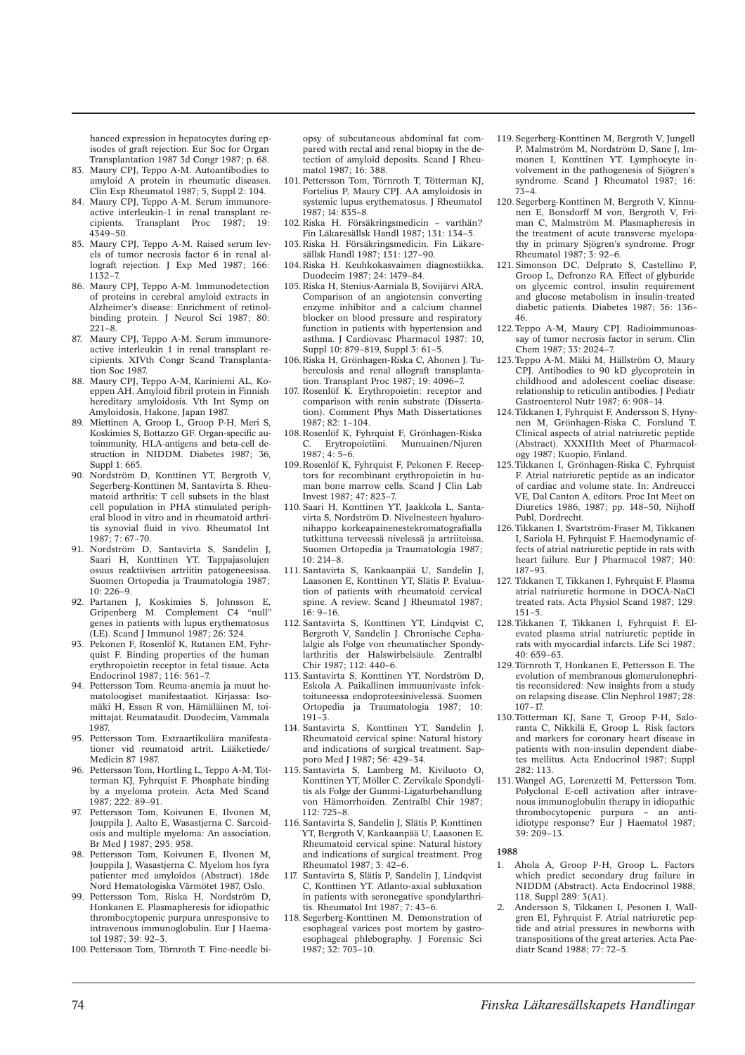hanced expression in hepatocytes during episodes of graft rejection. Eur Soc for Organ Transplantation 1987 3d Congr 1987; p. 68.

83. Maury CPJ, Teppo A-M. Autoantibodies to amyloid A protein in rheumatic diseases. Clin Exp Rheumatol 1987; 5, Suppl 2: 104.
84. Maury CPJ, Teppo A-M. Serum immunoreactive interleukin-1 in renal transplant recipients. Transplant Proc 1987; 19: 4349–50.
85. Maury CPJ, Teppo A-M. Raised serum levels of tumor necrosis factor 6 in renal allograft rejection. J Exp Med 1987; 166: 1132–7.
86. Maury CPJ, Teppo A-M. Immunodetection of proteins in cerebral amyloid extracts in Alzheimer's disease: Enrichment of retinol-binding protein. J Neurol Sci 1987; 80: 221–8.
87. Maury CPJ, Teppo A-M. Serum immunoreactive interleukin 1 in renal transplant recipients. XIVth Congr Scand Transplantation Soc 1987.
88. Maury CPJ, Teppo A-M, Kariniemi AL, Koeppen AH. Amyloid fibril protein in Finnish hereditary amyloidosis. Vth Int Symp on Amyloidosis, Hakone, Japan 1987.
89. Miettinen A, Groop L, Groop P-H, Meri S, Koskimies S, Bottazzo GF. Organ-specific autoimmunity, HLA-antigens and beta-cell destruction in NIDDM. Diabetes 1987; 36, Suppl 1: 665.
90. Nordström D, Konttinen YT, Bergroth V, Segerberg-Konttinen M, Santavirta S. Rheumatoid arthritis: T cell subsets in the blast cell population in PHA stimulated peripheral blood in vitro and in rheumatoid arthritis synovial fluid in vivo. Rheumatol Int 1987; 7: 67–70.
91. Nordström D, Santavirta S, Sandelin J, Saari H, Konttinen YT. Tappajasolujen osuus reaktiivisen artriitin patogeneesissa. Suomen Ortopedia ja Traumatologia 1987; 10: 226–9.
92. Partanen J, Koskimies S, Johnsson E, Gripenberg M. Complement C4 "null" genes in patients with lupus erythematosus (LE). Scand J Immunol 1987; 26: 324.
93. Pekonen F, Rosenlöf K, Rutanen EM, Fyhrquist F. Binding properties of the human erythropoietin receptor in fetal tissue. Acta Endocrinol 1987; 116: 561–7.
94. Pettersson Tom. Reuma-anemia ja muut hematoloogiset manifestaatiot. Kirjassa: Isomäki H, Essen R von, Hämäläinen M, toimittajat. Reumataudit. Duodecim, Vammala 1987.
95. Pettersson Tom. Extraartikulära manifestationer vid reumatoid artrit. Lääketiede/Medicin 87 1987.
96. Pettersson Tom, Hortling L, Teppo A-M, Tötterman KJ, Fyhrquist F. Phosphate binding by a myeloma protein. Acta Med Scand 1987; 222: 89–91.
97. Pettersson Tom, Koivunen E, Ilvonen M, Jouppila J, Aalto E, Wasastjerna C. Sarcoidosis and multiple myeloma: An association. Br Med J 1987; 295: 958.
98. Pettersson Tom, Koivunen E, Ilvonen M, Jouppila J, Wasastjerna C. Myelom hos fyra patienter med amyloidos (Abstract). 18de Nord Hematologiska Värmötet 1987, Oslo.
99. Pettersson Tom, Riska H, Nordström D, Honkanen E. Plasmapheresis for idiopathic thrombocytopenic purpura unresponsive to intravenous immunoglobulin. Eur J Haematol 1987; 39: 92–3.
100. Pettersson Tom, Törnroth T. Fine-needle biopsy of subcutaneous abdominal fat compared with rectal and renal biopsy in the detection of amyloid deposits. Scand J Rheumatol 1987; 16: 388.
101. Pettersson Tom, Törnroth T, Tötterman KJ, Fortelius P, Maury CPJ. AA amyloidosis in systemic lupus erythematosus. J Rheumatol 1987; 14: 835–8.
102. Riska H. Försäkringsmedicin – varthän? Fin Läkaresällsk Handl 1987; 131: 134–5.
103. Riska H. Försäkringsmedicin. Fin Läkaresällsk Handl 1987; 131: 127–90.
104. Riska H. Keuhkokasvaimen diagnostiikka. Duodecim 1987; 24: 1479–84.
105. Riska H, Stenius-Aarniala B, Sovijärvi ARA. Comparison of an angiotensin converting enzyme inhibitor and a calcium channel blocker on blood pressure and respiratory function in patients with hypertension and asthma. J Cardiovasc Pharmacol 1987: 10, Suppl 10: 879–819, Suppl 3: 61–5.
106. Riska H, Grönhagen-Riska C, Ahonen J. Tuberculosis and renal allograft transplantation. Transplant Proc 1987; 19: 4096–7.
107. Rosenlöf K. Erythropoietin: receptor and comparison with renin substrate (Dissertation). Comment Phys Math Dissertationes 1987; 82: 1–104.
108. Rosenlöf K, Fyhrquist F, Grönhagen-Riska C. Erytropoietiini. Munuainen/Njuren 1987; 4: 5–6.
109. Rosenlöf K, Fyhrquist F, Pekonen F. Receptors for recombinant erythropoietin in human bone marrow cells. Scand J Clin Lab Invest 1987; 47: 823–7.
110. Saari H, Konttinen YT, Jaakkola L, Santavirta S, Nordström D. Nivelnesteen hyaluronihappo korkeapainenestekromatografialla tutkittuna terveessä nivelessä ja artriiteissa. Suomen Ortopedia ja Traumatologia 1987; 10: 214–8.
111. Santavirta S, Kankaanpää U, Sandelin J, Laasonen E, Konttinen YT, Slätis P. Evaluation of patients with rheumatoid cervical spine. A review. Scand J Rheumatol 1987; 16: 9–16.
112. Santavirta S, Konttinen YT, Lindqvist C, Bergroth V, Sandelin J. Chronische Cephalalgie als Folge von rheumatischer Spondylarthritis der Halswirbelsäule. Zentralbl Chir 1987; 112: 440–6.
113. Santavirta S, Konttinen YT, Nordström D, Eskola A. Paikallinen immuunivaste infektoituneessa endoproteesinivelessä. Suomen Ortopedia ja Traumatologia 1987; 10: 191–3.
114. Santavirta S, Konttinen YT, Sandelin J. Rheumatoid cervical spine: Natural history and indications of surgical treatment. Sapporo Med J 1987; 56: 429–34.
115. Santavirta S, Lamberg M, Kiviluoto O, Konttinen YT, Möller C. Zervikale Spondylitis als Folge der Gummi-Ligaturbehandlung von Hämorrhoiden. Zentralbl Chir 1987; 112: 725–8.
116. Santavirta S, Sandelin J, Slätis P, Konttinen YT, Bergroth V, Kankaanpää U, Laasonen E. Rheumatoid cervical spine: Natural history and indications of surgical treatment. Prog Rheumatol 1987; 3: 42–6.
117. Santavirta S, Slätis P, Sandelin J, Lindqvist C, Konttinen YT. Atlanto-axial subluxation in patients with seronegative spondylarthritis. Rheumatol Int 1987; 7: 43–6.
118. Segerberg-Konttinen M. Demonstration of esophageal varices post mortem by gastroesophageal phlebography. J Forensic Sci 1987; 32: 703–10.
119. Segerberg-Konttinen M, Bergroth V, Jungell P, Malmström M, Nordström D, Sane J, Immonen I, Konttinen YT. Lymphocyte involvement in the pathogenesis of Sjögren's syndrome. Scand J Rheumatol 1987; 16: 73–4.
120. Segerberg-Konttinen M, Bergroth V, Kinnunen E, Bonsdorff M von, Bergroth V, Friman C, Malmström M. Plasmapheresis in the treatment of acute transverse myelopathy in primary Sjögren's syndrome. Progr Rheumatol 1987; 3: 92–6.
121. Simonson DC, Delprato S, Castellino P, Groop L, Defronzo RA. Effect of glyburide on glycemic control, insulin requirement and glucose metabolism in insulin-treated diabetic patients. Diabetes 1987; 36: 136–46.
122. Teppo A-M, Maury CPJ. Radioimmunoassay of tumor necrosis factor in serum. Clin Chem 1987; 33: 2024–7.
123. Teppo A-M, Mäki M, Hällström O, Maury CPJ. Antibodies to 90 kD glycoprotein in childhood and adolescent coeliac disease: relationship to reticulin antibodies. J Pediatr Gastroenterol Nutr 1987; 6: 908–14.
124. Tikkanen I, Fyhrquist F, Andersson S, Hynynen M, Grönhagen-Riska C, Forslund T. Clinical aspects of atrial natriuretic peptide (Abstract). XXXIIIth Meet of Pharmacology 1987; Kuopio, Finland.
125. Tikkanen I, Grönhagen-Riska C, Fyhrquist F. Atrial natriuretic peptide as an indicator of cardiac and volume state. In: Andreucci VE, Dal Canton A, editors. Proc Int Meet on Diuretics 1986, 1987; pp. 148–50, Nijhoff Publ, Dordrecht.
126. Tikkanen I, Svartström-Fraser M, Tikkanen I, Sariola H, Fyhrquist F. Haemodynamic effects of atrial natriuretic peptide in rats with heart failure. Eur J Pharmacol 1987; 140: 187–93.
127. Tikkanen T, Tikkanen I, Fyhrquist F. Plasma atrial natriuretic hormone in DOCA-NaCl treated rats. Acta Physiol Scand 1987; 129: 151–5.
128. Tikkanen T, Tikkanen I, Fyhrquist F. Elevated plasma atrial natriuretic peptide in rats with myocardial infarcts. Life Sci 1987; 40: 659–63.
129. Törnroth T, Honkanen E, Pettersson E. The evolution of membranous glomerulonephritis reconsidered: New insights from a study on relapsing disease. Clin Nephrol 1987; 28: 107–17.
130. Tötterman KJ, Sane T, Groop P-H, Saloranta C, Nikkilä E, Groop L. Risk factors and markers for coronary heart disease in patients with non-insulin dependent diabetes mellitus. Acta Endocrinol 1987; Suppl 282: 113.
131. Wangel AG, Lorenzetti M, Pettersson Tom. Polyclonal E-cell activation after intravenous immunoglobulin therapy in idiopathic thrombocytopenic purpura – an anti-idiotype response? Eur J Haematol 1987; 39: 209–13.

**1988**

1. Ahola A, Groop P-H, Groop L. Factors which predict secondary drug failure in NIDDM (Abstract). Acta Endocrinol 1988; 118, Suppl 289: 3(A1).
2. Andersson S, Tikkanen I, Pesonen I, Wallgren EI, Fyhrquist F. Atrial natriuretic peptide and atrial pressures in newborns with transpositions of the great arteries. Acta Paediatr Scand 1988; 77: 72–5.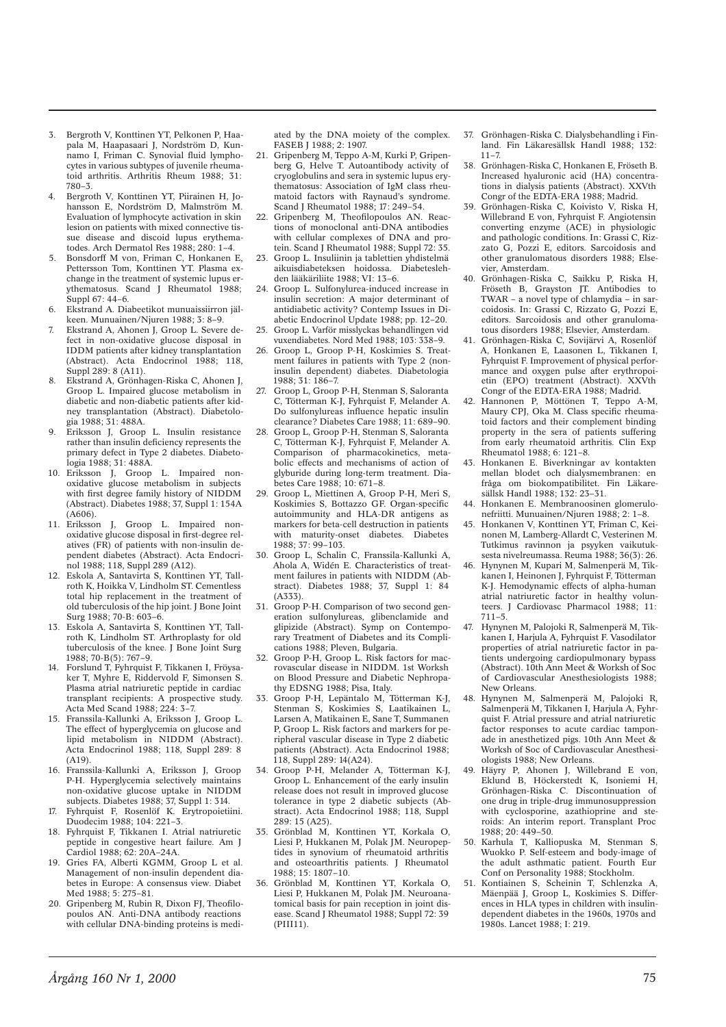3. Bergroth V, Konttinen YT, Pelkonen P, Haapala M, Haapasaari J, Nordström D, Kunnamo I, Friman C. Synovial fluid lymphocytes in various subtypes of juvenile rheumatoid arthritis. Arthritis Rheum 1988; 31: 780–3.
4. Bergroth V, Konttinen YT, Piirainen H, Johansson E, Nordström D, Malmström M. Evaluation of lymphocyte activation in skin lesion on patients with mixed connective tissue disease and discoid lupus erythematodes. Arch Dermatol Res 1988; 280: 1–4.
5. Bonsdorff M von, Friman C, Honkanen E, Pettersson Tom, Konttinen YT. Plasma exchange in the treatment of systemic lupus erythematosus. Scand J Rheumatol 1988; Suppl 67: 44–6.
6. Ekstrand A. Diabeetikot munuaissiirron jälkeen. Munuainen/Njuren 1988; 3: 8–9.
7. Ekstrand A, Ahonen J, Groop L. Severe defect in non-oxidative glucose disposal in IDDM patients after kidney transplantation (Abstract). Acta Endocrinol 1988; 118, Suppl 289: 8 (A11).
8. Ekstrand A, Grönhagen-Riska C, Ahonen J, Groop L. Impaired glucose metabolism in diabetic and non-diabetic patients after kidney transplantation (Abstract). Diabetologia 1988; 31: 488A.
9. Eriksson J, Groop L. Insulin resistance rather than insulin deficiency represents the primary defect in Type 2 diabetes. Diabetologia 1988; 31: 488A.
10. Eriksson J, Groop L. Impaired nonoxidative glucose metabolism in subjects with first degree family history of NIDDM (Abstract). Diabetes 1988; 37, Suppl 1: 154A (A606).
11. Eriksson J, Groop L. Impaired nonoxidative glucose disposal in first-degree relatives (FR) of patients with non-insulin dependent diabetes (Abstract). Acta Endocrinol 1988; 118, Suppl 289 (A12).
12. Eskola A, Santavirta S, Konttinen YT, Tallroth K, Hoikka V, Lindholm ST. Cementless total hip replacement in the treatment of old tuberculosis of the hip joint. J Bone Joint Surg 1988; 70-B: 603–6.
13. Eskola A, Santavirta S, Konttinen YT, Tallroth K, Lindholm ST. Arthroplasty for old tuberculosis of the knee. J Bone Joint Surg 1988; 70-B(5): 767–9.
14. Forslund T, Fyhrquist F, Tikkanen I, Fröysaker T, Myhre E, Riddervold F, Simonsen S. Plasma atrial natriuretic peptide in cardiac transplant recipients: A prospective study. Acta Med Scand 1988; 224: 3–7.
15. Franssila-Kallunki A, Eriksson J, Groop L. The effect of hyperglycemia on glucose and lipid metabolism in NIDDM (Abstract). Acta Endocrinol 1988; 118, Suppl 289: 8 (A19).
16. Franssila-Kallunki A, Eriksson J, Groop P-H. Hyperglycemia selectively maintains non-oxidative glucose uptake in NIDDM subjects. Diabetes 1988; 37, Suppl 1: 314.
17. Fyhrquist F, Rosenlöf K. Erytropoietiini. Duodecim 1988; 104: 221–3.
18. Fyhrquist F, Tikkanen I. Atrial natriuretic peptide in congestive heart failure. Am J Cardiol 1988; 62: 20A–24A.
19. Gries FA, Alberti KGMM, Groop L et al. Management of non-insulin dependent diabetes in Europe: A consensus view. Diabet Med 1988; 5: 275–81.
20. Gripenberg M, Rubin R, Dixon FJ, Theofilopoulos AN. Anti-DNA antibody reactions with cellular DNA-binding proteins is mediated by the DNA moiety of the complex. FASEB J 1988; 2: 1907.
21. Gripenberg M, Teppo A-M, Kurki P, Gripenberg G, Helve T. Autoantibody activity of cryoglobulins and sera in systemic lupus erythematosus: Association of IgM class rheumatoid factors with Raynaud's syndrome. Scand J Rheumatol 1988; 17: 249–54.
22. Gripenberg M, Theofilopoulos AN. Reactions of monoclonal anti-DNA antibodies with cellular complexes of DNA and protein. Scand J Rheumatol 1988; Suppl 72: 35.
23. Groop L. Insuliinin ja tablettien yhdistelmä aikuisdiabeteksen hoidossa. Diabeteslehden lääkäriliite 1988; VI: 13–6.
24. Groop L. Sulfonylurea-induced increase in insulin secretion: A major determinant of antidiabetic activity? Contemp Issues in Diabetic Endocrinol Update 1988; pp. 12–20.
25. Groop L. Varför misslyckas behandlingen vid vuxendiabetes. Nord Med 1988; 103: 338–9.
26. Groop L, Groop P-H, Koskimies S. Treatment failures in patients with Type 2 (non-insulin dependent) diabetes. Diabetologia 1988; 31: 186–7.
27. Groop L, Groop P-H, Stenman S, Saloranta C, Tötterman K-J, Fyhrquist F, Melander A. Do sulfonylureas influence hepatic insulin clearance? Diabetes Care 1988; 11: 689–90.
28. Groop L, Groop P-H, Stenman S, Saloranta C, Tötterman K-J, Fyhrquist F, Melander A. Comparison of pharmacokinetics, metabolic effects and mechanisms of action of glyburide during long-term treatment. Diabetes Care 1988; 10: 671–8.
29. Groop L, Miettinen A, Groop P-H, Meri S, Koskimies S, Bottazzo GF. Organ-specific autoimmunity and HLA-DR antigens as markers for beta-cell destruction in patients with maturity-onset diabetes. Diabetes 1988; 37: 99–103.
30. Groop L, Schalin C, Franssila-Kallunki A, Ahola A, Widén E. Characteristics of treatment failures in patients with NIDDM (Abstract). Diabetes 1988; 37, Suppl 1: 84 (A333).
31. Groop P-H. Comparison of two second generation sulfonylureas, glibenclamide and glipizide (Abstract). Symp on Contemporary Treatment of Diabetes and its Complications 1988; Pleven, Bulgaria.
32. Groop P-H, Groop L. Risk factors for macrovascular disease in NIDDM. 1st Worksh on Blood Pressure and Diabetic Nephropathy EDSNG 1988; Pisa, Italy.
33. Groop P-H, Lepäntalo M, Tötterman K-J, Stenman S, Koskimies S, Laatikainen L, Larsen A, Matikainen E, Sane T, Summanen P, Groop L. Risk factors and markers for peripheral vascular disease in Type 2 diabetic patients (Abstract). Acta Endocrinol 1988; 118, Suppl 289: 14(A24).
34. Groop P-H, Melander A, Tötterman K-J, Groop L. Enhancement of the early insulin release does not result in improved glucose tolerance in type 2 diabetic subjects (Abstract). Acta Endocrinol 1988; 118, Suppl 289: 15 (A25).
35. Grönblad M, Konttinen YT, Korkala O, Liesi P, Hukkanen M, Polak JM. Neuropeptides in synovium of rheumatoid arthritis and osteoarthritis patients. J Rheumatol 1988; 15: 1807–10.
36. Grönblad M, Konttinen YT, Korkala O, Liesi P, Hukkanen M, Polak JM. Neuroanatomical basis for pain reception in joint disease. Scand J Rheumatol 1988; Suppl 72: 39 (PIII11).
37. Grönhagen-Riska C. Dialysbehandling i Finland. Fin Läkaresällsk Handl 1988; 132: 11–7.
38. Grönhagen-Riska C, Honkanen E, Fröseth B. Increased hyaluronic acid (HA) concentrations in dialysis patients (Abstract). XXVth Congr of the EDTA-ERA 1988; Madrid.
39. Grönhagen-Riska C, Koivisto V, Riska H, Willebrand E von, Fyhrquist F. Angiotensin converting enzyme (ACE) in physiologic and pathologic conditions. In: Grassi C, Rizzato G, Pozzi E, editors. Sarcoidosis and other granulomatous disorders 1988; Elsevier, Amsterdam.
40. Grönhagen-Riska C, Saikku P, Riska H, Fröseth B, Grayston JT. Antibodies to TWAR – a novel type of chlamydia – in sarcoidosis. In: Grassi C, Rizzato G, Pozzi E, editors. Sarcoidosis and other granulomatous disorders 1988; Elsevier, Amsterdam.
41. Grönhagen-Riska C, Sovijärvi A, Rosenlöf A, Honkanen E, Laasonen L, Tikkanen I, Fyhrquist F. Improvement of physical performance and oxygen pulse after erythropoietin (EPO) treatment (Abstract). XXVth Congr of the EDTA-ERA 1988; Madrid.
42. Hannonen P, Möttönen T, Teppo A-M, Maury CPJ, Oka M. Class specific rheumatoid factors and their complement binding property in the sera of patients suffering from early rheumatoid arthritis. Clin Exp Rheumatol 1988; 6: 121–8.
43. Honkanen E. Biverkningar av kontakten mellan blodet och dialysmembranen: en fråga om biokompatibilitet. Fin Läkaresällsk Handl 1988; 132: 23–31.
44. Honkanen E. Membranoosinen glomerulonefriitti. Munuainen/Njuren 1988; 2: 1–8.
45. Honkanen V, Konttinen YT, Friman C, Keinonen M, Lamberg-Allardt C, Vesterinen M. Tutkimus ravinnon ja psyyken vaikutuksesta nivelreumassa. Reuma 1988; 36(3): 26.
46. Hynynen M, Kupari M, Salmenperä M, Tikkanen I, Heinonen J, Fyhrquist F, Tötterman K-J. Hemodynamic effects of alpha-human atrial natriuretic factor in healthy volunteers. J Cardiovasc Pharmacol 1988; 11: 711–5.
47. Hynynen M, Palojoki R, Salmenperä M, Tikkanen I, Harjula A, Fyhrquist F. Vasodilator properties of atrial natriuretic factor in patients undergoing cardiopulmonary bypass (Abstract). 10th Ann Meet & Worksh of Soc of Cardiovascular Anesthesiologists 1988; New Orleans.
48. Hynynen M, Salmenperä M, Palojoki R, Salmenperä M, Tikkanen I, Harjula A, Fyhrquist F. Atrial pressure and atrial natriuretic factor responses to acute cardiac tamponade in anesthetized pigs. 10th Ann Meet & Worksh of Soc of Cardiovascular Anesthesiologists 1988; New Orleans.
49. Häyry P, Ahonen J, Willebrand E von, Eklund B, Höckerstedt K, Isoniemi H, Grönhagen-Riska C. Discontinuation of one drug in triple-drug immunosuppression with cyclosporine, azathioprine and steroids: An interim report. Transplant Proc 1988; 20: 449–50.
50. Karhula T, Kalliopuska M, Stenman S, Wuokko P. Self-esteem and body-image of the adult asthmatic patient. Fourth Eur Conf on Personality 1988; Stockholm.
51. Kontiainen S, Scheinin T, Schlenzka A, Mäenpää J, Groop L, Koskimies S. Differences in HLA types in children with insulin-dependent diabetes in the 1960s, 1970s and 1980s. Lancet 1988; I: 219.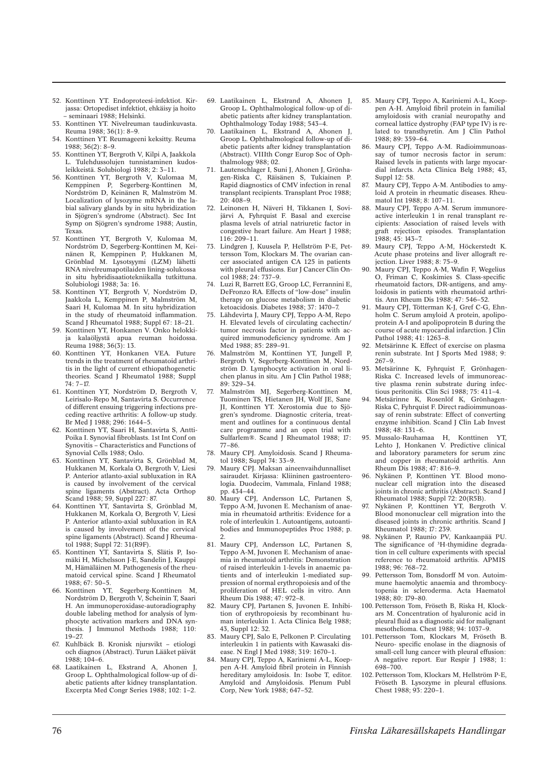52. Konttinen YT. Endoproteesi-infektiot. Kirjassa: Ortopediset infektiot, ehkäisy ja hoito – seminaari 1988; Helsinki.
53. Konttinen YT. Nivelreuman taudinkuvasta. Reuma 1988; 36(1): 8–9.
54. Konttinen YT. Reumageeni keksitty. Reuma 1988; 36(2): 8–9.
55. Konttinen YT, Bergroth V, Kilpi A, Jaakkola L. Tulehdussolujen tunnistaminen kudosleikkeistä. Solubiologi 1988; 2: 3–11.
56. Konttinen YT, Bergroth V, Kulomaa M, Kemppinen P, Segerberg-Konttinen M, Nordström D, Keinänen R, Malmström M. Localization of lysozyme mRNA in the labial salivary glands by in situ hybridization in Sjögren's syndrome (Abstract). Sec Int Symp on Sjögren's syndrome 1988; Austin, Texas.
57. Konttinen YT, Bergroth V, Kulomaa M, Nordström D, Segerberg-Konttinen M, Keinänen R, Kemppinen P, Hukkanen M, Grönblad M. Lysotsyymi (LZM) lähetti RNA nivelreumapotilaiden lining-solukossa in situ hybridisaatiotekniikalla tutkittuna. Solubiologi 1988; 3a: 16.
58. Konttinen YT, Bergroth V, Nordström D, Jaakkola L, Kemppinen P, Malmström M, Saari H, Kulomaa M. In situ hybridization in the study of rheumatoid inflammation. Scand J Rheumatol 1988; Suppl 67: 18–21.
59. Konttinen YT, Honkanen V. Onko helokkija kalaöljystä apua reuman hoidossa. Reuma 1988; 36(3): 13.
60. Konttinen YT, Honkanen VEA. Future trends in the treatment of rheumatoid arthritis in the light of current ethiopathogenetic theories. Scand J Rheumatol 1988; Suppl 74: 7–17.
61. Konttinen YT, Nordström D, Bergroth V, Leirisalo-Repo M, Santavirta S. Occurrence of different ensuing triggering infections preceding reactive arthritis: A follow-up study. Br Med J 1988; 296: 1644–5.
62. Konttinen YT, Saari H, Santavirta S, Antti-Poika I. Synovial fibroblasts. 1st Int Conf on Synovitis – Characteristics and Functions of Synovial Cells 1988; Oslo.
63. Konttinen YT, Santavirta S, Grönblad M, Hukkanen M, Korkala O, Bergroth V, Liesi P. Anterior atlanto-axial subluxation in RA is caused by involvement of the cervical spine ligaments (Abstract). Acta Orthop Scand 1988; 59, Suppl 227: 87.
64. Konttinen YT, Santavirta S, Grönblad M, Hukkanen M, Korkala O, Bergroth V, Liesi P. Anterior atlanto-axial subluxation in RA is caused by involvement of the cervical spine ligaments (Abstract). Scand J Rheumatol 1988; Suppl 72: 31(R9F).
65. Konttinen YT, Santavirta S, Slätis P, Isomäki H, Michelsson J-E, Sandelin J, Kauppi M, Hämäläinen M. Pathogenesis of the rheumatoid cervical spine. Scand J Rheumatol 1988; 67: 50–5.
66. Konttinen YT, Segerberg-Konttinen M, Nordström D, Bergroth V, Scheinin T, Saari H. An immunoperoxidase-autoradiography double labeling method for analysis of lymphocyte activation markers and DNA synthesis. J Immunol Methods 1988; 110: 19–27.
67. Kuhlbäck B. Kronisk njursvikt – etiologi och diagnos (Abstract). Turun Lääket päivät 1988; 104–6.
68. Laatikainen L, Ekstrand A, Ahonen J, Groop L. Ophthalmological follow-up of diabetic patients after kidney transplantation. Excerpta Med Congr Series 1988; 102: 1–2.
69. Laatikainen L, Ekstrand A, Ahonen J, Groop L. Ophthalmological follow-up of diabetic patients after kidney transplantation. Ophthalmology Today 1988; 543–4.
70. Laatikainen L, Ekstrand A, Ahonen J, Groop L. Ophthalmological follow-up of diabetic patients after kidney transplantation (Abstract). VIIIth Congr Europ Soc of Ophthalmology 988; 02.
71. Lautenschlager I, Suni J, Ahonen J, Grönhagen-Riska C, Räisänen S, Tukiainen P. Rapid diagnostics of CMV infection in renal transplant recipients. Transplant Proc 1988; 20: 408–9.
72. Leinonen H, Näveri H, Tikkanen I, Sovijärvi A, Fyhrquist F. Basal and exercise plasma levels of atrial natriuretic factor in congestive heart failure. Am Heart J 1988; 116: 209–11.
73. Lindgren J, Kuusela P, Hellström P-E, Pettersson Tom, Klockars M. The ovarian cancer associated antigen CA 125 in patients with pleural effusions. Eur J Cancer Clin Oncol 1988; 24: 737–9.
74. Luzi R, Barrett EG, Groop LC, Ferrannini E, DeFronzo RA. Effects of "low-dose" insulin therapy on glucose metabolism in diabetic ketoacidosis. Diabetes 1988; 37: 1470–7.
75. Lähdevirta J, Maury CPJ, Teppo A-M, Repo H. Elevated levels of circulating cachectin/tumor necrosis factor in patients with acquired immunodeficiency syndrome. Am J Med 1988; 85: 289–91.
76. Malmström M, Konttinen YT, Jungell P, Bergroth V, Segerberg-Konttinen M, Nordström D. Lymphocyte activation in oral lichen planus in situ. Am J Clin Pathol 1988; 89: 329–34.
77. Malmström MJ, Segerberg-Konttinen M, Tuominen TS, Hietanen JH, Wolf JE, Sane JI, Konttinen YT. Xerostomia due to Sjögren's syndrome. Diagnostic criteria, treatment and outlines for a continuous dental care programme and an open trial with Sulfarlem®. Scand J Rheumatol 1988; 17: 77–86.
78. Maury CPJ. Amyloidosis. Scand J Rheumatol 1988; Suppl 74: 33–9.
79. Maury CPJ. Maksan aineenvaihdunnalliset sairaudet. Kirjassa: Kliininen gastroenterologia. Duodecim, Vammala, Finland 1988; pp. 434–44.
80. Maury CPJ, Andersson LC, Partanen S, Teppo A-M, Juvonen E. Mechanism of anaemia in rheumatoid arthritis: Evidence for a role of interleukin 1. Autoantigens, autoantibodies and Immunopeptides Proc 1988; p. 2.
81. Maury CPJ, Andersson LC, Partanen S, Teppo A-M, Juvonen E. Mechanism of anaemia in rheumatoid arthritis: Demonstration of raised interleukin 1-levels in anaemic patients and of interleukin 1-mediated suppression of normal erythropoiesis and of the proliferation of HEL cells in vitro. Ann Rheum Dis 1988; 47: 972–8.
82. Maury CPJ, Partanen S, Juvonen E. Inhibition of erythropoiesis by recombinant human interleukin 1. Acta Clinica Belg 1988; 43, Suppl 12: 32.
83. Maury CPJ, Salo E, Pelkonen P. Circulating interleukin 1 in patients with Kawasaki disease. N Engl J Med 1988; 319: 1670–1.
84. Maury CPJ, Teppo A, Kariniemi A-L, Koeppen A-H. Amyloid fibril protein in Finnish hereditary amyloidosis. In: Isobe T, editor. Amyloid and Amyloidosis. Plenum Publ Corp, New York 1988; 647–52.
85. Maury CPJ, Teppo A, Kariniemi A-L, Koeppen A-H. Amyloid fibril protein in familial amyloidosis with cranial neuropathy and corneal lattice dystrophy (FAP type IV) is related to transthyretin. Am J Clin Pathol 1988; 89: 359–64.
86. Maury CPJ, Teppo A-M. Radioimmunoassay of tumor necrosis factor in serum: Raised levels in patients with large myocardial infarcts. Acta Clinica Belg 1988; 43, Suppl 12: 58.
87. Maury CPJ, Teppo A-M. Antibodies to amyloid A protein in rheumatic diseases. Rheumatol Int 1988; 8: 107–11.
88. Maury CPJ, Teppo A-M. Serum immunoreactive interleukin 1 in renal transplant recipients: Association of raised levels with graft rejection episodes. Transplantation 1988; 45: 143–7.
89. Maury CPJ, Teppo A-M, Höckerstedt K. Acute phase proteins and liver allograft rejection. Liver 1988; 8: 75–9.
90. Maury CPJ, Teppo A-M, Wafin F, Wegelius O, Friman C, Koskimies S. Class-specific rheumatoid factors, DR-antigens, and amyloidosis in patients with rheumatoid arthritis. Ann Rheum Dis 1988; 47: 546–52.
91. Maury CPJ, Tötterman K-J, Gref C-G, Ehnholm C. Serum amyloid A protein, apolipoprotein A-I and apolipoprotein B during the course of acute myocardial infarction. J Clin Pathol 1988; 41: 1263–8.
92. Metsärinne K. Effect of exercise on plasma renin substrate. Int J Sports Med 1988; 9: 267–9.
93. Metsärinne K, Fyhrquist F, Grönhagen-Riska C. Increased levels of immunoreactive plasma renin substrate during infectious peritonitis. Clin Sci 1988; 75: 411–4.
94. Metsärinne K, Rosenlöf K, Grönhagen-Riska C, Fyhrquist F. Direct radioimmunoassay of renin substrate: Effect of converting enzyme inhibition. Scand J Clin Lab Invest 1988; 48: 131–6.
95. Mussalo-Rauhamaa H, Konttinen YT, Lehto J, Honkanen V. Predictive clinical and laboratory parameters for serum zinc and copper in rheumatoid arthritis. Ann Rheum Dis 1988; 47: 816–9.
96. Nykänen P, Konttinen YT. Blood mononuclear cell migration into the diseased joints in chronic arthritis (Abstract). Scand J Rheumatol 1988; Suppl 72: 20(R5B).
97. Nykänen P, Konttinen YT, Bergroth V. Blood mononuclear cell migration into the diseased joints in chronic arthritis. Scand J Rheumatol 1988; 17: 239.
98. Nykänen P, Raunio PV, Kankaanpää PU. The significance of $^{3}$H-thymidine degradation in cell culture experiments with special reference to rheumatoid arthritis. APMIS 1988; 96: 768–72.
99. Pettersson Tom, Bonsdorff M von. Autoimmune haemolytic anaemia and thrombocytopenia in scleroderma. Acta Haematol 1988; 80: 179–80.
100. Pettersson Tom, Fröseth B, Riska H, Klockars M. Concentration of hyaluronic acid in pleural fluid as a diagnostic aid for malignant mesothelioma. Chest 1988; 94: 1037–9.
101. Pettersson Tom, Klockars M, Fröseth B. Neuro- specific enolase in the diagnosis of small-cell lung cancer with pleural effusion: A negative report. Eur Respir J 1988; 1: 698–700.
102. Pettersson Tom, Klockars M, Hellström P-E, Fröseth B. Lysozyme in pleural effusions. Chest 1988; 93: 220–1.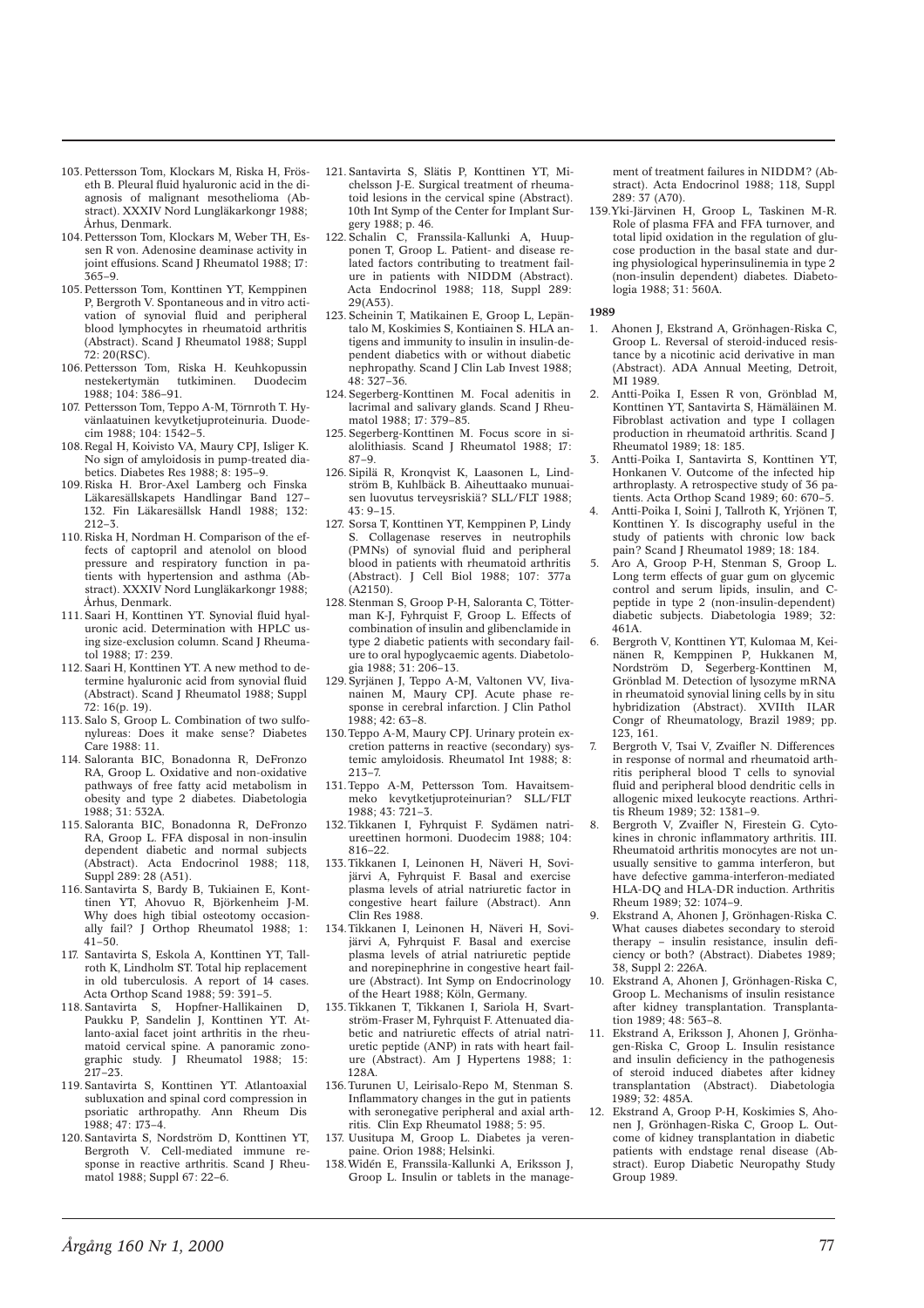103. Pettersson Tom, Klockars M, Riska H, Fröseth B. Pleural fluid hyaluronic acid in the diagnosis of malignant mesothelioma (Abstract). XXXIV Nord Lungläkarkongr 1988; Århus, Denmark.
104. Pettersson Tom, Klockars M, Weber TH, Essen R von. Adenosine deaminase activity in joint effusions. Scand J Rheumatol 1988; 17: 365–9.
105. Pettersson Tom, Konttinen YT, Kemppinen P, Bergroth V. Spontaneous and in vitro activation of synovial fluid and peripheral blood lymphocytes in rheumatoid arthritis (Abstract). Scand J Rheumatol 1988; Suppl 72: 20(RSC).
106. Pettersson Tom, Riska H. Keuhkopussin nestekertymän tutkiminen. Duodecim 1988; 104: 386–91.
107. Pettersson Tom, Teppo A-M, Törnroth T. Hyvänlaatuinen kevytketjuproteinuria. Duodecim 1988; 104: 1542–5.
108. Regal H, Koivisto VA, Maury CPJ, Isliger K. No sign of amyloidosis in pump-treated diabetics. Diabetes Res 1988; 8: 195–9.
109. Riska H. Bror-Axel Lamberg och Finska Läkaresällskapets Handlingar Band 127–132. Fin Läkaresällsk Handl 1988; 132: 212–3.
110. Riska H, Nordman H. Comparison of the effects of captopril and atenolol on blood pressure and respiratory function in patients with hypertension and asthma (Abstract). XXXIV Nord Lungläkarkongr 1988; Århus, Denmark.
111. Saari H, Konttinen YT. Synovial fluid hyaluronic acid. Determination with HPLC using size-exclusion column. Scand J Rheumatol 1988; 17: 239.
112. Saari H, Konttinen YT. A new method to determine hyaluronic acid from synovial fluid (Abstract). Scand J Rheumatol 1988; Suppl 72: 16(p. 19).
113. Salo S, Groop L. Combination of two sulfonylureas: Does it make sense? Diabetes Care 1988: 11.
114. Saloranta BIC, Bonadonna R, DeFronzo RA, Groop L. Oxidative and non-oxidative pathways of free fatty acid metabolism in obesity and type 2 diabetes. Diabetologia 1988; 31: 532A.
115. Saloranta BIC, Bonadonna R, DeFronzo RA, Groop L. FFA disposal in non-insulin dependent diabetic and normal subjects (Abstract). Acta Endocrinol 1988; 118, Suppl 289: 28 (A51).
116. Santavirta S, Bardy B, Tukiainen E, Konttinen YT, Ahovuo R, Björkenheim J-M. Why does high tibial osteotomy occasionally fail? J Orthop Rheumatol 1988; 1: 41–50.
117. Santavirta S, Eskola A, Konttinen YT, Tallroth K, Lindholm ST. Total hip replacement in old tuberculosis. A report of 14 cases. Acta Orthop Scand 1988; 59: 391–5.
118. Santavirta S, Hopfner-Hallikainen D, Paukku P, Sandelin J, Konttinen YT. Atlanto-axial facet joint arthritis in the rheumatoid cervical spine. A panoramic zonographic study. J Rheumatol 1988; 15: 217–23.
119. Santavirta S, Konttinen YT. Atlantoaxial subluxation and spinal cord compression in psoriatic arthropathy. Ann Rheum Dis 1988; 47: 173–4.
120. Santavirta S, Nordström D, Konttinen YT, Bergroth V. Cell-mediated immune response in reactive arthritis. Scand J Rheumatol 1988; Suppl 67: 22–6.
121. Santavirta S, Slätis P, Konttinen YT, Michelsson J-E. Surgical treatment of rheumatoid lesions in the cervical spine (Abstract). 10th Int Symp of the Center for Implant Surgery 1988; p. 46.
122. Schalin C, Franssila-Kallunki A, Huupponen T, Groop L. Patient- and disease related factors contributing to treatment failure in patients with NIDDM (Abstract). Acta Endocrinol 1988; 118, Suppl 289: 29(A53).
123. Scheinin T, Matikainen E, Groop L, Lepäntalo M, Koskimies S, Kontiainen S. HLA antigens and immunity to insulin in insulin-dependent diabetics with or without diabetic nephropathy. Scand J Clin Lab Invest 1988; 48: 327–36.
124. Segerberg-Konttinen M. Focal adenitis in lacrimal and salivary glands. Scand J Rheumatol 1988; 17: 379–85.
125. Segerberg-Konttinen M. Focus score in sialolithiasis. Scand J Rheumatol 1988; 17: 87–9.
126. Sipilä R, Kronqvist K, Laasonen L, Lindström B, Kuhlbäck B. Aiheuttaako munuaisen luovutus terveysriskiä? SLL/FLT 1988; 43: 9–15.
127. Sorsa T, Konttinen YT, Kemppinen P, Lindy S. Collagenase reserves in neutrophils (PMNs) of synovial fluid and peripheral blood in patients with rheumatoid arthritis (Abstract). J Cell Biol 1988; 107: 377a (A2150).
128. Stenman S, Groop P-H, Saloranta C, Tötterman K-J, Fyhrquist F, Groop L. Effects of combination of insulin and glibenclamide in type 2 diabetic patients with secondary failure to oral hypoglycaemic agents. Diabetologia 1988; 31: 206–13.
129. Syrjänen J, Teppo A-M, Valtonen VV, Iivanainen M, Maury CPJ. Acute phase response in cerebral infarction. J Clin Pathol 1988; 42: 63–8.
130. Teppo A-M, Maury CPJ. Urinary protein excretion patterns in reactive (secondary) systemic amyloidosis. Rheumatol Int 1988; 8: 213–7.
131. Teppo A-M, Pettersson Tom. Havaitsemmeko kevytketjuproteinurian? SLL/FLT 1988; 43: 721–3.
132. Tikkanen I, Fyhrquist F. Sydämen natriureettinen hormoni. Duodecim 1988; 104: 816–22.
133. Tikkanen I, Leinonen H, Näveri H, Sovijärvi A, Fyhrquist F. Basal and exercise plasma levels of atrial natriuretic factor in congestive heart failure (Abstract). Ann Clin Res 1988.
134. Tikkanen I, Leinonen H, Näveri H, Sovijärvi A, Fyhrquist F. Basal and exercise plasma levels of atrial natriuretic peptide and norepinephrine in congestive heart failure (Abstract). Int Symp on Endocrinology of the Heart 1988; Köln, Germany.
135. Tikkanen T, Tikkanen I, Sariola H, Svartström-Fraser M, Fyhrquist F. Attenuated diabetic and natriuretic effects of atrial natriuretic peptide (ANP) in rats with heart failure (Abstract). Am J Hypertens 1988; 1: 128A.
136. Turunen U, Leirisalo-Repo M, Stenman S. Inflammatory changes in the gut in patients with seronegative peripheral and axial arthritis. Clin Exp Rheumatol 1988; 5: 95.
137. Uusitupa M, Groop L. Diabetes ja verenpaine. Orion 1988; Helsinki.
138. Widén E, Franssila-Kallunki A, Eriksson J, Groop L. Insulin or tablets in the management of treatment failures in NIDDM? (Abstract). Acta Endocrinol 1988; 118, Suppl 289: 37 (A70).
139. Yki-Järvinen H, Groop L, Taskinen M-R. Role of plasma FFA and FFA turnover, and total lipid oxidation in the regulation of glucose production in the basal state and during physiological hyperinsulinemia in type 2 (non-insulin dependent) diabetes. Diabetologia 1988; 31: 560A.

**1989**

1. Ahonen J, Ekstrand A, Grönhagen-Riska C, Groop L. Reversal of steroid-induced resistance by a nicotinic acid derivative in man (Abstract). ADA Annual Meeting, Detroit, MI 1989.
2. Antti-Poika I, Essen R von, Grönblad M, Konttinen YT, Santavirta S, Hämäläinen M. Fibroblast activation and type I collagen production in rheumatoid arthritis. Scand J Rheumatol 1989; 18: 185.
3. Antti-Poika I, Santavirta S, Konttinen YT, Honkanen V. Outcome of the infected hip arthroplasty. A retrospective study of 36 patients. Acta Orthop Scand 1989; 60: 670–5.
4. Antti-Poika I, Soini J, Tallroth K, Yrjönen T, Konttinen Y. Is discography useful in the study of patients with chronic low back pain? Scand J Rheumatol 1989; 18: 184.
5. Aro A, Groop P-H, Stenman S, Groop L. Long term effects of guar gum on glycemic control and serum lipids, insulin, and C-peptide in type 2 (non-insulin-dependent) diabetic subjects. Diabetologia 1989; 32: 461A.
6. Bergroth V, Konttinen YT, Kulomaa M, Keinänen R, Kemppinen P, Hukkanen M, Nordström D, Segerberg-Konttinen M, Grönblad M. Detection of lysozyme mRNA in rheumatoid synovial lining cells by in situ hybridization (Abstract). XVIIth ILAR Congr of Rheumatology, Brazil 1989; pp. 123, 161.
7. Bergroth V, Tsai V, Zvaifler N. Differences in response of normal and rheumatoid arthritis peripheral blood T cells to synovial fluid and peripheral blood dendritic cells in allogenic mixed leukocyte reactions. Arthritis Rheum 1989; 32: 1381–9.
8. Bergroth V, Zvaifler N, Firestein G. Cytokines in chronic inflammatory arthritis. III. Rheumatoid arthritis monocytes are not unusually sensitive to gamma interferon, but have defective gamma-interferon-mediated HLA-DQ and HLA-DR induction. Arthritis Rheum 1989; 32: 1074–9.
9. Ekstrand A, Ahonen J, Grönhagen-Riska C. What causes diabetes secondary to steroid therapy – insulin resistance, insulin deficiency or both? (Abstract). Diabetes 1989; 38, Suppl 2: 226A.
10. Ekstrand A, Ahonen J, Grönhagen-Riska C, Groop L. Mechanisms of insulin resistance after kidney transplantation. Transplantation 1989; 48: 563–8.
11. Ekstrand A, Eriksson J, Ahonen J, Grönhagen-Riska C, Groop L. Insulin resistance and insulin deficiency in the pathogenesis of steroid induced diabetes after kidney transplantation (Abstract). Diabetologia 1989; 32: 485A.
12. Ekstrand A, Groop P-H, Koskimies S, Ahonen J, Grönhagen-Riska C, Groop L. Outcome of kidney transplantation in diabetic patients with endstage renal disease (Abstract). Europ Diabetic Neuropathy Study Group 1989.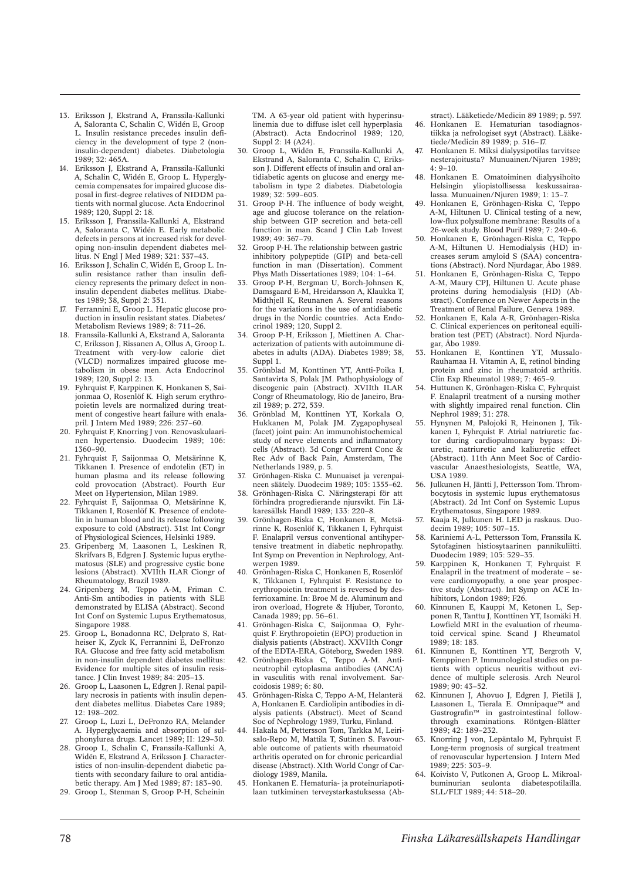13. Eriksson J, Ekstrand A, Franssila-Kallunki A, Saloranta C, Schalin C, Widén E, Groop L. Insulin resistance precedes insulin deficiency in the development of type 2 (non-insulin-dependent) diabetes. Diabetologia 1989; 32: 465A.
14. Eriksson J, Ekstrand A, Franssila-Kallunki A, Schalin C, Widén E, Groop L. Hyperglycemia compensates for impaired glucose disposal in first-degree relatives of NIDDM patients with normal glucose. Acta Endocrinol 1989; 120, Suppl 2: 18.
15. Eriksson J, Franssila-Kallunki A, Ekstrand A, Saloranta C, Widén E. Early metabolic defects in persons at increased risk for developing non-insulin dependent diabetes mellitus. N Engl J Med 1989; 321: 337–43.
16. Eriksson J, Schalin C, Widén E, Groop L. Insulin resistance rather than insulin deficiency represents the primary defect in non-insulin dependent diabetes mellitus. Diabetes 1989; 38, Suppl 2: 351.
17. Ferrannini E, Groop L. Hepatic glucose production in insulin resistant states. Diabetes/Metabolism Reviews 1989; 8: 711–26.
18. Franssila-Kallunki A, Ekstrand A, Saloranta C, Eriksson J, Rissanen A, Ollus A, Groop L. Treatment with very-low calorie diet (VLCD) normalizes impaired glucose metabolism in obese men. Acta Endocrinol 1989; 120, Suppl 2: 13.
19. Fyhrquist F, Karppinen K, Honkanen S, Saijonmaa O, Rosenlöf K. High serum erythropoietin levels are normalized during treatment of congestive heart failure with enalapril. J Intern Med 1989; 226: 257–60.
20. Fyhrquist F, Knorring J von. Renovaskulaarinen hypertensio. Duodecim 1989; 106: 1360–90.
21. Fyhrquist F, Saijonmaa O, Metsärinne K, Tikkanen I. Presence of endotelin (ET) in human plasma and its release following cold provocation (Abstract). Fourth Eur Meet on Hypertension, Milan 1989.
22. Fyhrquist F, Saijonmaa O, Metsärinne K, Tikkanen I, Rosenlöf K. Presence of endotelin in human blood and its release following exposure to cold (Abstract). 31st Int Congr of Physiological Sciences, Helsinki 1989.
23. Gripenberg M, Laasonen L, Leskinen R, Skrifvars B, Edgren J. Systemic lupus erythematosus (SLE) and progressive cystic bone lesions (Abstract). XVIIth ILAR Ciongr of Rheumatology, Brazil 1989.
24. Gripenberg M, Teppo A-M, Friman C. Anti-Sm antibodies in patients with SLE demonstrated by ELISA (Abstract). Second Int Conf on Systemic Lupus Erythematosus, Singapore 1988.
25. Groop L, Bonadonna RC, Delprato S, Ratheiser K, Zyck K, Ferrannini E, DeFronzo RA. Glucose and free fatty acid metabolism in non-insulin dependent diabetes mellitus: Evidence for multiple sites of insulin resistance. J Clin Invest 1989; 84: 205–13.
26. Groop L, Laasonen L, Edgren J. Renal papillary necrosis in patients with insulin dependent diabetes mellitus. Diabetes Care 1989; 12: 198–202.
27. Groop L, Luzi L, DeFronzo RA, Melander A. Hyperglycaemia and absorption of sulphonylurea drugs. Lancet 1989; II: 129–30.
28. Groop L, Schalin C, Franssila-Kallunki A, Widén E, Ekstrand A, Eriksson J. Characteristics of non-insulin-dependent diabetic patients with secondary failure to oral antidiabetic therapy. Am J Med 1989; 87: 183–90.
29. Groop L, Stenman S, Groop P-H, Scheinin TM. A 63-year old patient with hyperinsulinemia due to diffuse islet cell hyperplasia (Abstract). Acta Endocrinol 1989; 120, Suppl 2: 14 (A24).
30. Groop L, Widén E, Franssila-Kallunki A, Ekstrand A, Saloranta C, Schalin C, Eriksson J. Different effects of insulin and oral antidiabetic agents on glucose and energy metabolism in type 2 diabetes. Diabetologia 1989; 32: 599–605.
31. Groop P-H. The influence of body weight, age and glucose tolerance on the relationship between GIP secretion and beta-cell function in man. Scand J Clin Lab Invest 1989; 49: 367–79.
32. Groop P-H. The relationship between gastric inhibitory polypeptide (GIP) and beta-cell function in man (Dissertation). Comment Phys Math Dissertationes 1989; 104: 1–64.
33. Groop P-H, Bergman U, Borch-Johnsen K, Damsgaard E-M, Hreidarsson A, Klaukka T, Midthjell K, Reunanen A. Several reasons for the variations in the use of antidiabetic drugs in the Nordic countries. Acta Endocrinol 1989; 120, Suppl 2.
34. Groop P-H, Eriksson J, Miettinen A. Characterization of patients with autoimmune diabetes in adults (ADA). Diabetes 1989; 38, Suppl 1.
35. Grönblad M, Konttinen YT, Antti-Poika I, Santavirta S, Polak JM. Pathophysiology of discogenic pain (Abstract). XVIIth ILAR Congr of Rheumatology, Rio de Janeiro, Brazil 1989; p. 272, 539.
36. Grönblad M, Konttinen YT, Korkala O, Hukkanen M, Polak JM. Zygapophyseal (facet) joint pain: An immunohistochemical study of nerve elements and inflammatory cells (Abstract). 3d Congr Current Conc & Rec Adv of Back Pain, Amsterdam, The Netherlands 1989, p. 5.
37. Grönhagen-Riska C. Munuaiset ja verenpaineen säätely. Duodecim 1989; 105: 1355–62.
38. Grönhagen-Riska C. Näringsterapi för att förhindra progredierande njursvikt. Fin Läkaresällsk Handl 1989; 133: 220–8.
39. Grönhagen-Riska C, Honkanen E, Metsärinne K, Rosenlöf K, Tikkanen I, Fyhrquist F. Enalapril versus conventional antihypertensive treatment in diabetic nephropathy. Int Symp on Prevention in Nephrology, Antwerpen 1989.
40. Grönhagen-Riska C, Honkanen E, Rosenlöf K, Tikkanen I, Fyhrquist F. Resistance to erythropoietin treatment is reversed by desferrioxamine. In: Broe M de. Aluminum and iron overload, Hogrete & Hjuber, Toronto, Canada 1989; pp. 56–61.
41. Grönhagen-Riska C, Saijonmaa O, Fyhrquist F. Erythropoietin (EPO) production in dialysis patients (Abstract). XXVIIth Congr of the EDTA-ERA, Göteborg, Sweden 1989.
42. Grönhagen-Riska C, Teppo A-M. Antineutrophil cytoplasma antibodies (ANCA) in vasculitis with renal involvement. Sarcoidosis 1989; 6: 80.
43. Grönhagen-Riska C, Teppo A-M, Helanterä A, Honkanen E. Cardiolipin antibodies in dialysis patients (Abstract). Meet of Scand Soc of Nephrology 1989, Turku, Finland.
44. Hakala M, Pettersson Tom, Tarkka M, Leirisalo-Repo M, Mattila T, Sutinen S. Favourable outcome of patients with rheumatoid arthritis operated on for chronic pericardial disease (Abstract). XIth World Congr of Cardiology 1989, Manila.
45. Honkanen E. Hematuria- ja proteinuriapotilaan tutkiminen terveystarkastuksessa (Abstract). Lääketiede/Medicin 89 1989; p. 597.
46. Honkanen E. Hematurian tasodiagnostiikka ja nefrologiset syyt (Abstract). Lääketiede/Medicin 89 1989; p. 516–17.
47. Honkanen E. Miksi dialyysipotilas tarvitsee nesterajoitusta? Munuainen/Njuren 1989; 4: 9–10.
48. Honkanen E. Omatoiminen dialyysihoito Helsingin yliopistollisessa keskussairaalassa. Munuainen/Njuren 1989; 1: 15–7.
49. Honkanen E, Grönhagen-Riska C, Teppo A-M, Hiltunen U. Clinical testing of a new, low-flux polysulfone membrane: Results of a 26-week study. Blood Purif 1989; 7: 240–6.
50. Honkanen E, Grönhagen-Riska C, Teppo A-M, Hiltunen U. Hemodialysis (HD) increases serum amyloid S (SAA) concentrations (Abstract). Nord Njurdagar, Åbo 1989.
51. Honkanen E, Grönhagen-Riska C, Teppo A-M, Maury CPJ, Hiltunen U. Acute phase proteins during hemodialysis (HD) (Abstract). Conference on Newer Aspects in the Treatment of Renal Failure, Geneva 1989.
52. Honkanen E, Kala A-R, Grönhagen-Riska C. Clinical experiences on peritoneal equilibration test (PET) (Abstract). Nord Njurdagar, Åbo 1989.
53. Honkanen E, Konttinen YT, Mussalo-Rauhamaa H. Vitamin A, E, retinol binding protein and zinc in rheumatoid arthritis. Clin Exp Rheumatol 1989; 7: 465–9.
54. Huttunen K, Grönhagen-Riska C, Fyhrquist F. Enalapril treatment of a nursing mother with slightly impaired renal function. Clin Nephrol 1989; 31: 278.
55. Hynynen M, Palojoki R, Heinonen J, Tikkanen I, Fyhrquist F. Atrial natriuretic factor during cardiopulmonary bypass: Diuretic, natriuretic and kaliuretic effect (Abstract). 11th Ann Meet Soc of Cardiovascular Anaesthesiologists, Seattle, WA, USA 1989.
56. Julkunen H, Jäntti J, Pettersson Tom. Thrombocytosis in systemic lupus erythematosus (Abstract). 2d Int Conf on Systemic Lupus Erythematosus, Singapore 1989.
57. Kaaja R, Julkunen H. LED ja raskaus. Duodecim 1989; 105: 507–15.
58. Kariniemi A-L, Pettersson Tom, Franssila K. Sytofaginen histiosytaarinen pannikuliitti. Duodecim 1989; 105: 529–35.
59. Karppinen K, Honkanen T, Fyhrquist F. Enalapril in the treatment of moderate – severe cardiomyopathy, a one year prospective study (Abstract). Int Symp on ACE Inhibitors, London 1989; F26.
60. Kinnunen E, Kauppi M, Ketonen L, Repponen R, Tanttu J, Konttinen YT, Isomäki H. Lowfield MRI in the evaluation of rheumatoid cervical spine. Scand J Rheumatol 1989; 18: 183.
61. Kinnunen E, Konttinen YT, Bergroth V, Kemppinen P. Immunological studies on patients with opticus neuritis without evidence of multiple sclerosis. Arch Neurol 1989; 90: 43–52.
62. Kinnunen J, Ahovuo J, Edgren J, Pietilä J, Laasonen L, Tierala E. Omnipaque™ and Gastrografin™ in gastrointestinal follow-through examinations. Röntgen-Blätter 1989; 42: 189–232.
63. Knorring J von, Lepäntalo M, Fyhrquist F. Long-term prognosis of surgical treatment of renovascular hypertension. J Intern Med 1989; 225: 303–9.
64. Koivisto V, Putkonen A, Groop L. Mikroalbuminurian seulonta diabetespotilailla. SLL/FLT 1989; 44: 518–20.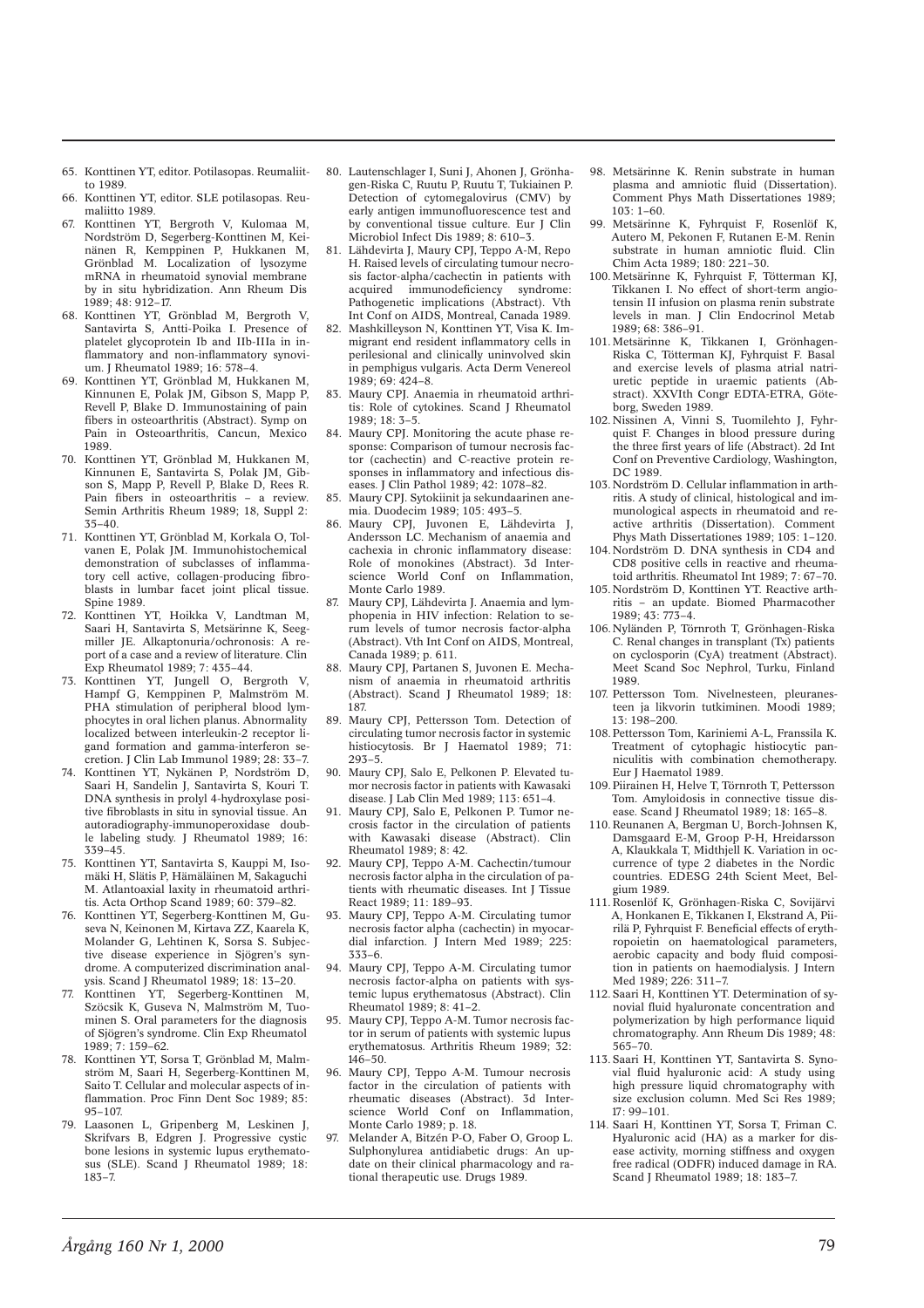65. Konttinen YT, editor. Potilasopas. Reumaliitto 1989.
66. Konttinen YT, editor. SLE potilasopas. Reumaliitto 1989.
67. Konttinen YT, Bergroth V, Kulomaa M, Nordström D, Segerberg-Konttinen M, Keinänen R, Kemppinen P, Hukkanen M, Grönblad M. Localization of lysozyme mRNA in rheumatoid synovial membrane by in situ hybridization. Ann Rheum Dis 1989; 48: 912–17.
68. Konttinen YT, Grönblad M, Bergroth V, Santavirta S, Antti-Poika I. Presence of platelet glycoprotein Ib and IIb-IIIa in inflammatory and non-inflammatory synovium. J Rheumatol 1989; 16: 578–4.
69. Konttinen YT, Grönblad M, Hukkanen M, Kinnunen E, Polak JM, Gibson S, Mapp P, Revell P, Blake D. Immunostaining of pain fibers in osteoarthritis (Abstract). Symp on Pain in Osteoarthritis, Cancun, Mexico 1989.
70. Konttinen YT, Grönblad M, Hukkanen M, Kinnunen E, Santavirta S, Polak JM, Gibson S, Mapp P, Revell P, Blake D, Rees R. Pain fibers in osteoarthritis – a review. Semin Arthritis Rheum 1989; 18, Suppl 2: 35–40.
71. Konttinen YT, Grönblad M, Korkala O, Tolvanen E, Polak JM. Immunohistochemical demonstration of subclasses of inflammatory cell active, collagen-producing fibroblasts in lumbar facet joint plical tissue. Spine 1989.
72. Konttinen YT, Hoikka V, Landtman M, Saari H, Santavirta S, Metsärinne K, Seegmiller JE. Alkaptonuria/ochronosis: A report of a case and a review of literature. Clin Exp Rheumatol 1989; 7: 435–44.
73. Konttinen YT, Jungell O, Bergroth V, Hampf G, Kemppinen P, Malmström M. PHA stimulation of peripheral blood lymphocytes in oral lichen planus. Abnormality localized between interleukin-2 receptor ligand formation and gamma-interferon secretion. J Clin Lab Immunol 1989; 28: 33–7.
74. Konttinen YT, Nykänen P, Nordström D, Saari H, Sandelin J, Santavirta S, Kouri T. DNA synthesis in prolyl 4-hydroxylase positive fibroblasts in situ in synovial tissue. An autoradiography-immunoperoxidase double labeling study. J Rheumatol 1989; 16: 339–45.
75. Konttinen YT, Santavirta S, Kauppi M, Isomäki H, Slätis P, Hämäläinen M, Sakaguchi M. Atlantoaxial laxity in rheumatoid arthritis. Acta Orthop Scand 1989; 60: 379–82.
76. Konttinen YT, Segerberg-Konttinen M, Guseva N, Keinonen M, Kirtava ZZ, Kaarela K, Molander G, Lehtinen K, Sorsa S. Subjective disease experience in Sjögren's syndrome. A computerized discrimination analysis. Scand J Rheumatol 1989; 18: 13–20.
77. Konttinen YT, Segerberg-Konttinen M, Szöcsik K, Guseva N, Malmström M, Tuominen S. Oral parameters for the diagnosis of Sjögren's syndrome. Clin Exp Rheumatol 1989; 7: 159–62.
78. Konttinen YT, Sorsa T, Grönblad M, Malmström M, Saari H, Segerberg-Konttinen M, Saito T. Cellular and molecular aspects of inflammation. Proc Finn Dent Soc 1989; 85: 95–107.
79. Laasonen L, Gripenberg M, Leskinen J, Skrifvars B, Edgren J. Progressive cystic bone lesions in systemic lupus erythematosus (SLE). Scand J Rheumatol 1989; 18: 183–7.
80. Lautenschlager I, Suni J, Ahonen J, Grönhagen-Riska C, Ruutu P, Ruutu T, Tukiainen P. Detection of cytomegalovirus (CMV) by early antigen immunofluorescence test and by conventional tissue culture. Eur J Clin Microbiol Infect Dis 1989; 8: 610–3.
81. Lähdevirta J, Maury CPJ, Teppo A-M, Repo H. Raised levels of circulating tumour necrosis factor-alpha/cachectin in patients with acquired immunodeficiency syndrome: Pathogenetic implications (Abstract). Vth Int Conf on AIDS, Montreal, Canada 1989.
82. Mashkilleyson N, Konttinen YT, Visa K. Immigrant end resident inflammatory cells in perilesional and clinically uninvolved skin in pemphigus vulgaris. Acta Derm Venereol 1989; 69: 424–8.
83. Maury CPJ. Anaemia in rheumatoid arthritis: Role of cytokines. Scand J Rheumatol 1989; 18: 3–5.
84. Maury CPJ. Monitoring the acute phase response: Comparison of tumour necrosis factor (cachectin) and C-reactive protein responses in inflammatory and infectious diseases. J Clin Pathol 1989; 42: 1078–82.
85. Maury CPJ. Sytokiinit ja sekundaarinen anemia. Duodecim 1989; 105: 493–5.
86. Maury CPJ, Juvonen E, Lähdevirta J, Andersson LC. Mechanism of anaemia and cachexia in chronic inflammatory disease: Role of monokines (Abstract). 3d Interscience World Conf on Inflammation, Monte Carlo 1989.
87. Maury CPJ, Lähdevirta J. Anaemia and lymphopenia in HIV infection: Relation to serum levels of tumor necrosis factor-alpha (Abstract). Vth Int Conf on AIDS, Montreal, Canada 1989; p. 611.
88. Maury CPJ, Partanen S, Juvonen E. Mechanism of anaemia in rheumatoid arthritis (Abstract). Scand J Rheumatol 1989; 18: 187.
89. Maury CPJ, Pettersson Tom. Detection of circulating tumor necrosis factor in systemic histiocytosis. Br J Haematol 1989; 71: 293–5.
90. Maury CPJ, Salo E, Pelkonen P. Elevated tumor necrosis factor in patients with Kawasaki disease. J Lab Clin Med 1989; 113: 651–4.
91. Maury CPJ, Salo E, Pelkonen P. Tumor necrosis factor in the circulation of patients with Kawasaki disease (Abstract). Clin Rheumatol 1989; 8: 42.
92. Maury CPJ, Teppo A-M. Cachectin/tumour necrosis factor alpha in the circulation of patients with rheumatic diseases. Int J Tissue React 1989; 11: 189–93.
93. Maury CPJ, Teppo A-M. Circulating tumor necrosis factor alpha (cachectin) in myocardial infarction. J Intern Med 1989; 225: 333–6.
94. Maury CPJ, Teppo A-M. Circulating tumor necrosis factor-alpha on patients with systemic lupus erythematosus (Abstract). Clin Rheumatol 1989; 8: 41–2.
95. Maury CPJ, Teppo A-M. Tumor necrosis factor in serum of patients with systemic lupus erythematosus. Arthritis Rheum 1989; 32: 146–50.
96. Maury CPJ, Teppo A-M. Tumour necrosis factor in the circulation of patients with rheumatic diseases (Abstract). 3d Interscience World Conf on Inflammation, Monte Carlo 1989; p. 18.
97. Melander A, Bitzén P-O, Faber O, Groop L. Sulphonylurea antidiabetic drugs: An update on their clinical pharmacology and rational therapeutic use. Drugs 1989.
98. Metsärinne K. Renin substrate in human plasma and amniotic fluid (Dissertation). Comment Phys Math Dissertationes 1989; 103: 1–60.
99. Metsärinne K, Fyhrquist F, Rosenlöf K, Autero M, Pekonen F, Rutanen E-M. Renin substrate in human amniotic fluid. Clin Chim Acta 1989; 180: 221–30.
100. Metsärinne K, Fyhrquist F, Tötterman KJ, Tikkanen I. No effect of short-term angiotensin II infusion on plasma renin substrate levels in man. J Clin Endocrinol Metab 1989; 68: 386–91.
101. Metsärinne K, Tikkanen I, Grönhagen-Riska C, Tötterman KJ, Fyhrquist F. Basal and exercise levels of plasma atrial natriuretic peptide in uraemic patients (Abstract). XXVIth Congr EDTA-ETRA, Göteborg, Sweden 1989.
102. Nissinen A, Vinni S, Tuomilehto J, Fyhrquist F. Changes in blood pressure during the three first years of life (Abstract). 2d Int Conf on Preventive Cardiology, Washington, DC 1989.
103. Nordström D. Cellular inflammation in arthritis. A study of clinical, histological and immunological aspects in rheumatoid and reactive arthritis (Dissertation). Comment Phys Math Dissertationes 1989; 105: 1–120.
104. Nordström D. DNA synthesis in CD4 and CD8 positive cells in reactive and rheumatoid arthritis. Rheumatol Int 1989; 7: 67–70.
105. Nordström D, Konttinen YT. Reactive arthritis – an update. Biomed Pharmacother 1989; 43: 773–4.
106. Nyländen P, Törnroth T, Grönhagen-Riska C. Renal changes in transplant (Tx) patients on cyclosporin (CyA) treatment (Abstract). Meet Scand Soc Nephrol, Turku, Finland 1989.
107. Pettersson Tom. Nivelnesteen, pleuranesteen ja likvorin tutkiminen. Moodi 1989; 13: 198–200.
108. Pettersson Tom, Kariniemi A-L, Franssila K. Treatment of cytophagic histiocytic panniculitis with combination chemotherapy. Eur J Haematol 1989.
109. Piirainen H, Helve T, Törnroth T, Pettersson Tom. Amyloidosis in connective tissue disease. Scand J Rheumatol 1989; 18: 165–8.
110. Reunanen A, Bergman U, Borch-Johnsen K, Damsgaard E-M, Groop P-H, Hreidarsson A, Klaukkala T, Midthjell K. Variation in occurrence of type 2 diabetes in the Nordic countries. EDESG 24th Scient Meet, Belgium 1989.
111. Rosenlöf K, Grönhagen-Riska C, Sovijärvi A, Honkanen E, Tikkanen I, Ekstrand A, Piirilä P, Fyhrquist F. Beneficial effects of erythropoietin on haematological parameters, aerobic capacity and body fluid composition in patients on haemodialysis. J Intern Med 1989; 226: 311–7.
112. Saari H, Konttinen YT. Determination of synovial fluid hyaluronate concentration and polymerization by high performance liquid chromatography. Ann Rheum Dis 1989; 48: 565–70.
113. Saari H, Konttinen YT, Santavirta S. Synovial fluid hyaluronic acid: A study using high pressure liquid chromatography with size exclusion column. Med Sci Res 1989; 17: 99–101.
114. Saari H, Konttinen YT, Sorsa T, Friman C. Hyaluronic acid (HA) as a marker for disease activity, morning stiffness and oxygen free radical (ODFR) induced damage in RA. Scand J Rheumatol 1989; 18: 183–7.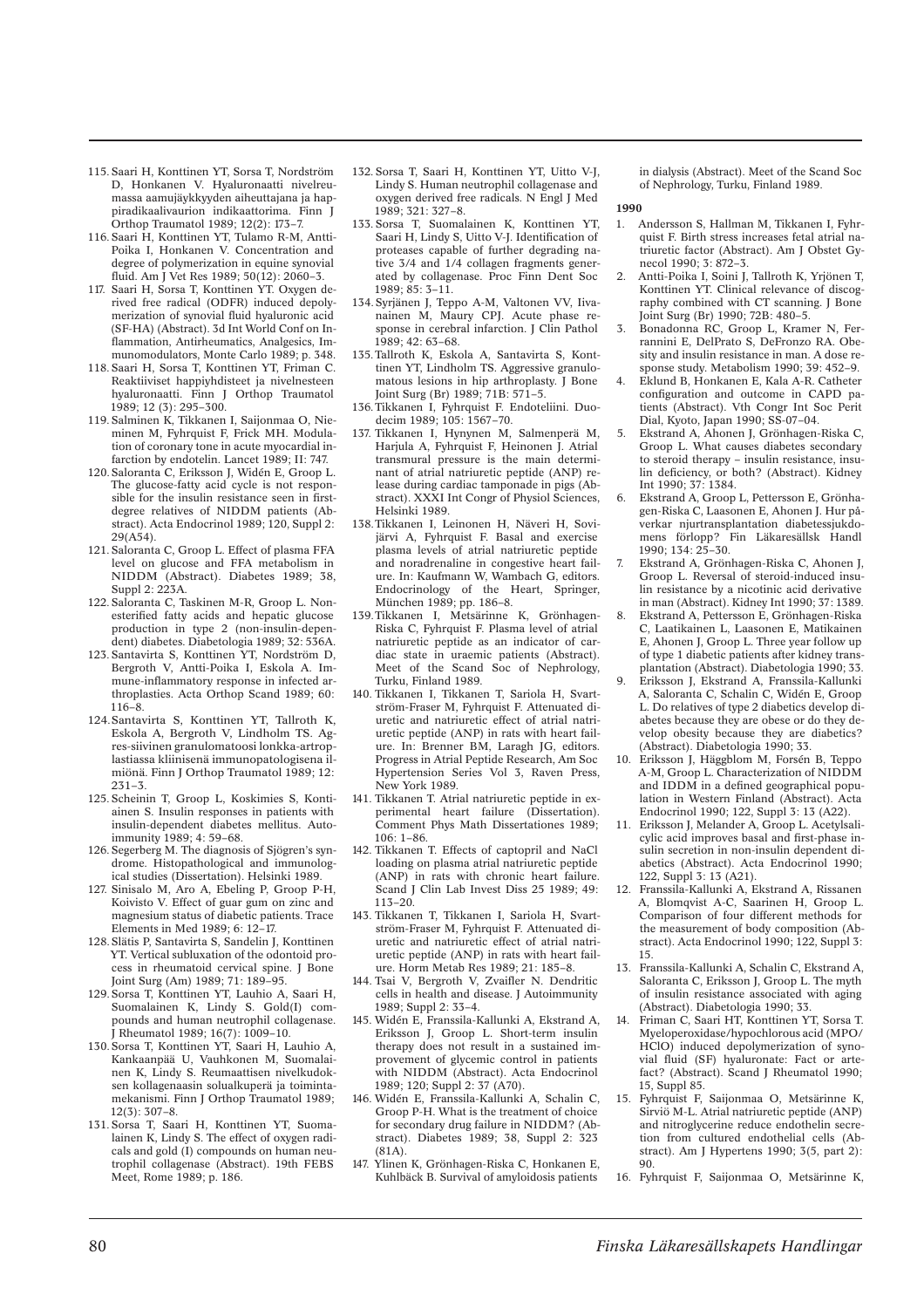115. Saari H, Konttinen YT, Sorsa T, Nordström D, Honkanen V. Hyaluronaatti nivelreumassa aamujäykkyyden aiheuttajana ja happiradikaalivaurion indikaattorima. Finn J Orthop Traumatol 1989; 12(2): 173–7.
116. Saari H, Konttinen YT, Tulamo R-M, Antti-Poika I, Honkanen V. Concentration and degree of polymerization in equine synovial fluid. Am J Vet Res 1989; 50(12): 2060–3.
117. Saari H, Sorsa T, Konttinen YT. Oxygen derived free radical (ODFR) induced depolymerization of synovial fluid hyaluronic acid (SF-HA) (Abstract). 3d Int World Conf on Inflammation, Antirheumatics, Analgesics, Immunomodulators, Monte Carlo 1989; p. 348.
118. Saari H, Sorsa T, Konttinen YT, Friman C. Reaktiiviset happiyhdisteet ja nivelnesteen hyaluronaatti. Finn J Orthop Traumatol 1989; 12 (3): 295–300.
119. Salminen K, Tikkanen I, Saijonmaa O, Nieminen M, Fyhrquist F, Frick MH. Modulation of coronary tone in acute myocardial infarction by endotelin. Lancet 1989; II: 747.
120. Saloranta C, Eriksson J, Widén E, Groop L. The glucose-fatty acid cycle is not responsible for the insulin resistance seen in first-degree relatives of NIDDM patients (Abstract). Acta Endocrinol 1989; 120, Suppl 2: 29(A54).
121. Saloranta C, Groop L. Effect of plasma FFA level on glucose and FFA metabolism in NIDDM (Abstract). Diabetes 1989; 38, Suppl 2: 223A.
122. Saloranta C, Taskinen M-R, Groop L. Non-esterified fatty acids and hepatic glucose production in type 2 (non-insulin-dependent) diabetes. Diabetologia 1989; 32: 536A.
123. Santavirta S, Konttinen YT, Nordström D, Bergroth V, Antti-Poika I, Eskola A. Immune-inflammatory response in infected arthroplasties. Acta Orthop Scand 1989; 60: 116–8.
124. Santavirta S, Konttinen YT, Tallroth K, Eskola A, Bergroth V, Lindholm TS. Agres-siivinen granulomatoosi lonkka-artroplastiassa kliinisenä immunopatologisena ilmiönä. Finn J Orthop Traumatol 1989; 12: 231–3.
125. Scheinin T, Groop L, Koskimies S, Kontiainen S. Insulin responses in patients with insulin-dependent diabetes mellitus. Autoimmunity 1989; 4: 59–68.
126. Segerberg M. The diagnosis of Sjögren's syndrome. Histopathological and immunological studies (Dissertation). Helsinki 1989.
127. Sinisalo M, Aro A, Ebeling P, Groop P-H, Koivisto V. Effect of guar gum on zinc and magnesium status of diabetic patients. Trace Elements in Med 1989; 6: 12–17.
128. Slätis P, Santavirta S, Sandelin J, Konttinen YT. Vertical subluxation of the odontoid process in rheumatoid cervical spine. J Bone Joint Surg (Am) 1989; 71: 189–95.
129. Sorsa T, Konttinen YT, Lauhio A, Saari H, Suomalainen K, Lindy S. Gold(I) compounds and human neutrophil collagenase. J Rheumatol 1989; 16(7): 1009–10.
130. Sorsa T, Konttinen YT, Saari H, Lauhio A, Kankaanpää U, Vauhkonen M, Suomalainen K, Lindy S. Reumaattisen nivelkudoksen kollagenaasin solualkuperä ja toimintamekanismi. Finn J Orthop Traumatol 1989; 12(3): 307–8.
131. Sorsa T, Saari H, Konttinen YT, Suomalainen K, Lindy S. The effect of oxygen radicals and gold (I) compounds on human neutrophil collagenase (Abstract). 19th FEBS Meet, Rome 1989; p. 186.
132. Sorsa T, Saari H, Konttinen YT, Uitto V-J, Lindy S. Human neutrophil collagenase and oxygen derived free radicals. N Engl J Med 1989; 321: 327–8.
133. Sorsa T, Suomalainen K, Konttinen YT, Saari H, Lindy S, Uitto V-J. Identification of proteases capable of further degrading native 3/4 and 1/4 collagen fragments generated by collagenase. Proc Finn Dent Soc 1989; 85: 3–11.
134. Syrjänen J, Teppo A-M, Valtonen VV, Iivanainen M, Maury CPJ. Acute phase response in cerebral infarction. J Clin Pathol 1989; 42: 63–68.
135. Tallroth K, Eskola A, Santavirta S, Konttinen YT, Lindholm TS. Aggressive granulomatous lesions in hip arthroplasty. J Bone Joint Surg (Br) 1989; 71B: 571–5.
136. Tikkanen I, Fyhrquist F. Endoteliini. Duodecim 1989; 105: 1567–70.
137. Tikkanen I, Hynynen M, Salmenperä M, Harjula A, Fyhrquist F, Heinonen J. Atrial transmural pressure is the main determinant of atrial natriuretic peptide (ANP) release during cardiac tamponade in pigs (Abstract). XXXI Int Congr of Physiol Sciences, Helsinki 1989.
138. Tikkanen I, Leinonen H, Näveri H, Sovijärvi A, Fyhrquist F. Basal and exercise plasma levels of atrial natriuretic peptide and noradrenaline in congestive heart failure. In: Kaufmann W, Wambach G, editors. Endocrinology of the Heart, Springer, München 1989; pp. 186–8.
139. Tikkanen I, Metsärinne K, Grönhagen-Riska C, Fyhrquist F. Plasma level of atrial natriuretic peptide as an indicator of cardiac state in uraemic patients (Abstract). Meet of the Scand Soc of Nephrology, Turku, Finland 1989.
140. Tikkanen I, Tikkanen T, Sariola H, Svartström-Fraser M, Fyhrquist F. Attenuated diuretic and natriuretic effect of atrial natriuretic peptide (ANP) in rats with heart failure. In: Brenner BM, Laragh JG, editors. Progress in Atrial Peptide Research, Am Soc Hypertension Series Vol 3, Raven Press, New York 1989.
141. Tikkanen T. Atrial natriuretic peptide in experimental heart failure (Dissertation). Comment Phys Math Dissertationes 1989; 106: 1–86.
142. Tikkanen T. Effects of captopril and NaCl loading on plasma atrial natriuretic peptide (ANP) in rats with chronic heart failure. Scand J Clin Lab Invest Diss 25 1989; 49: 113–20.
143. Tikkanen T, Tikkanen I, Sariola H, Svartström-Fraser M, Fyhrquist F. Attenuated diuretic and natriuretic effect of atrial natriuretic peptide (ANP) in rats with heart failure. Horm Metab Res 1989; 21: 185–8.
144. Tsai V, Bergroth V, Zvaifler N. Dendritic cells in health and disease. J Autoimmunity 1989; Suppl 2: 33–4.
145. Widén E, Franssila-Kallunki A, Ekstrand A, Eriksson J, Groop L. Short-term insulin therapy does not result in a sustained improvement of glycemic control in patients with NIDDM (Abstract). Acta Endocrinol 1989; 120; Suppl 2: 37 (A70).
146. Widén E, Franssila-Kallunki A, Schalin C, Groop P-H. What is the treatment of choice for secondary drug failure in NIDDM? (Abstract). Diabetes 1989; 38, Suppl 2: 323 (81A).
147. Ylinen K, Grönhagen-Riska C, Honkanen E, Kuhlbäck B. Survival of amyloidosis patients in dialysis (Abstract). Meet of the Scand Soc of Nephrology, Turku, Finland 1989.

**1990**

1. Andersson S, Hallman M, Tikkanen I, Fyhrquist F. Birth stress increases fetal atrial natriuretic factor (Abstract). Am J Obstet Gynecol 1990; 3: 872–3.
2. Antti-Poika I, Soini J, Tallroth K, Yrjönen T, Konttinen YT. Clinical relevance of discography combined with CT scanning. J Bone Joint Surg (Br) 1990; 72B: 480–5.
3. Bonadonna RC, Groop L, Kramer N, Ferrannini E, DelPrato S, DeFronzo RA. Obesity and insulin resistance in man. A dose response study. Metabolism 1990; 39: 452–9.
4. Eklund B, Honkanen E, Kala A-R. Catheter configuration and outcome in CAPD patients (Abstract). Vth Congr Int Soc Perit Dial, Kyoto, Japan 1990; SS-07–04.
5. Ekstrand A, Ahonen J, Grönhagen-Riska C, Groop L. What causes diabetes secondary to steroid therapy – insulin resistance, insulin deficiency, or both? (Abstract). Kidney Int 1990; 37: 1384.
6. Ekstrand A, Groop L, Pettersson E, Grönhagen-Riska C, Laasonen E, Ahonen J. Hur påverkar njurtransplantation diabetessjukdomens förlopp? Fin Läkaresällsk Handl 1990; 134: 25–30.
7. Ekstrand A, Grönhagen-Riska C, Ahonen J, Groop L. Reversal of steroid-induced insulin resistance by a nicotinic acid derivative in man (Abstract). Kidney Int 1990; 37: 1389.
8. Ekstrand A, Pettersson E, Grönhagen-Riska C, Laatikainen L, Laasonen E, Matikainen E, Ahonen J, Groop L. Three year follow up of type 1 diabetic patients after kidney transplantation (Abstract). Diabetologia 1990; 33.
9. Eriksson J, Ekstrand A, Franssila-Kallunki A, Saloranta C, Schalin C, Widén E, Groop L. Do relatives of type 2 diabetics develop diabetes because they are obese or do they develop obesity because they are diabetics? (Abstract). Diabetologia 1990; 33.
10. Eriksson J, Häggblom M, Forsén B, Teppo A-M, Groop L. Characterization of NIDDM and IDDM in a defined geographical population in Western Finland (Abstract). Acta Endocrinol 1990; 122, Suppl 3: 13 (A22).
11. Eriksson J, Melander A, Groop L. Acetylsalicylic acid improves basal and first-phase insulin secretion in non-insulin dependent diabetics (Abstract). Acta Endocrinol 1990; 122, Suppl 3: 13 (A21).
12. Franssila-Kallunki A, Ekstrand A, Rissanen A, Blomqvist A-C, Saarinen H, Groop L. Comparison of four different methods for the measurement of body composition (Abstract). Acta Endocrinol 1990; 122, Suppl 3: 15.
13. Franssila-Kallunki A, Schalin C, Ekstrand A, Saloranta C, Eriksson J, Groop L. The myth of insulin resistance associated with aging (Abstract). Diabetologia 1990; 33.
14. Friman C, Saari HT, Konttinen YT, Sorsa T. Myeloperoxidase/hypochlorous acid (MPO/HClO) induced depolymerization of synovial fluid (SF) hyaluronate: Fact or artefact? (Abstract). Scand J Rheumatol 1990; 15, Suppl 85.
15. Fyhrquist F, Saijonmaa O, Metsärinne K, Sirviö M-L. Atrial natriuretic peptide (ANP) and nitroglycerine reduce endothelin secretion from cultured endothelial cells (Abstract). Am J Hypertens 1990; 3(5, part 2): 90.
16. Fyhrquist F, Saijonmaa O, Metsärinne K,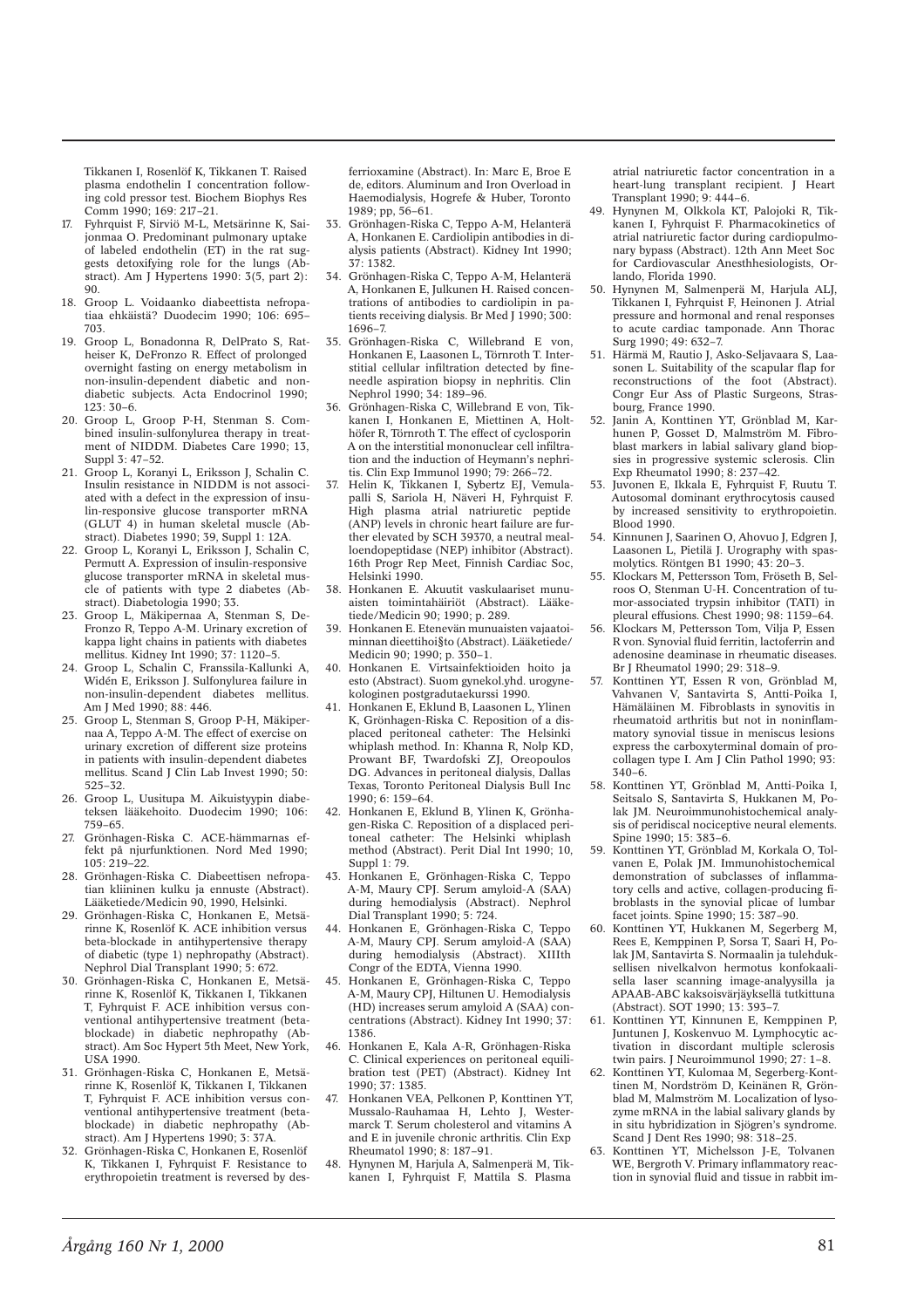Tikkanen I, Rosenlöf K, Tikkanen T. Raised plasma endothelin I concentration following cold pressor test. Biochem Biophys Res Comm 1990; 169: 217–21.

17. Fyhrquist F, Sirviö M-L, Metsärinne K, Saijonmaa O. Predominant pulmonary uptake of labeled endothelin (ET) in the rat suggests detoxifying role for the lungs (Abstract). Am J Hypertens 1990: 3(5, part 2): 90.
18. Groop L. Voidaanko diabeettista nefropatiaa ehkäistä? Duodecim 1990; 106: 695–703.
19. Groop L, Bonadonna R, DelPrato S, Ratheiser K, DeFronzo R. Effect of prolonged overnight fasting on energy metabolism in non-insulin-dependent diabetic and nondiabetic subjects. Acta Endocrinol 1990; 123: 30–6.
20. Groop L, Groop P-H, Stenman S. Combined insulin-sulfonylurea therapy in treatment of NIDDM. Diabetes Care 1990; 13, Suppl 3: 47–52.
21. Groop L, Koranyi L, Eriksson J, Schalin C. Insulin resistance in NIDDM is not associated with a defect in the expression of insulin-responsive glucose transporter mRNA (GLUT 4) in human skeletal muscle (Abstract). Diabetes 1990; 39, Suppl 1: 12A.
22. Groop L, Koranyi L, Eriksson J, Schalin C, Permutt A. Expression of insulin-responsive glucose transporter mRNA in skeletal muscle of patients with type 2 diabetes (Abstract). Diabetologia 1990; 33.
23. Groop L, Mäkipernaa A, Stenman S, DeFronzo R, Teppo A-M. Urinary excretion of kappa light chains in patients with diabetes mellitus. Kidney Int 1990; 37: 1120–5.
24. Groop L, Schalin C, Franssila-Kallunki A, Widén E, Eriksson J. Sulfonylurea failure in non-insulin-dependent diabetes mellitus. Am J Med 1990; 88: 446.
25. Groop L, Stenman S, Groop P-H, Mäkipernaa A, Teppo A-M. The effect of exercise on urinary excretion of different size proteins in patients with insulin-dependent diabetes mellitus. Scand J Clin Lab Invest 1990; 50: 525–32.
26. Groop L, Uusitupa M. Aikuistyypin diabeteksen lääkehoito. Duodecim 1990; 106: 759–65.
27. Grönhagen-Riska C. ACE-hämmarnas effekt på njurfunktionen. Nord Med 1990; 105: 219–22.
28. Grönhagen-Riska C. Diabeettisen nefropatian kliininen kulku ja ennuste (Abstract). Lääketiede/Medicin 90, 1990, Helsinki.
29. Grönhagen-Riska C, Honkanen E, Metsärinne K, Rosenlöf K. ACE inhibition versus beta-blockade in antihypertensive therapy of diabetic (type 1) nephropathy (Abstract). Nephrol Dial Transplant 1990; 5: 672.
30. Grönhagen-Riska C, Honkanen E, Metsärinne K, Rosenlöf K, Tikkanen I, Tikkanen T, Fyhrquist F. ACE inhibition versus conventional antihypertensive treatment (betablockade) in diabetic nephropathy (Abstract). Am Soc Hypert 5th Meet, New York, USA 1990.
31. Grönhagen-Riska C, Honkanen E, Metsärinne K, Rosenlöf K, Tikkanen I, Tikkanen T, Fyhrquist F. ACE inhibition versus conventional antihypertensive treatment (betablockade) in diabetic nephropathy (Abstract). Am J Hypertens 1990; 3: 37A.
32. Grönhagen-Riska C, Honkanen E, Rosenlöf K, Tikkanen I, Fyhrquist F. Resistance to erythropoietin treatment is reversed by desferrioxamine (Abstract). In: Marc E, Broe E de, editors. Aluminum and Iron Overload in Haemodialysis, Hogrefe & Huber, Toronto 1989; pp, 56–61.
33. Grönhagen-Riska C, Teppo A-M, Helanterä A, Honkanen E. Cardiolipin antibodies in dialysis patients (Abstract). Kidney Int 1990; 37: 1382.
34. Grönhagen-Riska C, Teppo A-M, Helanterä A, Honkanen E, Julkunen H. Raised concentrations of antibodies to cardiolipin in patients receiving dialysis. Br Med J 1990; 300: 1696–7.
35. Grönhagen-Riska C, Willebrand E von, Honkanen E, Laasonen L, Törnroth T. Interstitial cellular infiltration detected by fineneedle aspiration biopsy in nephritis. Clin Nephrol 1990; 34: 189–96.
36. Grönhagen-Riska C, Willebrand E von, Tikkanen I, Honkanen E, Miettinen A, Holthöfer R, Törnroth T. The effect of cyclosporin A on the interstitial mononuclear cell infiltration and the induction of Heymann's nephritis. Clin Exp Immunol 1990; 79: 266–72.
37. Helin K, Tikkanen I, Sybertz EJ, Vemulapalli S, Sariola H, Näveri H, Fyhrquist F. High plasma atrial natriuretic peptide (ANP) levels in chronic heart failure are further elevated by SCH 39370, a neutral mealloendopeptidase (NEP) inhibitor (Abstract). 16th Progr Rep Meet, Finnish Cardiac Soc, Helsinki 1990.
38. Honkanen E. Akuutit vaskulaariset munuaisten toimintahäiriöt (Abstract). Lääketiede/Medicin 90; 1990; p. 289.
39. Honkanen E. Etenevän munuaisten vajaatoiminnan dieettihoi§to (Abstract). Lääketiede/Medicin 90; 1990; p. 350–1.
40. Honkanen E. Virtsainfektioiden hoito ja esto (Abstract). Suom gynekol.yhd. urogynekologinen postgradutaekurssi 1990.
41. Honkanen E, Eklund B, Laasonen L, Ylinen K, Grönhagen-Riska C. Reposition of a displaced peritoneal catheter: The Helsinki whiplash method. In: Khanna R, Nolp KD, Prowant BF, Twardofski ZJ, Oreopoulos DG. Advances in peritoneal dialysis, Dallas Texas, Toronto Peritoneal Dialysis Bull Inc 1990; 6: 159–64.
42. Honkanen E, Eklund B, Ylinen K, Grönhagen-Riska C. Reposition of a displaced peritoneal catheter: The Helsinki whiplash method (Abstract). Perit Dial Int 1990; 10, Suppl 1: 79.
43. Honkanen E, Grönhagen-Riska C, Teppo A-M, Maury CPJ. Serum amyloid-A (SAA) during hemodialysis (Abstract). Nephrol Dial Transplant 1990; 5: 724.
44. Honkanen E, Grönhagen-Riska C, Teppo A-M, Maury CPJ. Serum amyloid-A (SAA) during hemodialysis (Abstract). XIIIth Congr of the EDTA, Vienna 1990.
45. Honkanen E, Grönhagen-Riska C, Teppo A-M, Maury CPJ, Hiltunen U. Hemodialysis (HD) increases serum amyloid A (SAA) concentrations (Abstract). Kidney Int 1990; 37: 1386.
46. Honkanen E, Kala A-R, Grönhagen-Riska C. Clinical experiences on peritoneal equilibration test (PET) (Abstract). Kidney Int 1990; 37: 1385.
47. Honkanen VEA, Pelkonen P, Konttinen YT, Mussalo-Rauhamaa H, Lehto J, Westermarck T. Serum cholesterol and vitamins A and E in juvenile chronic arthritis. Clin Exp Rheumatol 1990; 8: 187–91.
48. Hynynen M, Harjula A, Salmenperä M, Tikkanen I, Fyhrquist F, Mattila S. Plasma atrial natriuretic factor concentration in a heart-lung transplant recipient. J Heart Transplant 1990; 9: 444–6.
49. Hynynen M, Olkkola KT, Palojoki R, Tikkanen I, Fyhrquist F. Pharmacokinetics of atrial natriuretic factor during cardiopulmonary bypass (Abstract). 12th Ann Meet Soc for Cardiovascular Anesthesiologists, Orlando, Florida 1990.
50. Hynynen M, Salmenperä M, Harjula ALJ, Tikkanen I, Fyhrquist F, Heinonen J. Atrial pressure and hormonal and renal responses to acute cardiac tamponade. Ann Thorac Surg 1990; 49: 632–7.
51. Härmä M, Rautio J, Asko-Seljavaara S, Laasonen L. Suitability of the scapular flap for reconstructions of the foot (Abstract). Congr Eur Ass of Plastic Surgeons, Strasbourg, France 1990.
52. Janin A, Konttinen YT, Grönblad M, Karhunen P, Gosset D, Malmström M. Fibroblast markers in labial salivary gland biopsies in progressive systemic sclerosis. Clin Exp Rheumatol 1990; 8: 237–42.
53. Juvonen E, Ikkala E, Fyhrquist F, Ruutu T. Autosomal dominant erythrocytosis caused by increased sensitivity to erythropoietin. Blood 1990.
54. Kinnunen J, Saarinen O, Ahovuo J, Edgren J, Laasonen L, Pietilä J. Urography with spasmolytics. Röntgen B1 1990; 43: 20–3.
55. Klockars M, Pettersson Tom, Fröseth B, Selroos O, Stenman U-H. Concentration of tumor-associated trypsin inhibitor (TATI) in pleural effusions. Chest 1990; 98: 1159–64.
56. Klockars M, Pettersson Tom, Vilja P, Essen R von. Synovial fluid ferritin, lactoferrin and adenosine deaminase in rheumatic diseases. Br J Rheumatol 1990; 29: 318–9.
57. Konttinen YT, Essen R von, Grönblad M, Vahvanen V, Santavirta S, Antti-Poika I, Hämäläinen M. Fibroblasts in synovitis in rheumatoid arthritis but not in noninflammatory synovial tissue in meniscus lesions express the carboxyterminal domain of procollagen type I. Am J Clin Pathol 1990; 93: 340–6.
58. Konttinen YT, Grönblad M, Antti-Poika I, Seitsalo S, Santavirta S, Hukkanen M, Polak JM. Neuroimmunohistochemical analysis of peridiscal nociceptive neural elements. Spine 1990; 15: 383–6.
59. Konttinen YT, Grönblad M, Korkala O, Tolvanen E, Polak JM. Immunohistochemical demonstration of subclasses of inflammatory cells and active, collagen-producing fibroblasts in the synovial plicae of lumbar facet joints. Spine 1990; 15: 387–90.
60. Konttinen YT, Hukkanen M, Segerberg M, Rees E, Kemppinen P, Sorsa T, Saari H, Polak JM, Santavirta S. Normaalin ja tulehduksellisen nivelkalvon hermotus konfokaalisella laser scanning image-analyysilla ja APAAB-ABC kaksoisvärjäyksellä tutkittuna (Abstract). SOT 1990; 13: 393–7.
61. Konttinen YT, Kinnunen E, Kemppinen P, Juntunen J, Koskenvuo M. Lymphocytic activation in discordant multiple sclerosis twin pairs. J Neuroimmunol 1990; 27: 1–8.
62. Konttinen YT, Kulomaa M, Segerberg-Konttinen M, Nordström D, Keinänen R, Grönblad M, Malmström M. Localization of lysozyme mRNA in the labial salivary glands by in situ hybridization in Sjögren's syndrome. Scand J Dent Res 1990; 98: 318–25.
63. Konttinen YT, Michelsson J-E, Tolvanen WE, Bergroth V. Primary inflammatory reaction in synovial fluid and tissue in rabbit im-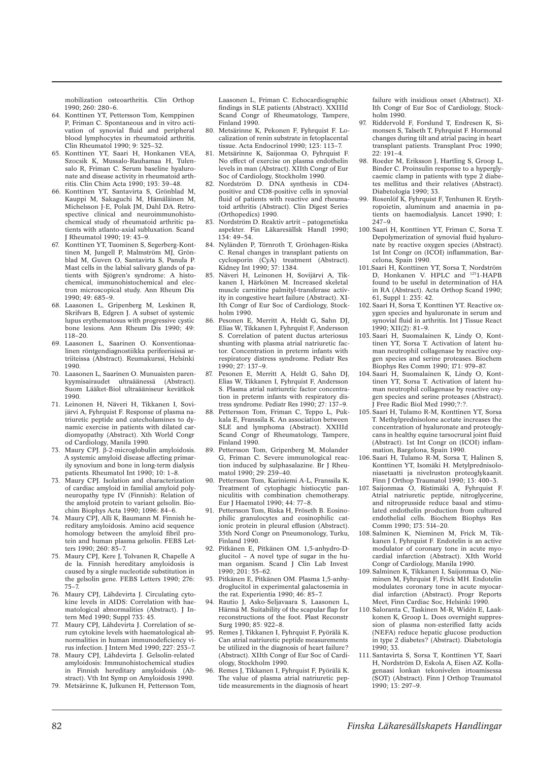mobilization osteoarthritis. Clin Orthop 1990; 260: 280–6.

64. Konttinen YT, Pettersson Tom, Kemppinen P, Friman C. Spontaneous and in vitro activation of synovial fluid and peripheral blood lymphocytes in rheumatoid arthritis. Clin Rheumatol 1990; 9: 325–32.
65. Konttinen YT, Saari H, Honkanen VEA, Szocsik K, Mussalo-Rauhamaa H, Tulensalo R, Friman C. Serum baseline hyaluronate and disease activity in rheumatoid arthritis. Clin Chim Acta 1990; 193: 39–48.
66. Konttinen YT, Santavirta S, Grönblad M, Kauppi M, Sakaguchi M, Hämäläinen M, Michelsson J-E, Polak JM, Dahl DA. Retrospective clinical and neuroimmunohistochemical study of rheumatoid arthritic patients with atlanto-axial subluxation. Scand J Rheumatol 1990; 19: 43–9.
67. Konttinen YT, Tuominen S, Segerberg-Konttinen M, Jungell P, Malmström MJ, Grönblad M, Guven O, Santavirta S, Panula P. Mast cells in the labial salivary glands of patients with Sjögren's syndrome: A histochemical, immunohistochemical and electron microscopical study. Ann Rheum Dis 1990; 49: 685–9.
68. Laasonen L, Gripenberg M, Leskinen R, Skrifvars B, Edgren J. A subset of systemic lupus erythematosus with progressive cystic bone lesions. Ann Rheum Dis 1990; 49: 118–20.
69. Laasonen L, Saarinen O. Konventionaalinen röntgendiagnostiikka perifeerisissä artriiteissa (Abstract). Reumakurssi, Helsinki 1990.
70. Laasonen L, Saarinen O. Munuaisten parenkyymisairaudet ultraäänessä (Abstract). Suom Lääket-Biol ultraääniseur kevätkok 1990.
71. Leinonen H, Näveri H, Tikkanen I, Sovijärvi A, Fyhrquist F. Response of plasma natriuretic peptide and catecholamines to dynamic exercise in patients with dilated cardiomyopathy (Abstract). Xth World Congr od Cardiology, Manila 1990.
73. Maury CPJ. β-2-microglobulin amyloidosis. A systemic amyloid disease affecting primarily synovium and bone in long-term dialysis patients. Rheumatol Int 1990; 10: 1–8.
73. Maury CPJ. Isolation and characterization of cardiac amyloid in familial amyloid polyneuropathy type IV (Finnish): Relation of the amyloid protein to variant gelsolin. Biochim Biophys Acta 1990; 1096: 84–6.
74. Maury CPJ, Alli K, Baumann M. Finnish hereditary amyloidosis. Amino acid sequence homology between the amyloid fibril protein and human plasma gelsolin. FEBS Letters 1990; 260: 85–7.
75. Maury CPJ, Kere J, Tolvanen R, Chapelle A de la. Finnish hereditary amyloidosis is caused by a single nucleotide substitution in the gelsolin gene. FEBS Letters 1990; 276: 75–7.
76. Maury CPJ, Lähdevirta J. Circulating cytokine levels in AIDS: Correlation with haematological abnormalities (Abstract). J Intern Med 1990; Suppl 733: 45.
77. Maury CPJ, Lähdevirta J. Correlation of serum cytokine levels with haematological abnormalities in human immunodeficiency virus infection. J Intern Med 1990; 227: 253–7.
78. Maury CPJ, Lähdevirta J. Gelsolin-related amyloidosis: Immunohistochemical studies in Finnish hereditary amyloidosis (Abstract). Vth Int Symp on Amyloidosis 1990.
79. Metsärinne K, Julkunen H, Pettersson Tom, Laasonen L, Friman C. Echocardiographic findings in SLE patients (Abstract). XXIIId Scand Congr of Rheumatology, Tampere, Finland 1990.
80. Metsärinne K, Pekonen F, Fyhrquist F. Localization of renin substrate in fetoplacental tissue. Acta Endocrinol 1990; 123: 113–7.
81. Metsärinne K, Saijonmaa O, Fyhrquist F. No effect of exercise on plasma endothelin levels in man (Abstract). XIIth Congr of Eur Soc of Cardiology, Stockholm 1990.
82. Nordström D. DNA synthesis in CD4-positive and CD8-positive cells in synovial fluid of patients with reactive and rheumatoid arthritis (Abstract). Clin Digest Series (Orthopedics) 1990.
83. Nordström D. Reaktiv artrit – patogenetiska aspekter. Fin Läkaresällsk Handl 1990; 134: 49–54.
84. Nyländen P, Törnroth T, Grönhagen-Riska C. Renal changes in transplant patients on cyclosporin (CyA) treatment (Abstract). Kidney Int 1990; 37: 1384.
85. Näveri H, Leinonen H, Sovijärvi A, Tikkanen I, Härkönen M. Increased skeletal muscle carnitine palmityl-transferase activity in congestive heart failure (Abstract). XIIth Congr of Eur Soc of Cardiology, Stockholm 1990.
86. Pesonen E, Merritt A, Heldt G, Sahn DJ, Elias W, Tikkanen I, Fyhrquist F, Andersson S. Correlation of patent ductus arteriosus shunting with plasma atrial natriuretic factor. Concentration in preterm infants with respiratory distress syndrome. Pediatr Res 1990; 27: 137–9.
87. Pesonen E, Merritt A, Heldt G, Sahn DJ, Elias W, Tikkanen I, Fyhrquist F, Andersson S. Plasma atrial natriuretic factor concentration in preterm infants with respiratory distress syndrome. Pediatr Res 1990; 27: 137–9.
88. Pettersson Tom, Friman C, Teppo L, Pukkala E, Franssila K. An association between SLE and lymphoma (Abstract). XXIIId Scand Congr of Rheumatology, Tampere, Finland 1990.
89. Pettersson Tom, Gripenberg M, Molander G, Friman C. Severe immunological reaction induced by sulphasalazine. Br J Rheumatol 1990; 29: 239–40.
90. Pettersson Tom, Kariniemi A-L, Franssila K. Treatment of cytophagic histiocytic panniculitis with combination chemotherapy. Eur J Haematol 1990; 44: 77–8.
91. Pettersson Tom, Riska H, Fröseth B. Eosinophilic granulocytes and eosinophilic cationic protein in pleural effusion (Abstract). 35th Nord Congr on Pneumonology, Turku, Finland 1990.
92. Pitkänen E, Pitkänen OM. 1,5-anhydro-D-glucitol – A novel type of sugar in the human organism. Scand J Clin Lab Invest 1990; 201: 55–62.
93. Pitkänen E, Pitkänen OM. Plasma 1,5-anhydroglucitol in experimental galactosemia in the rat. Experientia 1990; 46: 85–7.
94. Rautio J, Asko-Seljavaara S, Laasonen L, Härmä M. Suitability of the scapular flap for reconstructions of the foot. Plast Reconstr Surg 1990; 85: 922–8.
95. Remes J, Tikkanen I, Fyhrquist F, Pyörälä K. Can atrial natriuretic peptide measurements be utilized in the diagnosis of heart failure? (Abstract). XIIth Congr of Eur Soc of Cardiology, Stockholm 1990.
96. Remes J, Tikkanen I, Fyhrquist F, Pyörälä K. The value of plasma atrial natriuretic peptide measurements in the diagnosis of heart failure with insidious onset (Abstract). XIIth Congr of Eur Soc of Cardiology, Stockholm 1990.
97. Riddervold F, Forslund T, Endresen K, Simonsen S, Talseth T, Fyhrquist F. Hormonal changes during tilt and atrial pacing in heart transplant patients. Transplant Proc 1990; 22: 191–4.
98. Roeder M, Eriksson J, Hartling S, Groop L, Binder C. Proinsulin response to a hyperglycaemic clamp in patients with type 2 diabetes mellitus and their relatives (Abstract). Diabetologia 1990; 33.
99. Rosenlöf K, Fyhrquist F, Tenhunen R. Erythropoietin, aluminum and anaemia in patients on haemodialysis. Lancet 1990; I: 247–9.
100. Saari H, Konttinen YT, Friman C, Sorsa T. Depolymerization of synovial fluid hyaluronate by reactive oxygen species (Abstract). 1st Int Congr on (ICOI) inflammation, Barcelona, Spain 1990.
101. Saari H, Konttinen YT, Sorsa T, Nordström D, Honkanen V. HPLC and [125]I-HAPB found to be useful in determination of HA in RA (Abstract). Acta Orthop Scand 1990; 61, Suppl 1: 235: 42.
102. Saari H, Sorsa T, Konttinen YT. Reactive oxygen species and hyaluronate in serum and synovial fluid in arthritis. Int J Tissue React 1990; XII(2): 81–9.
103. Saari H, Suomalainen K, Lindy O, Konttinen YT, Sorsa T. Activation of latent human neutrophil collagenase by reactive oxygen species and serine proteases. Biochem Biophys Res Comm 1990; 171: 979–87.
104. Saari H, Suomalainen K, Lindy O, Konttinen YT, Sorsa T. Activation of latent human neutrophil collagenase by reactive oxygen species and serine proteases (Abstract). J Free Radic Biol Med 1990;?:?.
105. Saari H, Tulamo R-M, Konttinen YT, Sorsa T. Methylprednisolone acetate increases the concentration of hyaluronate and proteoglycans in healthy equine tarsocrural joint fluid (Abstract). 1st Int Congr on (ICOI) inflammation, Bargelona, Spain 1990.
106. Saari H, Tulamo R-M, Sorsa T, Halinen S, Konttinen YT, Isomäki H. Metylprednisoloniasetaatti ja nivelruston proteoglykaanit. Finn J Orthop Traumatol 1990; 13: 400–3.
107. Saijonmaa O, Ristimäki A, Fyhrquist F. Atrial natriuretic peptide, nitroglycerine, and nitroprusside reduce basal and stimulated endothelin production from cultured endothelial cells. Biochem Biophys Res Comm 1990; 173: 514–20.
108. Salminen K, Nieminen M, Frick M, Tikkanen I, Fyhrquist F. Endotelin is an active modulator of coronary tone in acute myocardial infarction (Abstract). XIth World Congr of Cardiology, Manila 1990.
109. Salminen K, Tikkanen I, Saijonmaa O, Nieminen M, Fyhrquist F, Frick MH. Endotelin modulates coronary tone in acute myocardial infarction (Abstract). Progr Reports Meet, Finn Cardiac Soc, Helsinki 1990.
110. Saloranta C, Taskinen M-R, Widén E, Laakkonen K, Groop L. Does overnight suppression of plasma non-esterified fatty acids (NEFA) reduce hepatic glucose production in type 2 diabetes? (Abstract). Diabetologia 1990; 33.
111. Santavirta S, Sorsa T, Konttinen YT, Saari H, Nordström D, Eskola A, Eisen AZ. Kollagenaasi lonkan tekonivelen irtoamisessa (SOT) (Abstract). Finn J Orthop Traumatol 1990; 13: 297–9.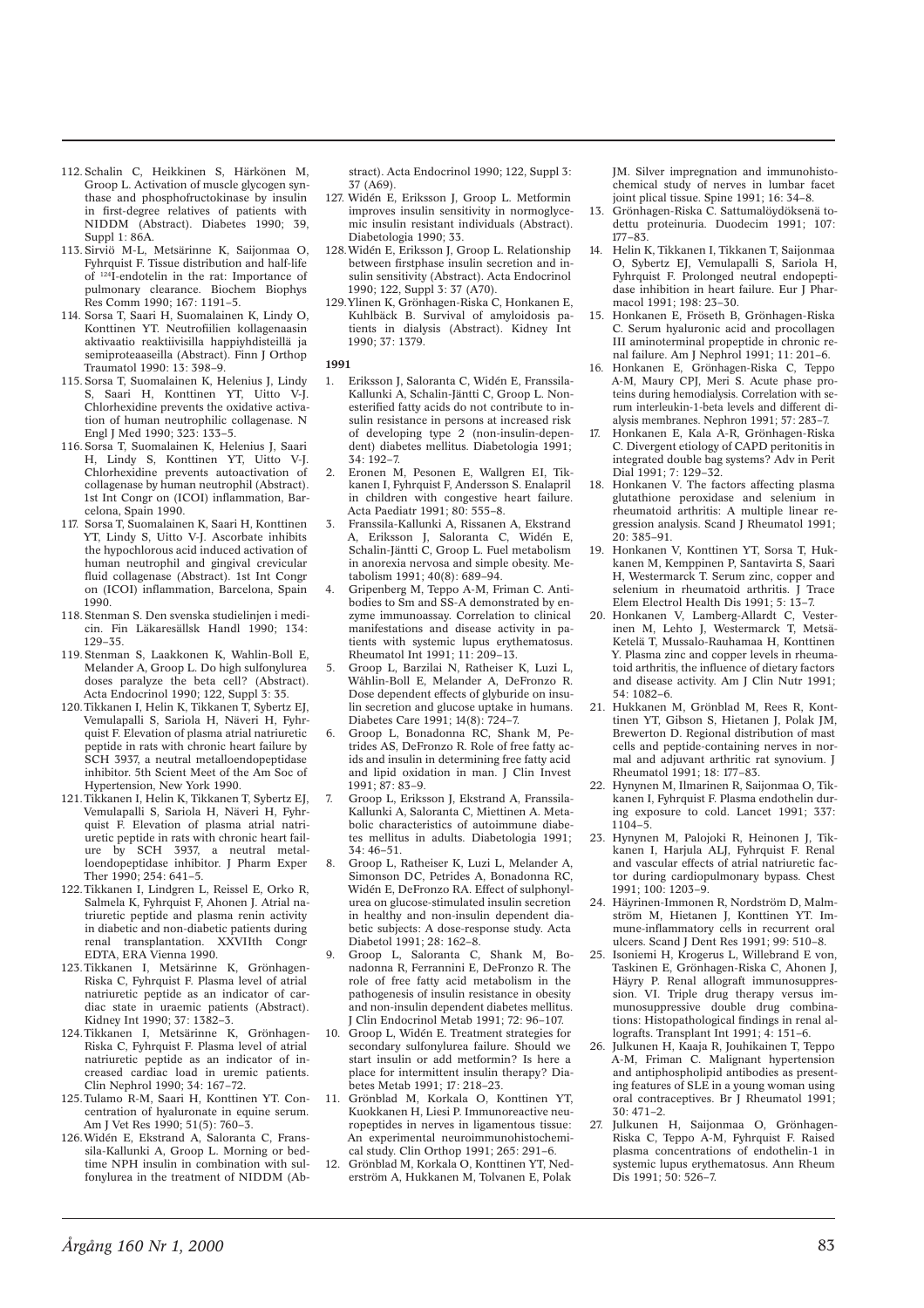112. Schalin C, Heikkinen S, Härkönen M, Groop L. Activation of muscle glycogen synthase and phosphofructokinase by insulin in first-degree relatives of patients with NIDDM (Abstract). Diabetes 1990; 39, Suppl 1: 86A.
113. Sirviö M-L, Metsärinne K, Saijonmaa O, Fyhrquist F. Tissue distribution and half-life of $^{124}$I-endotelin in the rat: Importance of pulmonary clearance. Biochem Biophys Res Comm 1990; 167: 1191–5.
114. Sorsa T, Saari H, Suomalainen K, Lindy O, Konttinen YT. Neutrofiilien kollagenaasin aktivaatio reaktiivisilla happiyhdisteillä ja semiproteaaseilla (Abstract). Finn J Orthop Traumatol 1990: 13: 398–9.
115. Sorsa T, Suomalainen K, Helenius J, Lindy S, Saari H, Konttinen YT, Uitto V-J. Chlorhexidine prevents the oxidative activation of human neutrophilic collagenase. N Engl J Med 1990; 323: 133–5.
116. Sorsa T, Suomalainen K, Helenius J, Saari H, Lindy S, Konttinen YT, Uitto V-J. Chlorhexidine prevents autoactivation of collagenase by human neutrophil (Abstract). 1st Int Congr on (ICOI) inflammation, Barcelona, Spain 1990.
117. Sorsa T, Suomalainen K, Saari H, Konttinen YT, Lindy S, Uitto V-J. Ascorbate inhibits the hypochlorous acid induced activation of human neutrophil and gingival crevicular fluid collagenase (Abstract). 1st Int Congr on (ICOI) inflammation, Barcelona, Spain 1990.
118. Stenman S. Den svenska studielinjen i medicin. Fin Läkaresällsk Handl 1990; 134: 129–35.
119. Stenman S, Laakkonen K, Wahlin-Boll E, Melander A, Groop L. Do high sulfonylurea doses paralyze the beta cell? (Abstract). Acta Endocrinol 1990; 122, Suppl 3: 35.
120. Tikkanen I, Helin K, Tikkanen T, Sybertz EJ, Vemulapalli S, Sariola H, Näveri H, Fyhrquist F. Elevation of plasma atrial natriuretic peptide in rats with chronic heart failure by SCH 3937, a neutral metalloendopeptidase inhibitor. 5th Scient Meet of the Am Soc of Hypertension, New York 1990.
121. Tikkanen I, Helin K, Tikkanen T, Sybertz EJ, Vemulapalli S, Sariola H, Näveri H, Fyhrquist F. Elevation of plasma atrial natriuretic peptide in rats with chronic heart failure by SCH 3937, a neutral metalloendopeptidase inhibitor. J Pharm Exper Ther 1990; 254: 641–5.
122. Tikkanen I, Lindgren L, Reissel E, Orko R, Salmela K, Fyhrquist F, Ahonen J. Atrial natriuretic peptide and plasma renin activity in diabetic and non-diabetic patients during renal transplantation. XXVIIth Congr EDTA, ERA Vienna 1990.
123. Tikkanen I, Metsärinne K, Grönhagen-Riska C, Fyhrquist F. Plasma level of atrial natriuretic peptide as an indicator of cardiac state in uraemic patients (Abstract). Kidney Int 1990; 37: 1382–3.
124. Tikkanen I, Metsärinne K, Grönhagen-Riska C, Fyhrquist F. Plasma level of atrial natriuretic peptide as an indicator of increased cardiac load in uremic patients. Clin Nephrol 1990; 34: 167–72.
125. Tulamo R-M, Saari H, Konttinen YT. Concentration of hyaluronate in equine serum. Am J Vet Res 1990; 51(5): 760–3.
126. Widén E, Ekstrand A, Saloranta C, Franssila-Kallunki A, Groop L. Morning or bedtime NPH insulin in combination with sulfonylurea in the treatment of NIDDM (Abstract). Acta Endocrinol 1990; 122, Suppl 3: 37 (A69).
127. Widén E, Eriksson J, Groop L. Metformin improves insulin sensitivity in normoglycemic insulin resistant individuals (Abstract). Diabetologia 1990; 33.
128. Widén E, Eriksson J, Groop L. Relationship between firstphase insulin secretion and insulin sensitivity (Abstract). Acta Endocrinol 1990; 122, Suppl 3: 37 (A70).
129. Ylinen K, Grönhagen-Riska C, Honkanen E, Kuhlbäck B. Survival of amyloidosis patients in dialysis (Abstract). Kidney Int 1990; 37: 1379.

**1991**

1. Eriksson J, Saloranta C, Widén E, Franssila-Kallunki A, Schalin-Jäntti C, Groop L. Nonesterified fatty acids do not contribute to insulin resistance in persons at increased risk of developing type 2 (non-insulin-dependent) diabetes mellitus. Diabetologia 1991; 34: 192–7.
2. Eronen M, Pesonen E, Wallgren EI, Tikkanen I, Fyhrquist F, Andersson S. Enalapril in children with congestive heart failure. Acta Paediatr 1991; 80: 555–8.
3. Franssila-Kallunki A, Rissanen A, Ekstrand A, Eriksson J, Saloranta C, Widén E, Schalin-Jäntti C, Groop L. Fuel metabolism in anorexia nervosa and simple obesity. Metabolism 1991; 40(8): 689–94.
4. Gripenberg M, Teppo A-M, Friman C. Antibodies to Sm and SS-A demonstrated by enzyme immunoassay. Correlation to clinical manifestations and disease activity in patients with systemic lupus erythematosus. Rheumatol Int 1991; 11: 209–13.
5. Groop L, Barzilai N, Ratheiser K, Luzi L, Wåhlin-Boll E, Melander A, DeFronzo R. Dose dependent effects of glyburide on insulin secretion and glucose uptake in humans. Diabetes Care 1991; 14(8): 724–7.
6. Groop L, Bonadonna RC, Shank M, Petrides AS, DeFronzo R. Role of free fatty acids and insulin in determining free fatty acid and lipid oxidation in man. J Clin Invest 1991; 87: 83–9.
7. Groop L, Eriksson J, Ekstrand A, Franssila-Kallunki A, Saloranta C, Miettinen A. Metabolic characteristics of autoimmune diabetes mellitus in adults. Diabetologia 1991; 34: 46–51.
8. Groop L, Ratheiser K, Luzi L, Melander A, Simonson DC, Petrides A, Bonadonna RC, Widén E, DeFronzo RA. Effect of sulphonylurea on glucose-stimulated insulin secretion in healthy and non-insulin dependent diabetic subjects: A dose-response study. Acta Diabetol 1991; 28: 162–8.
9. Groop L, Saloranta C, Shank M, Bonadonna RC, Ferrannini E, DeFronzo R. The role of free fatty acid metabolism in the pathogenesis of insulin resistance in obesity and non-insulin dependent diabetes mellitus. J Clin Endocrinol Metab 1991; 72: 96–107.
10. Groop L, Widén E. Treatment strategies for secondary sulfonylurea failure. Should we start insulin or add metformin? Is here a place for intermittent insulin therapy? Diabetes Metab 1991; 17: 218–23.
11. Grönblad M, Korkala O, Konttinen YT, Kuokkanen H, Liesi P. Immunoreactive neuropeptides in nerves in ligamentous tissue: An experimental neuroimmunohistochemical study. Clin Orthop 1991; 265: 291–6.
12. Grönblad M, Korkala O, Konttinen YT, Nederström A, Hukkanen M, Tolvanen E, Polak JM. Silver impregnation and immunohistochemical study of nerves in lumbar facet joint plical tissue. Spine 1991; 16: 34–8.
13. Grönhagen-Riska C. Sattumalöydöksenä todettu proteinuria. Duodecim 1991; 107: 177–83.
14. Helin K, Tikkanen I, Tikkanen T, Saijonmaa O, Sybertz EJ, Vemulapalli S, Sariola H, Fyhrquist F. Prolonged neutral endopeptidase inhibition in heart failure. Eur J Pharmacol 1991; 198: 23–30.
15. Honkanen E, Fröseth B, Grönhagen-Riska C. Serum hyaluronic acid and procollagen III aminoterminal propeptide in chronic renal failure. Am J Nephrol 1991; 11: 201–6.
16. Honkanen E, Grönhagen-Riska C, Teppo A-M, Maury CPJ, Meri S. Acute phase proteins during hemodialysis. Correlation with serum interleukin-1-beta levels and different dialysis membranes. Nephron 1991; 57: 283–7.
17. Honkanen E, Kala A-R, Grönhagen-Riska C. Divergent etiology of CAPD peritonitis in integrated double bag systems? Adv in Perit Dial 1991; 7: 129–32.
18. Honkanen V. The factors affecting plasma glutathione peroxidase and selenium in rheumatoid arthritis: A multiple linear regression analysis. Scand J Rheumatol 1991; 20: 385–91.
19. Honkanen V, Konttinen YT, Sorsa T, Hukkanen M, Kemppinen P, Santavirta S, Saari H, Westermarck T. Serum zinc, copper and selenium in rheumatoid arthritis. J Trace Elem Electrol Health Dis 1991; 5: 13–7.
20. Honkanen V, Lamberg-Allardt C, Vesterinen M, Lehto J, Westermarck T, Metsä-Ketelä T, Mussalo-Rauhamaa H, Konttinen Y. Plasma zinc and copper levels in rheumatoid arthritis, the influence of dietary factors and disease activity. Am J Clin Nutr 1991; 54: 1082–6.
21. Hukkanen M, Grönblad M, Rees R, Konttinen YT, Gibson S, Hietanen J, Polak JM, Brewerton D. Regional distribution of mast cells and peptide-containing nerves in normal and adjuvant arthritic rat synovium. J Rheumatol 1991; 18: 177–83.
22. Hynynen M, Ilmarinen R, Saijonmaa O, Tikkanen I, Fyhrquist F. Plasma endothelin during exposure to cold. Lancet 1991; 337: 1104–5.
23. Hynynen M, Palojoki R, Heinonen J, Tikkanen I, Harjula ALJ, Fyhrquist F. Renal and vascular effects of atrial natriuretic factor during cardiopulmonary bypass. Chest 1991; 100: 1203–9.
24. Häyrinen-Immonen R, Nordström D, Malmström M, Hietanen J, Konttinen YT. Immune-inflammatory cells in recurrent oral ulcers. Scand J Dent Res 1991; 99: 510–8.
25. Isoniemi H, Krogerus L, Willebrand E von, Taskinen E, Grönhagen-Riska C, Ahonen J, Häyry P. Renal allograft immunosuppression. VI. Triple drug therapy versus immunosuppressive double drug combinations: Histopathological findings in renal allografts. Transplant Int 1991; 4: 151–6.
26. Julkunen H, Kaaja R, Jouhikainen T, Teppo A-M, Friman C. Malignant hypertension and antiphospholipid antibodies as presenting features of SLE in a young woman using oral contraceptives. Br J Rheumatol 1991; 30: 471–2.
27. Julkunen H, Saijonmaa O, Grönhagen-Riska C, Teppo A-M, Fyhrquist F. Raised plasma concentrations of endothelin-1 in systemic lupus erythematosus. Ann Rheum Dis 1991; 50: 526–7.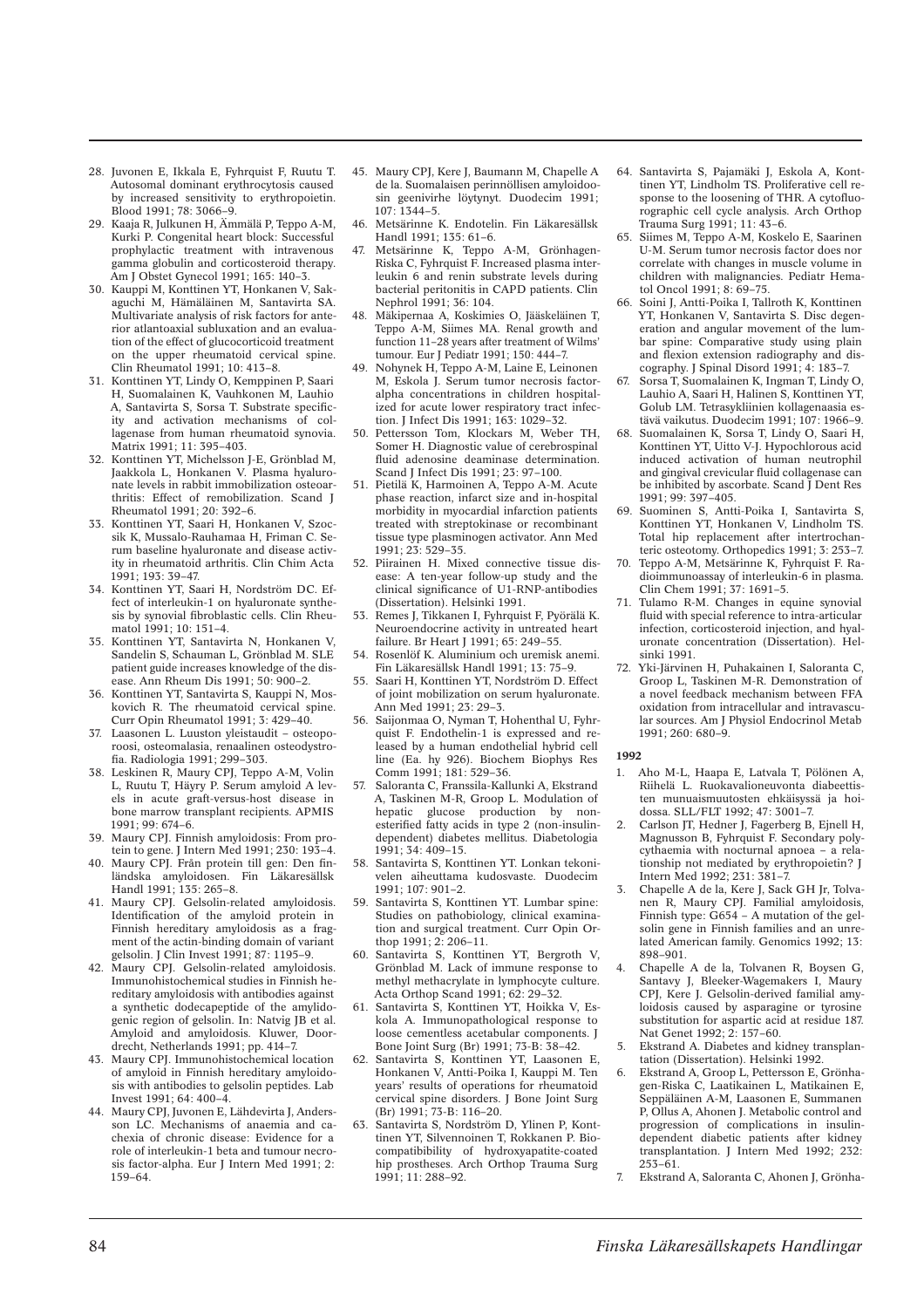28. Juvonen E, Ikkala E, Fyhrquist F, Ruutu T. Autosomal dominant erythrocytosis caused by increased sensitivity to erythropoietin. Blood 1991; 78: 3066–9.
29. Kaaja R, Julkunen H, Ämmälä P, Teppo A-M, Kurki P. Congenital heart block: Successful prophylactic treatment with intravenous gamma globulin and corticosteroid therapy. Am J Obstet Gynecol 1991; 165: 140–3.
30. Kauppi M, Konttinen YT, Honkanen V, Sakaguchi M, Hämäläinen M, Santavirta SA. Multivariate analysis of risk factors for anterior atlantoaxial subluxation and an evaluation of the effect of glucocorticoid treatment on the upper rheumatoid cervical spine. Clin Rheumatol 1991; 10: 413–8.
31. Konttinen YT, Lindy O, Kemppinen P, Saari H, Suomalainen K, Vauhkonen M, Lauhio A, Santavirta S, Sorsa T. Substrate specificity and activation mechanisms of collagenase from human rheumatoid synovia. Matrix 1991; 11: 395–403.
32. Konttinen YT, Michelsson J-E, Grönblad M, Jaakkola L, Honkanen V. Plasma hyaluronate levels in rabbit immobilization osteoarthritis: Effect of remobilization. Scand J Rheumatol 1991; 20: 392–6.
33. Konttinen YT, Saari H, Honkanen V, Szocsik K, Mussalo-Rauhamaa H, Friman C. Serum baseline hyaluronate and disease activity in rheumatoid arthritis. Clin Chim Acta 1991; 193: 39–47.
34. Konttinen YT, Saari H, Nordström DC. Effect of interleukin-1 on hyaluronate synthesis by synovial fibroblastic cells. Clin Rheumatol 1991; 10: 151–4.
35. Konttinen YT, Santavirta N, Honkanen V, Sandelin S, Schauman L, Grönblad M. SLE patient guide increases knowledge of the disease. Ann Rheum Dis 1991; 50: 900–2.
36. Konttinen YT, Santavirta S, Kauppi N, Moskovich R. The rheumatoid cervical spine. Curr Opin Rheumatol 1991; 3: 429–40.
37. Laasonen L. Luuston yleistaudit – osteoporoosi, osteomalasia, renaalinen osteodystrofia. Radiologia 1991; 299–303.
38. Leskinen R, Maury CPJ, Teppo A-M, Volin L, Ruutu T, Häyry P. Serum amyloid A levels in acute graft-versus-host disease in bone marrow transplant recipients. APMIS 1991; 99: 674–6.
39. Maury CPJ. Finnish amyloidosis: From protein to gene. J Intern Med 1991; 230: 193–4.
40. Maury CPJ. Från protein till gen: Den finländska amyloidosen. Fin Läkaresällsk Handl 1991; 135: 265–8.
41. Maury CPJ. Gelsolin-related amyloidosis. Identification of the amyloid protein in Finnish hereditary amyloidosis as a fragment of the actin-binding domain of variant gelsolin. J Clin Invest 1991; 87: 1195–9.
42. Maury CPJ. Gelsolin-related amyloidosis. Immunohistochemical studies in Finnish hereditary amyloidosis with antibodies against a synthetic dodecapeptide of the amyloidogenic region of gelsolin. In: Natvig JB et al. Amyloid and amyloidosis. Kluwer, Doordrecht, Netherlands 1991; pp. 414–7.
43. Maury CPJ. Immunohistochemical location of amyloid in Finnish hereditary amyloidosis with antibodies to gelsolin peptides. Lab Invest 1991; 64: 400–4.
44. Maury CPJ, Juvonen E, Lähdevirta J, Andersson LC. Mechanisms of anaemia and cachexia of chronic disease: Evidence for a role of interleukin-1 beta and tumour necrosis factor-alpha. Eur J Intern Med 1991; 2: 159–64.
45. Maury CPJ, Kere J, Baumann M, Chapelle A de la. Suomalaisen perinnöllisen amyloidoosin geenivirhe löytynyt. Duodecim 1991; 107: 1344–5.
46. Metsärinne K. Endotelin. Fin Läkaresällsk Handl 1991; 135: 61–6.
47. Metsärinne K, Teppo A-M, Grönhagen-Riska C, Fyhrquist F. Increased plasma interleukin 6 and renin substrate levels during bacterial peritonitis in CAPD patients. Clin Nephrol 1991; 36: 104.
48. Mäkipernaa A, Koskimies O, Jääskeläinen T, Teppo A-M, Siimes MA. Renal growth and function 11–28 years after treatment of Wilms' tumour. Eur J Pediatr 1991; 150: 444–7.
49. Nohynek H, Teppo A-M, Laine E, Leinonen M, Eskola J. Serum tumor necrosis factor-alpha concentrations in children hospitalized for acute lower respiratory tract infection. J Infect Dis 1991; 163: 1029–32.
50. Pettersson Tom, Klockars M, Weber TH, Somer H. Diagnostic value of cerebrospinal fluid adenosine deaminase determination. Scand J Infect Dis 1991; 23: 97–100.
51. Pietilä K, Harmoinen A, Teppo A-M. Acute phase reaction, infarct size and in-hospital morbidity in myocardial infarction patients treated with streptokinase or recombinant tissue type plasminogen activator. Ann Med 1991; 23: 529–35.
52. Piirainen H. Mixed connective tissue disease: A ten-year follow-up study and the clinical significance of U1-RNP-antibodies (Dissertation). Helsinki 1991.
53. Remes J, Tikkanen I, Fyhrquist F, Pyörälä K. Neuroendocrine activity in untreated heart failure. Br Heart J 1991; 65: 249–55.
54. Rosenlöf K. Aluminium och uremisk anemi. Fin Läkaresällsk Handl 1991; 13: 75–9.
55. Saari H, Konttinen YT, Nordström D. Effect of joint mobilization on serum hyaluronate. Ann Med 1991; 23: 29–3.
56. Saijonmaa O, Nyman T, Hohenthal U, Fyhrquist F. Endothelin-1 is expressed and released by a human endothelial hybrid cell line (Ea. hy 926). Biochem Biophys Res Comm 1991; 181: 529–36.
57. Saloranta C, Franssila-Kallunki A, Ekstrand A, Taskinen M-R, Groop L. Modulation of hepatic glucose production by nonesterified fatty acids in type 2 (non-insulin-dependent) diabetes mellitus. Diabetologia 1991; 34: 409–15.
58. Santavirta S, Konttinen YT. Lonkan tekonivelen aiheuttama kudosvaste. Duodecim 1991; 107: 901–2.
59. Santavirta S, Konttinen YT. Lumbar spine: Studies on pathobiology, clinical examination and surgical treatment. Curr Opin Orthop 1991; 2: 206–11.
60. Santavirta S, Konttinen YT, Bergroth V, Grönblad M. Lack of immune response to methyl methacrylate in lymphocyte culture. Acta Orthop Scand 1991; 62: 29–32.
61. Santavirta S, Konttinen YT, Hoikka V, Eskola A. Immunopathological response to loose cementless acetabular components. J Bone Joint Surg (Br) 1991; 73-B: 38–42.
62. Santavirta S, Konttinen YT, Laasonen E, Honkanen V, Antti-Poika I, Kauppi M. Ten years' results of operations for rheumatoid cervical spine disorders. J Bone Joint Surg (Br) 1991; 73-B: 116–20.
63. Santavirta S, Nordström D, Ylinen P, Konttinen YT, Silvennoinen T, Rokkanen P. Biocompatibility of hydroxyapatite-coated hip prostheses. Arch Orthop Trauma Surg 1991; 11: 288–92.
64. Santavirta S, Pajamäki J, Eskola A, Konttinen YT, Lindholm TS. Proliferative cell response to the loosening of THR. A cytofluorographic cell cycle analysis. Arch Orthop Trauma Surg 1991; 11: 43–6.
65. Siimes M, Teppo A-M, Koskelo E, Saarinen U-M. Serum tumor necrosis factor does not correlate with changes in muscle volume in children with malignancies. Pediatr Hematol Oncol 1991; 8: 69–75.
66. Soini J, Antti-Poika I, Tallroth K, Konttinen YT, Honkanen V, Santavirta S. Disc degeneration and angular movement of the lumbar spine: Comparative study using plain and flexion extension radiography and discography. J Spinal Disord 1991; 4: 183–7.
67. Sorsa T, Suomalainen K, Ingman T, Lindy O, Lauhio A, Saari H, Halinen S, Konttinen YT, Golub LM. Tetrasykliinien kollagenaasia estävä vaikutus. Duodecim 1991; 107: 1966–9.
68. Suomalainen K, Sorsa T, Lindy O, Saari H, Konttinen YT, Uitto V-J. Hypochlorous acid induced activation of human neutrophil and gingival crevicular fluid collagenase can be inhibited by ascorbate. Scand J Dent Res 1991; 99: 397–405.
69. Suominen S, Antti-Poika I, Santavirta S, Konttinen YT, Honkanen V, Lindholm TS. Total hip replacement after intertrochanteric osteotomy. Orthopedics 1991; 3: 253–7.
70. Teppo A-M, Metsärinne K, Fyhrquist F. Radioimmunoassay of interleukin-6 in plasma. Clin Chem 1991; 37: 1691–5.
71. Tulamo R-M. Changes in equine synovial fluid with special reference to intra-articular infection, corticosteroid injection, and hyaluronate concentration (Dissertation). Helsinki 1991.
72. Yki-Järvinen H, Puhakainen I, Saloranta C, Groop L, Taskinen M-R. Demonstration of a novel feedback mechanism between FFA oxidation from intracellular and intravascular sources. Am J Physiol Endocrinol Metab 1991; 260: 680–9.

**1992**

1. Aho M-L, Haapa E, Latvala T, Pölönen A, Riihelä L. Ruokavalioneuvonta diabeettisten munuaismuutosten ehkäisyssä ja hoidossa. SLL/FLT 1992; 47: 3001–7.
2. Carlson JT, Hedner J, Fagerberg B, Ejnell H, Magnusson B, Fyhrquist F. Secondary polycythaemia with nocturnal apnoea – a relationship not mediated by erythropoietin? J Intern Med 1992; 231: 381–7.
3. Chapelle A de la, Kere J, Sack GH Jr, Tolvanen R, Maury CPJ. Familial amyloidosis, Finnish type: G654 – A mutation of the gelsolin gene in Finnish families and an unrelated American family. Genomics 1992; 13: 898–901.
4. Chapelle A de la, Tolvanen R, Boysen G, Santavy J, Bleeker-Wagemakers I, Maury CPJ, Kere J. Gelsolin-derived familial amyloidosis caused by asparagine or tyrosine substitution for aspartic acid at residue 187. Nat Genet 1992; 2: 157–60.
5. Ekstrand A. Diabetes and kidney transplantation (Dissertation). Helsinki 1992.
6. Ekstrand A, Groop L, Pettersson E, Grönhagen-Riska C, Laatikainen L, Matikainen E, Seppäläinen A-M, Laasonen E, Summanen P, Ollus A, Ahonen J. Metabolic control and progression of complications in insulin-dependent diabetic patients after kidney transplantation. J Intern Med 1992; 232: 253–61.
7. Ekstrand A, Saloranta C, Ahonen J, Grönha-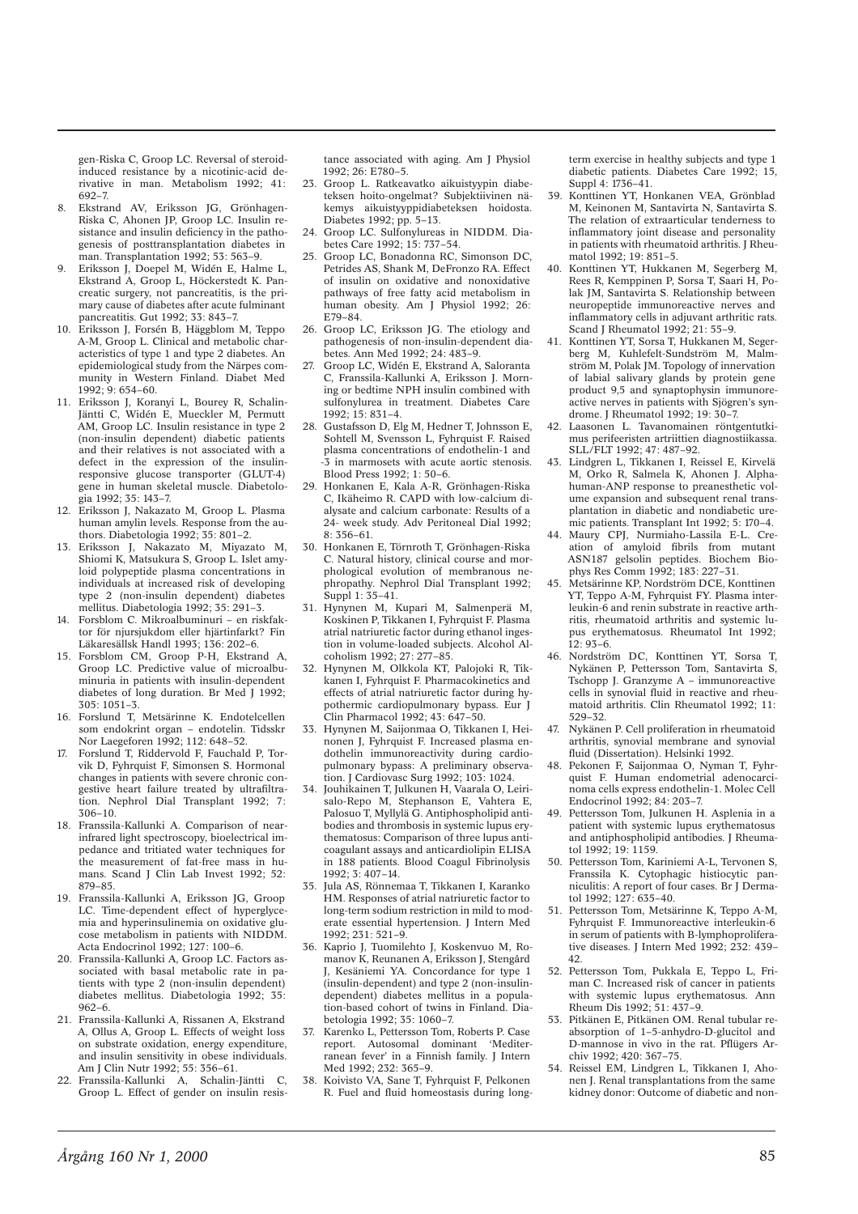gen-Riska C, Groop LC. Reversal of steroid-induced resistance by a nicotinic-acid derivative in man. Metabolism 1992; 41: 692–7.

8. Ekstrand AV, Eriksson JG, Grönhagen-Riska C, Ahonen JP, Groop LC. Insulin resistance and insulin deficiency in the pathogenesis of posttransplantation diabetes in man. Transplantation 1992; 53: 563–9.
9. Eriksson J, Doepel M, Widén E, Halme L, Ekstrand A, Groop L, Höckerstedt K. Pancreatic surgery, not pancreatitis, is the primary cause of diabetes after acute fulminant pancreatitis. Gut 1992; 33: 843–7.
10. Eriksson J, Forsén B, Häggblom M, Teppo A-M, Groop L. Clinical and metabolic characteristics of type 1 and type 2 diabetes. An epidemiological study from the Närpes community in Western Finland. Diabet Med 1992; 9: 654–60.
11. Eriksson J, Koranyi L, Bourey R, Schalin-Jäntti C, Widén E, Mueckler M, Permutt AM, Groop LC. Insulin resistance in type 2 (non-insulin dependent) diabetic patients and their relatives is not associated with a defect in the expression of the insulin-responsive glucose transporter (GLUT-4) gene in human skeletal muscle. Diabetologia 1992; 35: 143–7.
12. Eriksson J, Nakazato M, Groop L. Plasma human amylin levels. Response from the authors. Diabetologia 1992; 35: 801–2.
13. Eriksson J, Nakazato M, Miyazato M, Shiomi K, Matsukura S, Groop L. Islet amyloid polypeptide plasma concentrations in individuals at increased risk of developing type 2 (non-insulin dependent) diabetes mellitus. Diabetologia 1992; 35: 291–3.
14. Forsblom C. Mikroalbuminuri – en riskfaktor för njursjukdom eller hjärtinfarkt? Fin Läkaresällsk Handl 1993; 136: 202–6.
15. Forsblom CM, Groop P-H, Ekstrand A, Groop LC. Predictive value of microalbuminuria in patients with insulin-dependent diabetes of long duration. Br Med J 1992; 305: 1051–3.
16. Forslund T, Metsärinne K. Endotelcellen som endokrint organ – endotelin. Tidsskr Nor Laegeforen 1992; 112: 648–52.
17. Forslund T, Riddervold F, Fauchald P, Torvik D, Fyhrquist F, Simonsen S. Hormonal changes in patients with severe chronic congestive heart failure treated by ultrafiltration. Nephrol Dial Transplant 1992; 7: 306–10.
18. Franssila-Kallunki A. Comparison of near-infrared light spectroscopy, bioelectrical impedance and tritiated water techniques for the measurement of fat-free mass in humans. Scand J Clin Lab Invest 1992; 52: 879–85.
19. Franssila-Kallunki A, Eriksson JG, Groop LC. Time-dependent effect of hyperglycemia and hyperinsulinemia on oxidative glucose metabolism in patients with NIDDM. Acta Endocrinol 1992; 127: 100–6.
20. Franssila-Kallunki A, Groop LC. Factors associated with basal metabolic rate in patients with type 2 (non-insulin dependent) diabetes mellitus. Diabetologia 1992; 35: 962–6.
21. Franssila-Kallunki A, Rissanen A, Ekstrand A, Ollus A, Groop LC. Effects of weight loss on substrate oxidation, energy expenditure, and insulin sensitivity in obese individuals. Am J Clin Nutr 1992; 55: 356–61.
22. Franssila-Kallunki A, Schalin-Jäntti C, Groop L. Effect of gender on insulin resistance associated with aging. Am J Physiol 1992; 26: E780–5.
23. Groop L. Ratkeavatko aikuistyypin diabeteksen hoito-ongelmat? Subjektiivinen näkemys aikuistyyppidiabeteksen hoidosta. Diabetes 1992; pp. 5–13.
24. Groop LC. Sulfonylureas in NIDDM. Diabetes Care 1992; 15: 737–54.
25. Groop LC, Bonadonna RC, Simonson DC, Petrides AS, Shank M, DeFronzo RA. Effect of insulin on oxidative and nonoxidative pathways of free fatty acid metabolism in human obesity. Am J Physiol 1992; 26: E79–84.
26. Groop LC, Eriksson JG. The etiology and pathogenesis of non-insulin-dependent diabetes. Ann Med 1992; 24: 483–9.
27. Groop LC, Widén E, Ekstrand A, Saloranta C, Franssila-Kallunki A, Eriksson J. Morning or bedtime NPH insulin combined with sulfonylurea in treatment. Diabetes Care 1992; 15: 831–4.
28. Gustafsson D, Elg M, Hedner T, Johnsson E, Sohtell M, Svensson L, Fyhrquist F. Raised plasma concentrations of endothelin-1 and -3 in marmosets with acute aortic stenosis. Blood Press 1992; 1: 50–6.
29. Honkanen E, Kala A-R, Grönhagen-Riska C, Ikäheimo R. CAPD with low-calcium dialysate and calcium carbonate: Results of a 24- week study. Adv Peritoneal Dial 1992; 8: 356–61.
30. Honkanen E, Törnroth T, Grönhagen-Riska C. Natural history, clinical course and morphological evolution of membranous nephropathy. Nephrol Dial Transplant 1992; Suppl 1: 35–41.
31. Hynynen M, Kupari M, Salmenperä M, Koskinen P, Tikkanen I, Fyhrquist F. Plasma atrial natriuretic factor during ethanol ingestion in volume-loaded subjects. Alcohol Alcoholism 1992; 27: 277–85.
32. Hynynen M, Olkkola KT, Palojoki R, Tikkanen I, Fyhrquist F. Pharmacokinetics and effects of atrial natriuretic factor during hypothermic cardiopulmonary bypass. Eur J Clin Pharmacol 1992; 43: 647–50.
33. Hynynen M, Saijonmaa O, Tikkanen I, Heinonen J, Fyhrquist F. Increased plasma endothelin immunoreactivity during cardiopulmonary bypass: A preliminary observation. J Cardiovasc Surg 1992; 103: 1024.
34. Jouhikainen T, Julkunen H, Vaarala O, Leirisalo-Repo M, Stephanson E, Vahtera E, Palosuo T, Myllylä G. Antiphospholipid antibodies and thrombosis in systemic lupus erythematosus: Comparison of three lupus anticoagulant assays and anticardiolipin ELISA in 188 patients. Blood Coagul Fibrinolysis 1992; 3: 407–14.
35. Jula AS, Rönnemaa T, Tikkanen I, Karanko HM. Responses of atrial natriuretic factor to long-term sodium restriction in mild to moderate essential hypertension. J Intern Med 1992; 231: 521–9.
36. Kaprio J, Tuomilehto J, Koskenvuo M, Romanov K, Reunanen A, Eriksson J, Stengård J, Kesäniemi YA. Concordance for type 1 (insulin-dependent) and type 2 (non-insulin-dependent) diabetes mellitus in a population-based cohort of twins in Finland. Diabetologia 1992; 35: 1060–7.
37. Karenko L, Pettersson Tom, Roberts P. Case report. Autosomal dominant 'Mediterranean fever' in a Finnish family. J Intern Med 1992; 232: 365–9.
38. Koivisto VA, Sane T, Fyhrquist F, Pelkonen R. Fuel and fluid homeostasis during long-term exercise in healthy subjects and type 1 diabetic patients. Diabetes Care 1992; 15, Suppl 4: 1736–41.
39. Konttinen YT, Honkanen VEA, Grönblad M, Keinonen M, Santavirta N, Santavirta S. The relation of extraarticular tenderness to inflammatory joint disease and personality in patients with rheumatoid arthritis. J Rheumatol 1992; 19: 851–5.
40. Konttinen YT, Hukkanen M, Segerberg M, Rees R, Kemppinen P, Sorsa T, Saari H, Polak JM, Santavirta S. Relationship between neuropeptide immunoreactive nerves and inflammatory cells in adjuvant arthritic rats. Scand J Rheumatol 1992; 21: 55–9.
41. Konttinen YT, Sorsa T, Hukkanen M, Segerberg M, Kuhlefelt-Sundström M, Malmström M, Polak JM. Topology of innervation of labial salivary glands by protein gene product 9,5 and synaptophysin immunoreactive nerves in patients with Sjögren's syndrome. J Rheumatol 1992; 19: 30–7.
42. Laasonen L. Tavanomainen röntgentutkimus perifeeristen artriittien diagnostiikassa. SLL/FLT 1992; 47: 487–92.
43. Lindgren L, Tikkanen I, Reissel E, Kirvelä M, Orko R, Salmela K, Ahonen J. Alpha-human-ANP response to preanesthetic volume expansion and subsequent renal transplantation in diabetic and nondiabetic uremic patients. Transplant Int 1992; 5: 170–4.
44. Maury CPJ, Nurmiaho-Lassila E-L. Creation of amyloid fibrils from mutant ASN187 gelsolin peptides. Biochem Biophys Res Comm 1992; 183: 227–31.
45. Metsärinne KP, Nordström DCE, Konttinen YT, Teppo A-M, Fyhrquist FY. Plasma interleukin-6 and renin substrate in reactive arthritis, rheumatoid arthritis and systemic lupus erythematosus. Rheumatol Int 1992; 12: 93–6.
46. Nordström DC, Konttinen YT, Sorsa T, Nykänen P, Pettersson Tom, Santavirta S, Tschopp J. Granzyme A – immunoreactive cells in synovial fluid in reactive and rheumatoid arthritis. Clin Rheumatol 1992; 11: 529–32.
47. Nykänen P. Cell proliferation in rheumatoid arthritis, synovial membrane and synovial fluid (Dissertation). Helsinki 1992.
48. Pekonen F, Saijonmaa O, Nyman T, Fyhrquist F. Human endometrial adenocarcinoma cells express endothelin-1. Molec Cell Endocrinol 1992; 84: 203–7.
49. Pettersson Tom, Julkunen H. Asplenia in a patient with systemic lupus erythematosus and antiphospholipid antibodies. J Rheumatol 1992; 19: 1159.
50. Pettersson Tom, Kariniemi A-L, Tervonen S, Franssila K. Cytophagic histiocytic panniculitis: A report of four cases. Br J Dermatol 1992; 127: 635–40.
51. Pettersson Tom, Metsärinne K, Teppo A-M, Fyhrquist F. Immunoreactive interleukin-6 in serum of patients with B-lymphoproliferative diseases. J Intern Med 1992; 232: 439–42.
52. Pettersson Tom, Pukkala E, Teppo L, Friman C. Increased risk of cancer in patients with systemic lupus erythematosus. Ann Rheum Dis 1992; 51: 437–9.
53. Pitkänen E, Pitkänen OM. Renal tubular reabsorption of 1–5-anhydro-D-glucitol and D-mannose in vivo in the rat. Pflügers Archiv 1992; 420: 367–75.
54. Reissel EM, Lindgren L, Tikkanen I, Ahonen J. Renal transplantations from the same kidney donor: Outcome of diabetic and non-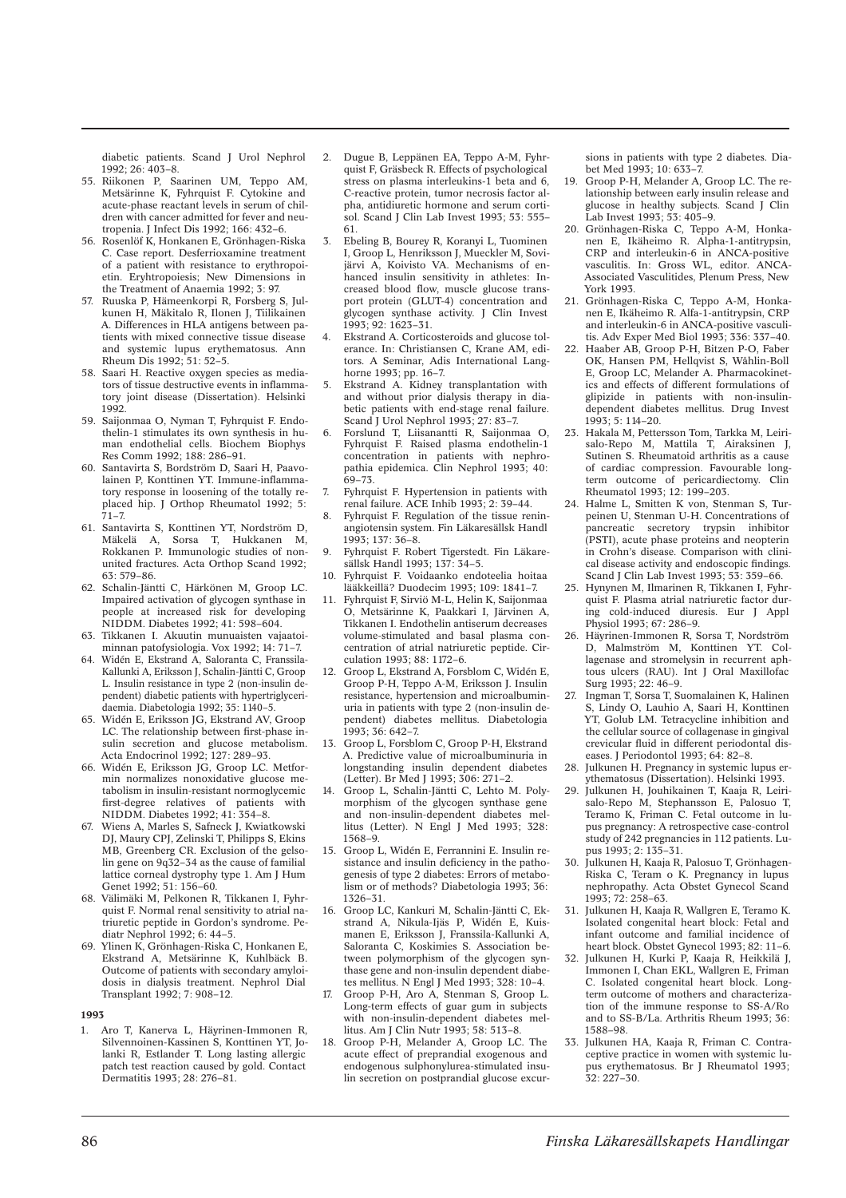diabetic patients. Scand J Urol Nephrol 1992; 26: 403–8.

55. Riikonen P, Saarinen UM, Teppo AM, Metsärinne K, Fyhrquist F. Cytokine and acute-phase reactant levels in serum of children with cancer admitted for fever and neutropenia. J Infect Dis 1992; 166: 432–6.
56. Rosenlöf K, Honkanen E, Grönhagen-Riska C. Case report. Desferrioxamine treatment of a patient with resistance to erythropoietin. Eryhtropoiesis; New Dimensions in the Treatment of Anaemia 1992; 3: 97.
57. Ruuska P, Hämeenkorpi R, Forsberg S, Julkunen H, Mäkitalo R, Ilonen J, Tiilikainen A. Differences in HLA antigens between patients with mixed connective tissue disease and systemic lupus erythematosus. Ann Rheum Dis 1992; 51: 52–5.
58. Saari H. Reactive oxygen species as mediators of tissue destructive events in inflammatory joint disease (Dissertation). Helsinki 1992.
59. Saijonmaa O, Nyman T, Fyhrquist F. Endothelin-1 stimulates its own synthesis in human endothelial cells. Biochem Biophys Res Comm 1992; 188: 286–91.
60. Santavirta S, Bordström D, Saari H, Paavolainen P, Konttinen YT. Immune-inflammatory response in loosening of the totally replaced hip. J Orthop Rheumatol 1992; 5: 71–7.
61. Santavirta S, Konttinen YT, Nordström D, Mäkelä A, Sorsa T, Hukkanen M, Rokkanen P. Immunologic studies of nonunited fractures. Acta Orthop Scand 1992; 63: 579–86.
62. Schalin-Jäntti C, Härkönen M, Groop LC. Impaired activation of glycogen synthase in people at increased risk for developing NIDDM. Diabetes 1992; 41: 598–604.
63. Tikkanen I. Akuutin munuaisten vajaatoiminnan patofysiologia. Vox 1992; 14: 71–7.
64. Widén E, Ekstrand A, Saloranta C, Franssila-Kallunki A, Eriksson J, Schalin-Jäntti C, Groop L. Insulin resistance in type 2 (non-insulin dependent) diabetic patients with hypertriglyceridaemia. Diabetologia 1992; 35: 1140–5.
65. Widén E, Eriksson JG, Ekstrand AV, Groop LC. The relationship between first-phase insulin secretion and glucose metabolism. Acta Endocrinol 1992; 127: 289–93.
66. Widén E, Eriksson JG, Groop LC. Metformin normalizes nonoxidative glucose metabolism in insulin-resistant normoglycemic first-degree relatives of patients with NIDDM. Diabetes 1992; 41: 354–8.
67. Wiens A, Marles S, Safneck J, Kwiatkowski DJ, Maury CPJ, Zelinski T, Philipps S, Ekins MB, Greenberg CR. Exclusion of the gelsolin gene on 9q32–34 as the cause of familial lattice corneal dystrophy type 1. Am J Hum Genet 1992; 51: 156–60.
68. Välimäki M, Pelkonen R, Tikkanen I, Fyhrquist F. Normal renal sensitivity to atrial natriuretic peptide in Gordon's syndrome. Pediatr Nephrol 1992; 6: 44–5.
69. Ylinen K, Grönhagen-Riska C, Honkanen E, Ekstrand A, Metsärinne K, Kuhlbäck B. Outcome of patients with secondary amyloidosis in dialysis treatment. Nephrol Dial Transplant 1992; 7: 908–12.

**1993**

1. Aro T, Kanerva L, Häyrinen-Immonen R, Silvennoinen-Kassinen S, Konttinen YT, Jolanki R, Estlander T. Long lasting allergic patch test reaction caused by gold. Contact Dermatitis 1993; 28: 276–81.
2. Dugue B, Leppänen EA, Teppo A-M, Fyhrquist F, Gräsbeck R. Effects of psychological stress on plasma interleukins-1 beta and 6, C-reactive protein, tumor necrosis factor alpha, antidiuretic hormone and serum cortisol. Scand J Clin Lab Invest 1993; 53: 555–61.
3. Ebeling B, Bourey R, Koranyi L, Tuominen I, Groop L, Henriksson J, Mueckler M, Sovijärvi A, Koivisto VA. Mechanisms of enhanced insulin sensitivity in athletes: Increased blood flow, muscle glucose transport protein (GLUT-4) concentration and glycogen synthase activity. J Clin Invest 1993; 92: 1623–31.
4. Ekstrand A. Corticosteroids and glucose tolerance. In: Christiansen C, Krane AM, editors. A Seminar, Adis International Langhorne 1993; pp. 16–7.
5. Ekstrand A. Kidney transplantation with and without prior dialysis therapy in diabetic patients with end-stage renal failure. Scand J Urol Nephrol 1993; 27: 83–7.
6. Forslund T, Liisanantti R, Saijonmaa O, Fyhrquist F. Raised plasma endothelin-1 concentration in patients with nephropathia epidemica. Clin Nephrol 1993; 40: 69–73.
7. Fyhrquist F. Hypertension in patients with renal failure. ACE Inhib 1993; 2: 39–44.
8. Fyhrquist F. Regulation of the tissue renin-angiotensin system. Fin Läkaresällsk Handl 1993; 137: 36–8.
9. Fyhrquist F. Robert Tigerstedt. Fin Läkaresällsk Handl 1993; 137: 34–5.
10. Fyhrquist F. Voidaanko endoteelia hoitaa lääkkeillä? Duodecim 1993; 109: 1841–7.
11. Fyhrquist F, Sirviö M-L, Helin K, Saijonmaa O, Metsärinne K, Paakkari I, Järvinen A, Tikkanen I. Endothelin antiserum decreases volume-stimulated and basal plasma concentration of atrial natriuretic peptide. Circulation 1993; 88: 1172–6.
12. Groop L, Ekstrand A, Forsblom C, Widén E, Groop P-H, Teppo A-M, Eriksson J. Insulin resistance, hypertension and microalbuminuria in patients with type 2 (non-insulin dependent) diabetes mellitus. Diabetologia 1993; 36: 642–7.
13. Groop L, Forsblom C, Groop P-H, Ekstrand A. Predictive value of microalbuminuria in longstanding insulin dependent diabetes (Letter). Br Med J 1993; 306: 271–2.
14. Groop L, Schalin-Jäntti C, Lehto M. Polymorphism of the glycogen synthase gene and non-insulin-dependent diabetes mellitus (Letter). N Engl J Med 1993; 328: 1568–9.
15. Groop L, Widén E, Ferrannini E. Insulin resistance and insulin deficiency in the pathogenesis of type 2 diabetes: Errors of metabolism or of methods? Diabetologia 1993; 36: 1326–31.
16. Groop LC, Kankuri M, Schalin-Jäntti C, Ekstrand A, Nikula-Ijäs P, Widén E, Kuismanen E, Eriksson J, Franssila-Kallunki A, Saloranta C, Koskimies S. Association between polymorphism of the glycogen synthase gene and non-insulin dependent diabetes mellitus. N Engl J Med 1993; 328: 10–4.
17. Groop P-H, Aro A, Stenman S, Groop L. Long-term effects of guar gum in subjects with non-insulin-dependent diabetes mellitus. Am J Clin Nutr 1993; 58: 513–8.
18. Groop P-H, Melander A, Groop LC. The acute effect of preprandial exogenous and endogenous sulphonylurea-stimulated insulin secretion on postprandial glucose excursions in patients with type 2 diabetes. Diabet Med 1993; 10: 633–7.
19. Groop P-H, Melander A, Groop LC. The relationship between early insulin release and glucose in healthy subjects. Scand J Clin Lab Invest 1993; 53: 405–9.
20. Grönhagen-Riska C, Teppo A-M, Honkanen E, Ikäheimo R. Alpha-1-antitrypsin, CRP and interleukin-6 in ANCA-positive vasculitis. In: Gross WL, editor. ANCA-Associated Vasculitides, Plenum Press, New York 1993.
21. Grönhagen-Riska C, Teppo A-M, Honkanen E, Ikäheimo R. Alfa-1-antitrypsin, CRP and interleukin-6 in ANCA-positive vasculitis. Adv Exper Med Biol 1993; 336: 337–40.
22. Haaber AB, Groop P-H, Bitzen P-O, Faber OK, Hansen PM, Hellqvist S, Wåhlin-Boll E, Groop LC, Melander A. Pharmacokinetics and effects of different formulations of glipizide in patients with non-insulin-dependent diabetes mellitus. Drug Invest 1993; 5: 114–20.
23. Hakala M, Pettersson Tom, Tarkka M, Leirisalo-Repo M, Mattila T, Airaksinen J, Sutinen S. Rheumatoid arthritis as a cause of cardiac compression. Favourable long-term outcome of pericardiectomy. Clin Rheumatol 1993; 12: 199–203.
24. Halme L, Smitten K von, Stenman S, Turpeinen U, Stenman U-H. Concentrations of pancreatic secretory trypsin inhibitor (PSTI), acute phase proteins and neopterin in Crohn's disease. Comparison with clinical disease activity and endoscopic findings. Scand J Clin Lab Invest 1993; 53: 359–66.
25. Hynynen M, Ilmarinen R, Tikkanen I, Fyhrquist F. Plasma atrial natriuretic factor during cold-induced diuresis. Eur J Appl Physiol 1993; 67: 286–9.
26. Häyrinen-Immonen R, Sorsa T, Nordström D, Malmström M, Konttinen YT. Collagenase and stromelysin in recurrent aphtous ulcers (RAU). Int J Oral Maxillofac Surg 1993; 22: 46–9.
27. Ingman T, Sorsa T, Suomalainen K, Halinen S, Lindy O, Lauhio A, Saari H, Konttinen YT, Golub LM. Tetracycline inhibition and the cellular source of collagenase in gingival crevicular fluid in different periodontal diseases. J Periodontol 1993; 64: 82–8.
28. Julkunen H. Pregnancy in systemic lupus erythematosus (Dissertation). Helsinki 1993.
29. Julkunen H, Jouhikainen T, Kaaja R, Leirisalo-Repo M, Stephansson E, Palosuo T, Teramo K, Friman C. Fetal outcome in lupus pregnancy: A retrospective case-control study of 242 pregnancies in 112 patients. Lupus 1993; 2: 135–31.
30. Julkunen H, Kaaja R, Palosuo T, Grönhagen-Riska C, Teram o K. Pregnancy in lupus nephropathy. Acta Obstet Gynecol Scand 1993; 72: 258–63.
31. Julkunen H, Kaaja R, Wallgren E, Teramo K. Isolated congenital heart block: Fetal and infant outcome and familial incidence of heart block. Obstet Gynecol 1993; 82: 11–6.
32. Julkunen H, Kurki P, Kaaja R, Heikkilä J, Immonen I, Chan EKL, Wallgren E, Friman C. Isolated congenital heart block. Long-term outcome of mothers and characterization of the immune response to SS-A/Ro and to SS-B/La. Arthritis Rheum 1993; 36: 1588–98.
33. Julkunen HA, Kaaja R, Friman C. Contraceptive practice in women with systemic lupus erythematosus. Br J Rheumatol 1993; 32: 227–30.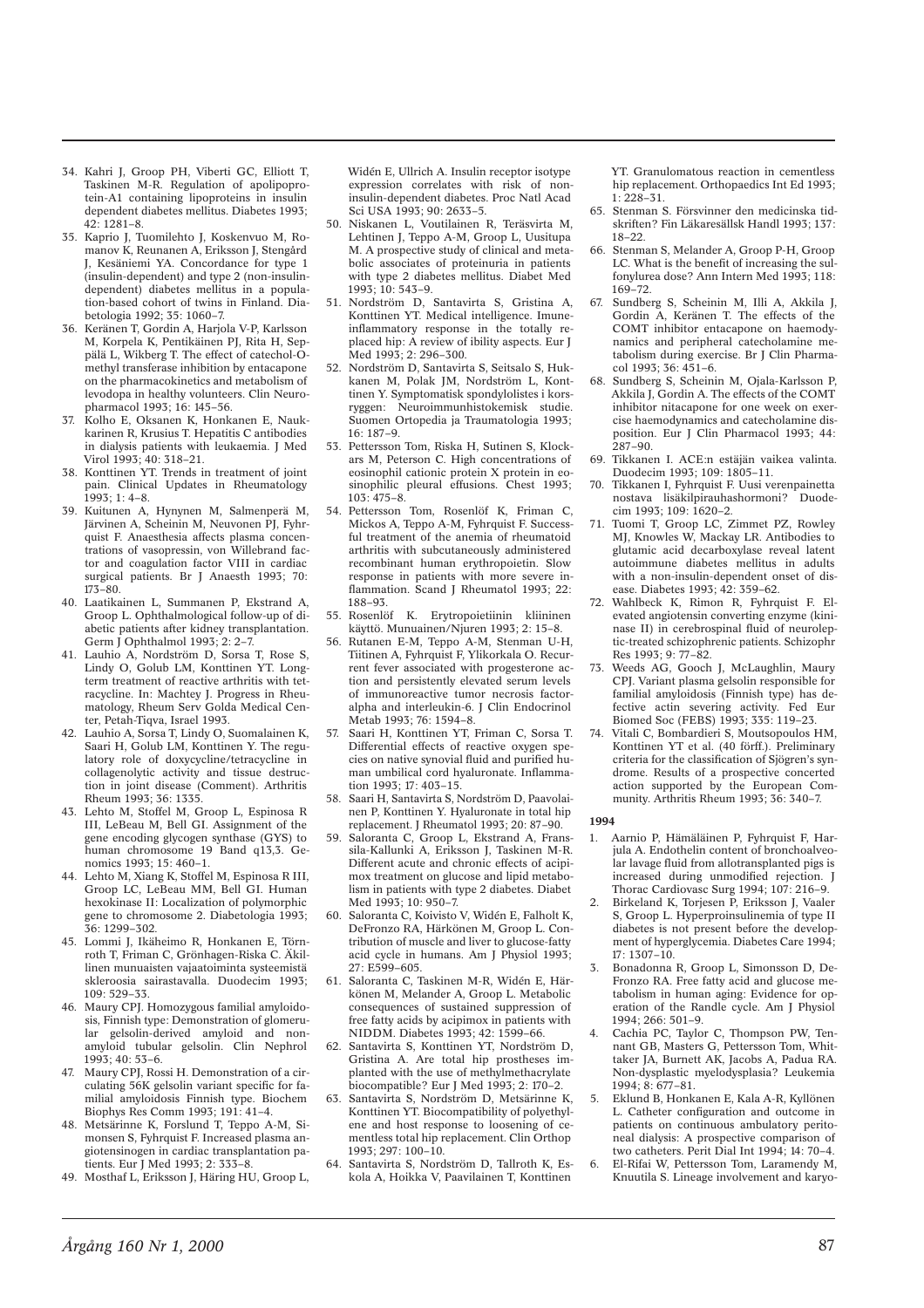34. Kahri J, Groop PH, Viberti GC, Elliott T, Taskinen M-R. Regulation of apolipoprotein-A1 containing lipoproteins in insulin dependent diabetes mellitus. Diabetes 1993; 42: 1281–8.
35. Kaprio J, Tuomilehto J, Koskenvuo M, Romanov K, Reunanen A, Eriksson J, Stengård J, Kesäniemi YA. Concordance for type 1 (insulin-dependent) and type 2 (non-insulin-dependent) diabetes mellitus in a population-based cohort of twins in Finland. Diabetologia 1992; 35: 1060–7.
36. Keränen T, Gordin A, Harjola V-P, Karlsson M, Korpela K, Pentikäinen PJ, Rita H, Seppälä L, Wikberg T. The effect of catechol-O-methyl transferase inhibition by entacapone on the pharmacokinetics and metabolism of levodopa in healthy volunteers. Clin Neuropharmacol 1993; 16: 145–56.
37. Kolho E, Oksanen K, Honkanen E, Naukkarinen R, Krusius T. Hepatitis C antibodies in dialysis patients with leukaemia. J Med Virol 1993; 40: 318–21.
38. Konttinen YT. Trends in treatment of joint pain. Clinical Updates in Rheumatology 1993; 1: 4–8.
39. Kuitunen A, Hynynen M, Salmenperä M, Järvinen A, Scheinin M, Neuvonen PJ, Fyhrquist F. Anaesthesia affects plasma concentrations of vasopressin, von Willebrand factor and coagulation factor VIII in cardiac surgical patients. Br J Anaesth 1993; 70: 173–80.
40. Laatikainen L, Summanen P, Ekstrand A, Groop L. Ophthalmological follow-up of diabetic patients after kidney transplantation. Germ J Ophthalmol 1993; 2: 2–7.
41. Lauhio A, Nordström D, Sorsa T, Rose S, Lindy O, Golub LM, Konttinen YT. Longterm treatment of reactive arthritis with tetracycline. In: Machtey J. Progress in Rheumatology, Rheum Serv Golda Medical Center, Petah-Tiqva, Israel 1993.
42. Lauhio A, Sorsa T, Lindy O, Suomalainen K, Saari H, Golub LM, Konttinen Y. The regulatory role of doxycycline/tetracycline in collagenolytic activity and tissue destruction in joint disease (Comment). Arthritis Rheum 1993; 36: 1335.
43. Lehto M, Stoffel M, Groop L, Espinosa R III, LeBeau M, Bell GI. Assignment of the gene encoding glycogen synthase (GYS) to human chromosome 19 Band q13,3. Genomics 1993; 15: 460–1.
44. Lehto M, Xiang K, Stoffel M, Espinosa R III, Groop LC, LeBeau MM, Bell GI. Human hexokinase II: Localization of polymorphic gene to chromosome 2. Diabetologia 1993; 36: 1299–302.
45. Lommi J, Ikäheimo R, Honkanen E, Törnroth T, Friman C, Grönhagen-Riska C. Äkillinen munuaisten vajaatoiminta systeemistä skleroosia sairastavalla. Duodecim 1993; 109: 529–33.
46. Maury CPJ. Homozygous familial amyloidosis, Finnish type: Demonstration of glomerular gelsolin-derived amyloid and non-amyloid tubular gelsolin. Clin Nephrol 1993; 40: 53–6.
47. Maury CPJ, Rossi H. Demonstration of a circulating 56K gelsolin variant specific for familial amyloidosis Finnish type. Biochem Biophys Res Comm 1993; 191: 41–4.
48. Metsärinne K, Forslund T, Teppo A-M, Simonsen S, Fyhrquist F. Increased plasma angiotensinogen in cardiac transplantation patients. Eur J Med 1993; 2: 333–8.
49. Mosthaf L, Eriksson J, Häring HU, Groop L, Widén E, Ullrich A. Insulin receptor isotype expression correlates with risk of non-insulin-dependent diabetes. Proc Natl Acad Sci USA 1993; 90: 2633–5.
50. Niskanen L, Voutilainen R, Teräsvirta M, Lehtinen J, Teppo A-M, Groop L, Uusitupa M. A prospective study of clinical and metabolic associates of proteinuria in patients with type 2 diabetes mellitus. Diabet Med 1993; 10: 543–9.
51. Nordström D, Santavirta S, Gristina A, Konttinen YT. Medical intelligence. Imune-inflammatory response in the totally replaced hip: A review of ibility aspects. Eur J Med 1993; 2: 296–300.
52. Nordström D, Santavirta S, Seitsalo S, Hukkanen M, Polak JM, Nordström L, Konttinen Y. Symptomatisk spondylolistes i korsryggen: Neuroimmunhistokemisk studie. Suomen Ortopedia ja Traumatologia 1993; 16: 187–9.
53. Pettersson Tom, Riska H, Sutinen S, Klockars M, Peterson C. High concentrations of eosinophil cationic protein X protein in eosinophilic pleural effusions. Chest 1993; 103: 475–8.
54. Pettersson Tom, Rosenlöf K, Friman C, Mickos A, Teppo A-M, Fyhrquist F. Successful treatment of the anemia of rheumatoid arthritis with subcutaneously administered recombinant human erythropoietin. Slow response in patients with more severe inflammation. Scand J Rheumatol 1993; 22: 188–93.
55. Rosenlöf K. Erytropoietiinin kliininen käyttö. Munuainen/Njuren 1993; 2: 15–8.
56. Rutanen E-M, Teppo A-M, Stenman U-H, Tiitinen A, Fyhrquist F, Ylikorkala O. Recurrent fever associated with progesterone action and persistently elevated serum levels of immunoreactive tumor necrosis factor-alpha and interleukin-6. J Clin Endocrinol Metab 1993; 76: 1594–8.
57. Saari H, Konttinen YT, Friman C, Sorsa T. Differential effects of reactive oxygen species on native synovial fluid and purified human umbilical cord hyaluronate. Inflammation 1993; 17: 403–15.
58. Saari H, Santavirta S, Nordström D, Paavolainen P, Konttinen Y. Hyaluronate in total hip replacement. J Rheumatol 1993; 20: 87–90.
59. Saloranta C, Groop L, Ekstrand A, Franssila-Kallunki A, Eriksson J, Taskinen M-R. Different acute and chronic effects of acipimox treatment on glucose and lipid metabolism in patients with type 2 diabetes. Diabet Med 1993; 10: 950–7.
60. Saloranta C, Koivisto V, Widén E, Falholt K, DeFronzo RA, Härkönen M, Groop L. Contribution of muscle and liver to glucose-fatty acid cycle in humans. Am J Physiol 1993; 27: E599–605.
61. Saloranta C, Taskinen M-R, Widén E, Härkönen M, Melander A, Groop L. Metabolic consequences of sustained suppression of free fatty acids by acipimox in patients with NIDDM. Diabetes 1993; 42: 1599–66.
62. Santavirta S, Konttinen YT, Nordström D, Gristina A. Are total hip prostheses implanted with the use of methylmethacrylate biocompatible? Eur J Med 1993; 2: 170–2.
63. Santavirta S, Nordström D, Metsärinne K, Konttinen YT. Biocompatibility of polyethylene and host response to loosening of cementless total hip replacement. Clin Orthop 1993; 297: 100–10.
64. Santavirta S, Nordström D, Tallroth K, Eskola A, Hoikka V, Paavilainen T, Konttinen YT. Granulomatous reaction in cementless hip replacement. Orthopaedics Int Ed 1993; 1: 228–31.
65. Stenman S. Försvinner den medicinska tidskriften? Fin Läkaresällsk Handl 1993; 137: 18–22.
66. Stenman S, Melander A, Groop P-H, Groop LC. What is the benefit of increasing the sulfonylurea dose? Ann Intern Med 1993; 118: 169–72.
67. Sundberg S, Scheinin M, Illi A, Akkila J, Gordin A, Keränen T. The effects of the COMT inhibitor entacapone on haemodynamics and peripheral catecholamine metabolism during exercise. Br J Clin Pharmacol 1993; 36: 451–6.
68. Sundberg S, Scheinin M, Ojala-Karlsson P, Akkila J, Gordin A. The effects of the COMT inhibitor nitacapone for one week on exercise haemodynamics and catecholamine disposition. Eur J Clin Pharmacol 1993; 44: 287–90.
69. Tikkanen I. ACE:n estäjän vaikea valinta. Duodecim 1993; 109: 1805–11.
70. Tikkanen I, Fyhrquist F. Uusi verenpainetta nostava lisäkilpirauhashormoni? Duodecim 1993; 109: 1620–2.
71. Tuomi T, Groop LC, Zimmet PZ, Rowley MJ, Knowles W, Mackay LR. Antibodies to glutamic acid decarboxylase reveal latent autoimmune diabetes mellitus in adults with a non-insulin-dependent onset of disease. Diabetes 1993; 42: 359–62.
72. Wahlbeck K, Rimon R, Fyhrquist F. Elevated angiotensin converting enzyme (kininase II) in cerebrospinal fluid of neuroleptic-treated schizophrenic patients. Schizophr Res 1993; 9: 77–82.
73. Weeds AG, Gooch J, McLaughlin, Maury CPJ. Variant plasma gelsolin responsible for familial amyloidosis (Finnish type) has defective actin severing activity. Fed Eur Biomed Soc (FEBS) 1993; 335: 119–23.
74. Vitali C, Bombardieri S, Moutsopoulos HM, Konttinen YT et al. (40 förf.). Preliminary criteria for the classification of Sjögren's syndrome. Results of a prospective concerted action supported by the European Community. Arthritis Rheum 1993; 36: 340–7.

**1994**

1. Aarnio P, Hämäläinen P, Fyhrquist F, Harjula A. Endothelin content of bronchoalveolar lavage fluid from allotransplanted pigs is increased during unmodified rejection. J Thorac Cardiovasc Surg 1994; 107: 216–9.
2. Birkeland K, Torjesen P, Eriksson J, Vaaler S, Groop L. Hyperproinsulinemia of type II diabetes is not present before the development of hyperglycemia. Diabetes Care 1994; 17: 1307–10.
3. Bonadonna R, Groop L, Simonsson D, DeFronzo RA. Free fatty acid and glucose metabolism in human aging: Evidence for operation of the Randle cycle. Am J Physiol 1994; 266: 501–9.
4. Cachia PC, Taylor C, Thompson PW, Tennant GB, Masters G, Pettersson Tom, Whittaker JA, Burnett AK, Jacobs A, Padua RA. Non-dysplastic myelodysplasia? Leukemia 1994; 8: 677–81.
5. Eklund B, Honkanen E, Kala A-R, Kyllönen L. Catheter configuration and outcome in patients on continuous ambulatory peritoneal dialysis: A prospective comparison of two catheters. Perit Dial Int 1994; 14: 70–4.
6. El-Rifai W, Pettersson Tom, Laramendy M, Knuutila S. Lineage involvement and karyo-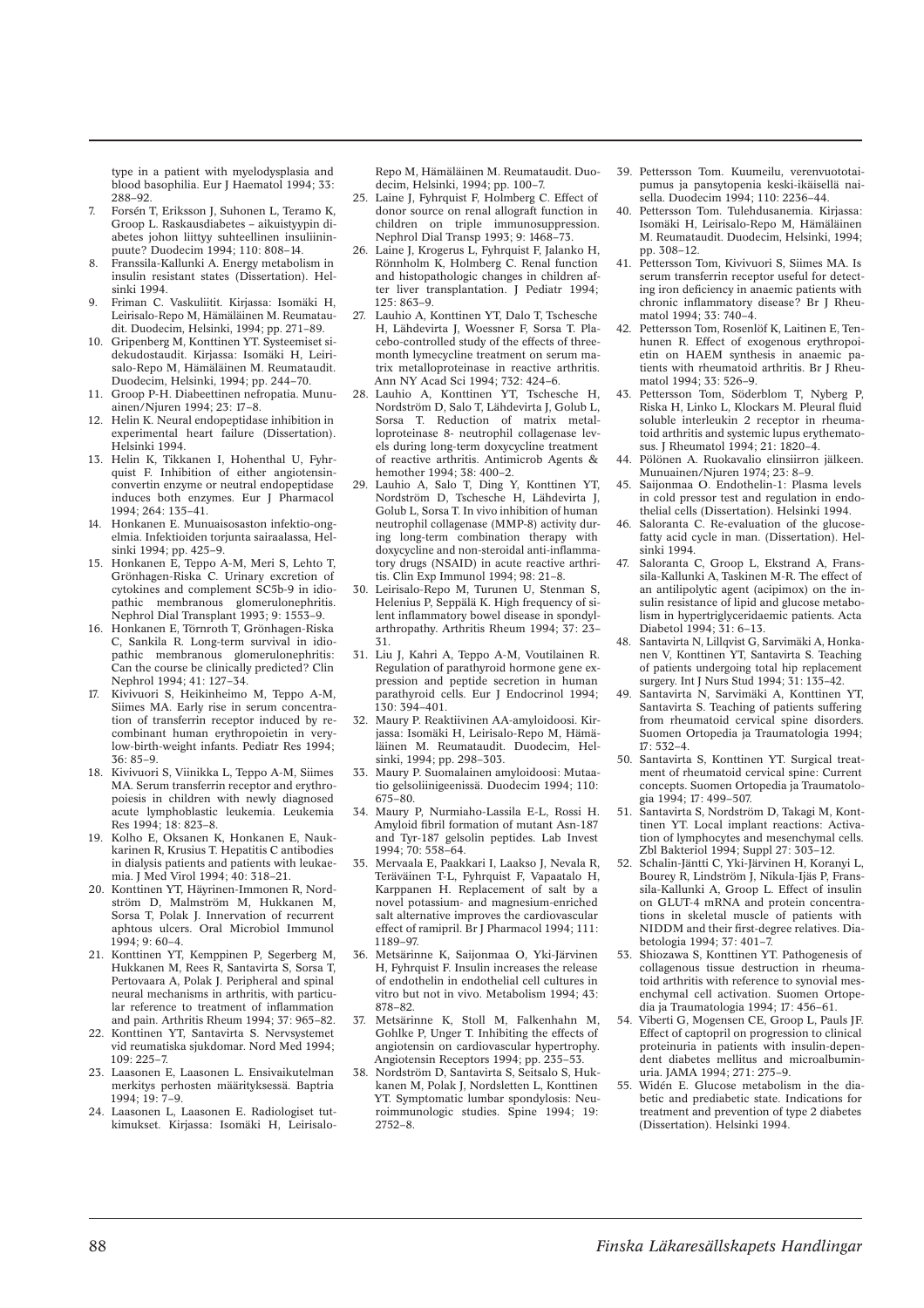type in a patient with myelodysplasia and blood basophilia. Eur J Haematol 1994; 33: 288–92.

7. Forsén T, Eriksson J, Suhonen L, Teramo K, Groop L. Raskausdiabetes – aikuistyypin diabetes johon liittyy suhteellinen insuliininpuute? Duodecim 1994; 110: 808–14.
8. Franssila-Kallunki A. Energy metabolism in insulin resistant states (Dissertation). Helsinki 1994.
9. Friman C. Vaskuliitit. Kirjassa: Isomäki H, Leirisalo-Repo M, Hämäläinen M. Reumataudit. Duodecim, Helsinki, 1994; pp. 271–89.
10. Gripenberg M, Konttinen YT. Systeemiset sidekudostaudit. Kirjassa: Isomäki H, Leirisalo-Repo M, Hämäläinen M. Reumataudit. Duodecim, Helsinki, 1994; pp. 244–70.
11. Groop P-H. Diabeettinen nefropatia. Munuainen/Njuren 1994; 23: 17–8.
12. Helin K. Neural endopeptidase inhibition in experimental heart failure (Dissertation). Helsinki 1994.
13. Helin K, Tikkanen I, Hohenthal U, Fyhrquist F. Inhibition of either angiotensin-convertin enzyme or neutral endopeptidase induces both enzymes. Eur J Pharmacol 1994; 264: 135–41.
14. Honkanen E. Munuaisosaston infektio-ongelmia. Infektioiden torjunta sairaalassa, Helsinki 1994; pp. 425–9.
15. Honkanen E, Teppo A-M, Meri S, Lehto T, Grönhagen-Riska C. Urinary excretion of cytokines and complement SC5b-9 in idiopathic membranous glomerulonephritis. Nephrol Dial Transplant 1993; 9: 1553–9.
16. Honkanen E, Törnroth T, Grönhagen-Riska C, Sankila R. Long-term survival in idiopathic membranous glomerulonephritis: Can the course be clinically predicted? Clin Nephrol 1994; 41: 127–34.
17. Kivivuori S, Heikinheimo M, Teppo A-M, Siimes MA. Early rise in serum concentration of transferrin receptor induced by recombinant human erythropoietin in very-low-birth-weight infants. Pediatr Res 1994; 36: 85–9.
18. Kivivuori S, Viinikka L, Teppo A-M, Siimes MA. Serum transferrin receptor and erythropoiesis in children with newly diagnosed acute lymphoblastic leukemia. Leukemia Res 1994; 18: 823–8.
19. Kolho E, Oksanen K, Honkanen E, Naukkarinen R, Krusius T. Hepatitis C antibodies in dialysis patients and patients with leukaemia. J Med Virol 1994; 40: 318–21.
20. Konttinen YT, Häyrinen-Immonen R, Nordström D, Malmström M, Hukkanen M, Sorsa T, Polak J. Innervation of recurrent aphtous ulcers. Oral Microbiol Immunol 1994; 9: 60–4.
21. Konttinen YT, Kemppinen P, Segerberg M, Hukkanen M, Rees R, Santavirta S, Sorsa T, Pertovaara A, Polak J. Peripheral and spinal neural mechanisms in arthritis, with particular reference to treatment of inflammation and pain. Arthritis Rheum 1994; 37: 965–82.
22. Konttinen YT, Santavirta S. Nervsystemet vid reumatiska sjukdomar. Nord Med 1994; 109: 225–7.
23. Laasonen E, Laasonen L. Ensivaikutelman merkitys perhosten määrityksessä. Baptria 1994; 19: 7–9.
24. Laasonen L, Laasonen E. Radiologiset tutkimukset. Kirjassa: Isomäki H, Leirisalo-Repo M, Hämäläinen M. Reumataudit. Duodecim, Helsinki, 1994; pp. 100–7.
25. Laine J, Fyhrquist F, Holmberg C. Effect of donor source on renal allograft function in children on triple immunosuppression. Nephrol Dial Transp 1993; 9: 1468–73.
26. Laine J, Krogerus L, Fyhrquist F, Jalanko H, Rönnholm K, Holmberg C. Renal function and histopathologic changes in children after liver transplantation. J Pediatr 1994; 125: 863–9.
27. Lauhio A, Konttinen YT, Dalo T, Tschesche H, Lähdevirta J, Woessner F, Sorsa T. Placebo-controlled study of the effects of three-month lymecycline treatment on serum matrix metalloproteinase in reactive arthritis. Ann NY Acad Sci 1994; 732: 424–6.
28. Lauhio A, Konttinen YT, Tschesche H, Nordström D, Salo T, Lähdevirta J, Golub L, Sorsa T. Reduction of matrix metalloproteinase 8- neutrophil collagenase levels during long-term doxycycline treatment of reactive arthritis. Antimicrob Agents & hemother 1994; 38: 400–2.
29. Lauhio A, Salo T, Ding Y, Konttinen YT, Nordström D, Tschesche H, Lähdevirta J, Golub L, Sorsa T. In vivo inhibition of human neutrophil collagenase (MMP-8) activity during long-term combination therapy with doxycycline and non-steroidal anti-inflammatory drugs (NSAID) in acute reactive arthritis. Clin Exp Immunol 1994; 98: 21–8.
30. Leirisalo-Repo M, Turunen U, Stenman S, Helenius P, Seppälä K. High frequency of silent inflammatory bowel disease in spondylarthropathy. Arthritis Rheum 1994; 37: 23–31.
31. Liu J, Kahri A, Teppo A-M, Voutilainen R. Regulation of parathyroid hormone gene expression and peptide secretion in human parathyroid cells. Eur J Endocrinol 1994; 130: 394–401.
32. Maury P. Reaktiivinen AA-amyloidoosi. Kirjassa: Isomäki H, Leirisalo-Repo M, Hämäläinen M. Reumataudit. Duodecim, Helsinki, 1994; pp. 298–303.
33. Maury P. Suomalainen amyloidoosi: Mutaatio gelsoliinigeenissä. Duodecim 1994; 110: 675–80.
34. Maury P, Nurmiaho-Lassila E-L, Rossi H. Amyloid fibril formation of mutant Asn-187 and Tyr-187 gelsolin peptides. Lab Invest 1994; 70: 558–64.
35. Mervaala E, Paakkari I, Laakso J, Nevala R, Teräväinen T-L, Fyhrquist F, Vapaatalo H, Karppanen H. Replacement of salt by a novel potassium- and magnesium-enriched salt alternative improves the cardiovascular effect of ramipril. Br J Pharmacol 1994; 111: 1189–97.
36. Metsärinne K, Saijonmaa O, Yki-Järvinen H, Fyhrquist F. Insulin increases the release of endothelin in endothelial cell cultures in vitro but not in vivo. Metabolism 1994; 43: 878–82.
37. Metsärinne K, Stoll M, Falkenhahn M, Gohlke P, Unger T. Inhibiting the effects of angiotensin on cardiovascular hypertrophy. Angiotensin Receptors 1994; pp. 235–53.
38. Nordström D, Santavirta S, Seitsalo S, Hukkanen M, Polak J, Nordsletten L, Konttinen YT. Symptomatic lumbar spondylosis: Neuroimmunologic studies. Spine 1994; 19: 2752–8.
39. Pettersson Tom. Kuumeilu, verenvuototaipumus ja pansytopenia keski-ikäisellä naisella. Duodecim 1994; 110: 2236–44.
40. Pettersson Tom. Tulehdusanemia. Kirjassa: Isomäki H, Leirisalo-Repo M, Hämäläinen M. Reumataudit. Duodecim, Helsinki, 1994; pp. 308–12.
41. Pettersson Tom, Kivivuori S, Siimes MA. Is serum transferrin receptor useful for detecting iron deficiency in anaemic patients with chronic inflammatory disease? Br J Rheumatol 1994; 33: 740–4.
42. Pettersson Tom, Rosenlöf K, Laitinen E, Tenhunen R. Effect of exogenous erythropoietin on HAEM synthesis in anaemic patients with rheumatoid arthritis. Br J Rheumatol 1994; 33: 526–9.
43. Pettersson Tom, Söderblom T, Nyberg P, Riska H, Linko L, Klockars M. Pleural fluid soluble interleukin 2 receptor in rheumatoid arthritis and systemic lupus erythematosus. J Rheumatol 1994; 21: 1820–4.
44. Pölönen A. Ruokavalio elinsiirron jälkeen. Munuainen/Njuren 1974; 23: 8–9.
45. Saijonmaa O. Endothelin-1: Plasma levels in cold pressor test and regulation in endothelial cells (Dissertation). Helsinki 1994.
46. Saloranta C. Re-evaluation of the glucose-fatty acid cycle in man. (Dissertation). Helsinki 1994.
47. Saloranta C, Groop L, Ekstrand A, Franssila-Kallunki A, Taskinen M-R. The effect of an antilipolytic agent (acipimox) on the insulin resistance of lipid and glucose metabolism in hypertriglyceridaemic patients. Acta Diabetol 1994; 31: 6–13.
48. Santavirta N, Lillqvist G, Sarvimäki A, Honkanen V, Konttinen YT, Santavirta S. Teaching of patients undergoing total hip replacement surgery. Int J Nurs Stud 1994; 31: 135–42.
49. Santavirta N, Sarvimäki A, Konttinen YT, Santavirta S. Teaching of patients suffering from rheumatoid cervical spine disorders. Suomen Ortopedia ja Traumatologia 1994; 17: 532–4.
50. Santavirta S, Konttinen YT. Surgical treatment of rheumatoid cervical spine: Current concepts. Suomen Ortopedia ja Traumatologia 1994; 17: 499–507.
51. Santavirta S, Nordström D, Takagi M, Konttinen YT. Local implant reactions: Activation of lymphocytes and mesenchymal cells. Zbl Bakteriol 1994; Suppl 27: 303–12.
52. Schalin-Jäntti C, Yki-Järvinen H, Koranyi L, Bourey R, Lindström J, Nikula-Ijäs P, Franssila-Kallunki A, Groop L. Effect of insulin on GLUT-4 mRNA and protein concentrations in skeletal muscle of patients with NIDDM and their first-degree relatives. Diabetologia 1994; 37: 401–7.
53. Shiozawa S, Konttinen YT. Pathogenesis of collagenous tissue destruction in rheumatoid arthritis with reference to synovial mesenchymal cell activation. Suomen Ortopedia ja Traumatologia 1994; 17: 456–61.
54. Viberti G, Mogensen CE, Groop L, Pauls JF. Effect of captopril on progression to clinical proteinuria in patients with insulin-dependent diabetes mellitus and microalbuminuria. JAMA 1994; 271: 275–9.
55. Widén E. Glucose metabolism in the diabetic and prediabetic state. Indications for treatment and prevention of type 2 diabetes (Dissertation). Helsinki 1994.